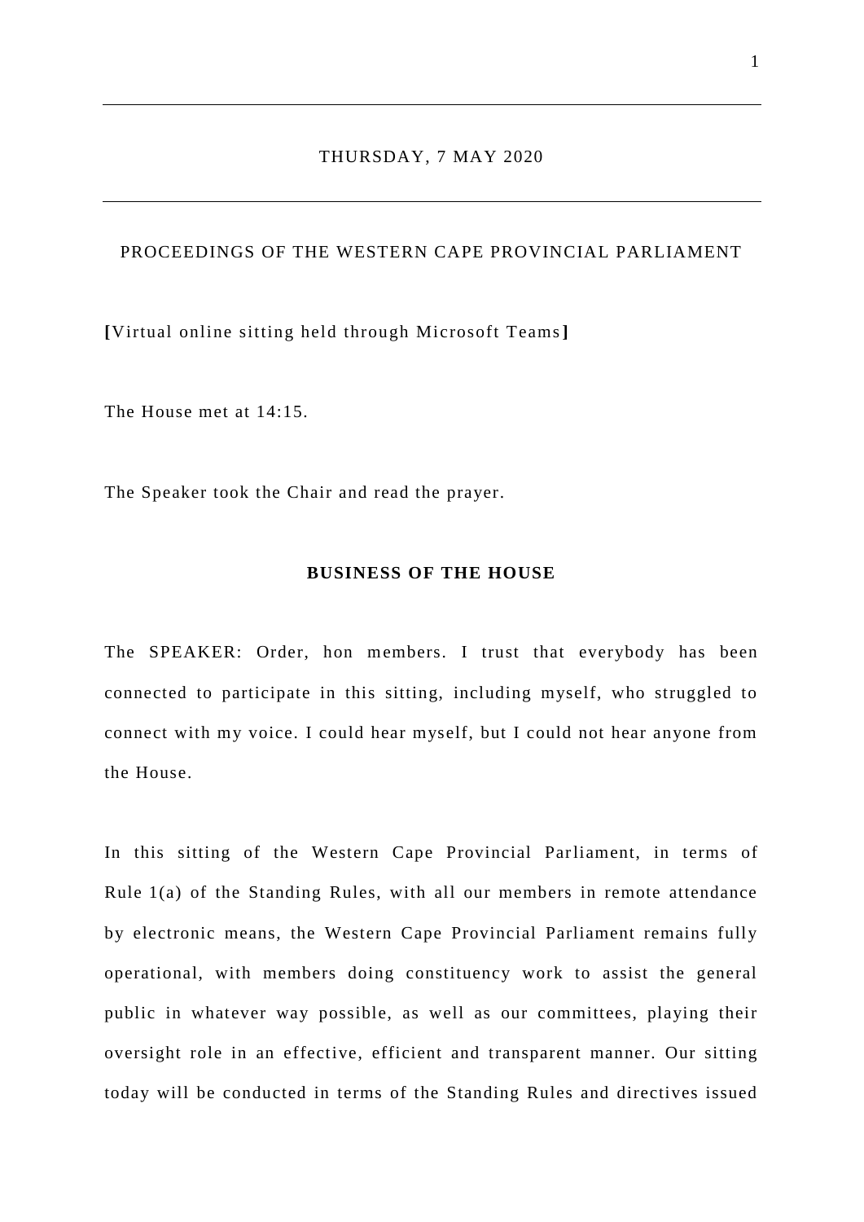THURSDAY, 7 MAY 2020

PROCEEDINGS OF THE WESTERN CAPE PROVINCIAL PARLIAMENT

[Virtual online sitting held through Microsoft Teams]

The House met at 14:15.

The Speaker took the Chair and read the prayer.

## BUSINESS OF THE HOUSE

The SPEAKER: Order, hon members. I trust that everybody has been connected to participate in this sitting, including myself, who struggled to connect with my voice. I could hear myself, but I could not hear anyone from the House.

In this sitting of the Western Cape Provincial Parliament, in terms of Rule 1(a) of the Standing Rules, with all our members in remote attendance by electronic means, the Western Cape Provincial Parliament remains fully operational, with members doing constituency work to assist the general public in whatever way possible, as well as our committees, playing their oversight role in an effective, efficient and transparent manner. Our sitting today will be conducted in terms of the Standing Rules and directives issued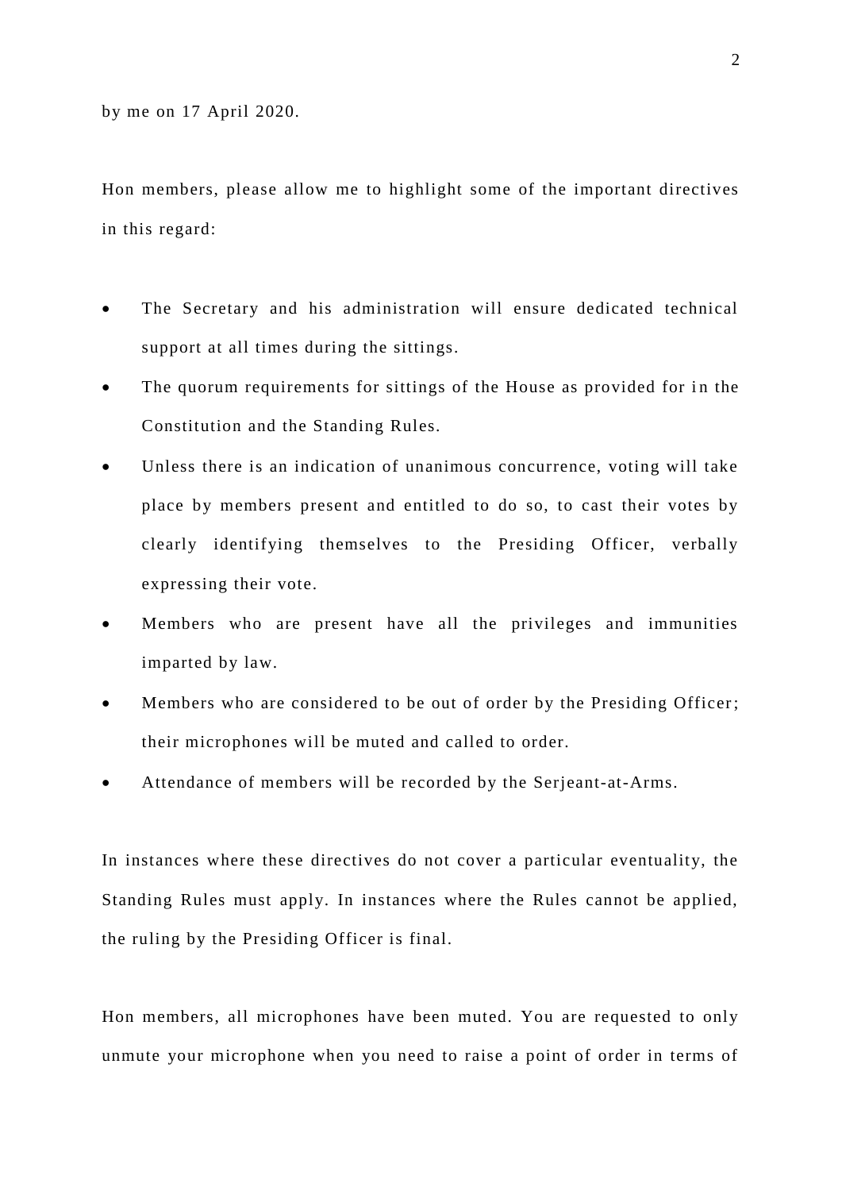by me on 17 April 2020.

Hon members, please allow me to highlight some of the important directives in this regard:

- The Secretary and his administration will ensure dedicated technical support at all times during the sittings.
- The quorum requirements for sittings of the House as provided for in the Constitution and the Standing Rules.
- Unless there is an indication of unanimous concurrence, voting will take place by members present and entitled to do so, to cast their votes by clearly identifying themselves to the Presiding Officer, verbally expressing their vote.
- Members who are present have all the privileges and immunities imparted by law.
- Members who are considered to be out of order by the Presiding Officer; their microphones will be muted and called to order.
- Attendance of members will be recorded by the Serjeant-at-Arms.

In instances where these directives do not cover a particular eventuality, the Standing Rules must apply. In instances where the Rules cannot be applied, the ruling by the Presiding Officer is final.

Hon members, all microphones have been muted. You are requested to only unmute your microphone when you need to raise a point of order in terms of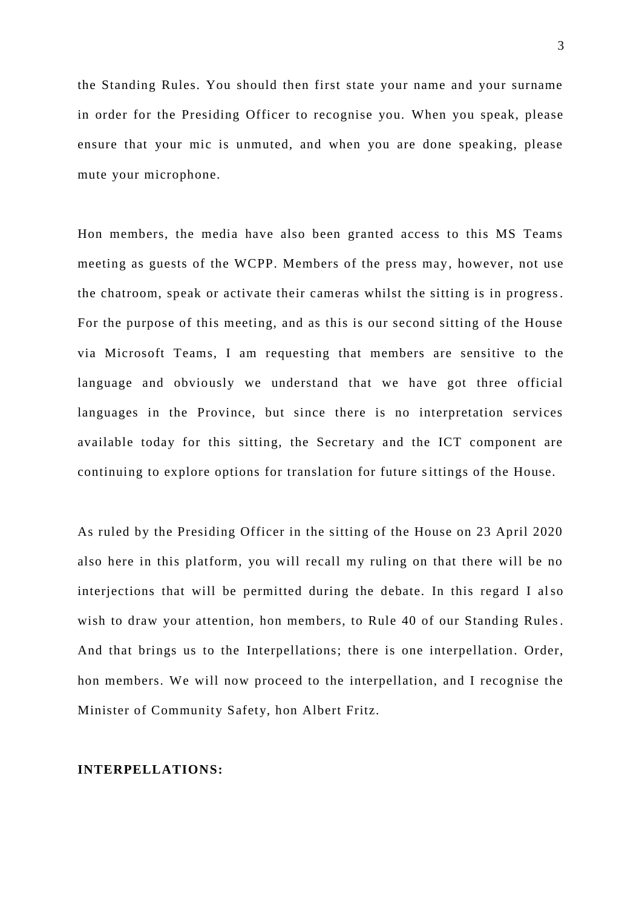the Standing Rules. You should then first state your name and your surname in order for the Presiding Officer to recognise you. When you speak, please ensure that your mic is unmuted, and when you are done speaking, please mute your microphone.

Hon members, the media have also been granted access to this MS Teams meeting as guests of the WCPP. Members of the press may, however, not use the chatroom, speak or activate their cameras whilst the sitting is in progress. For the purpose of this meeting, and as this is our second sitting of the House via Microsoft Teams, I am requesting that members are sensitive to the language and obviously we understand that we have got three official languages in the Province, but since there is no interpretation services available today for this sitting, the Secretary and the ICT component are continuing to explore options for translation for future sittings of the House.

As ruled by the Presiding Officer in the sitting of the House on 23 April 2020 also here in this platform, you will recall my ruling on that there will be no interjections that will be permitted during the debate. In this regard I also wish to draw your attention, hon members, to Rule 40 of our Standing Rules. And that brings us to the Interpellations; there is one interpellation. Order, hon members. We will now proceed to the interpellation, and I recognise the Minister of Community Safety, hon Albert Fritz.

**INTERPELLATIONS:**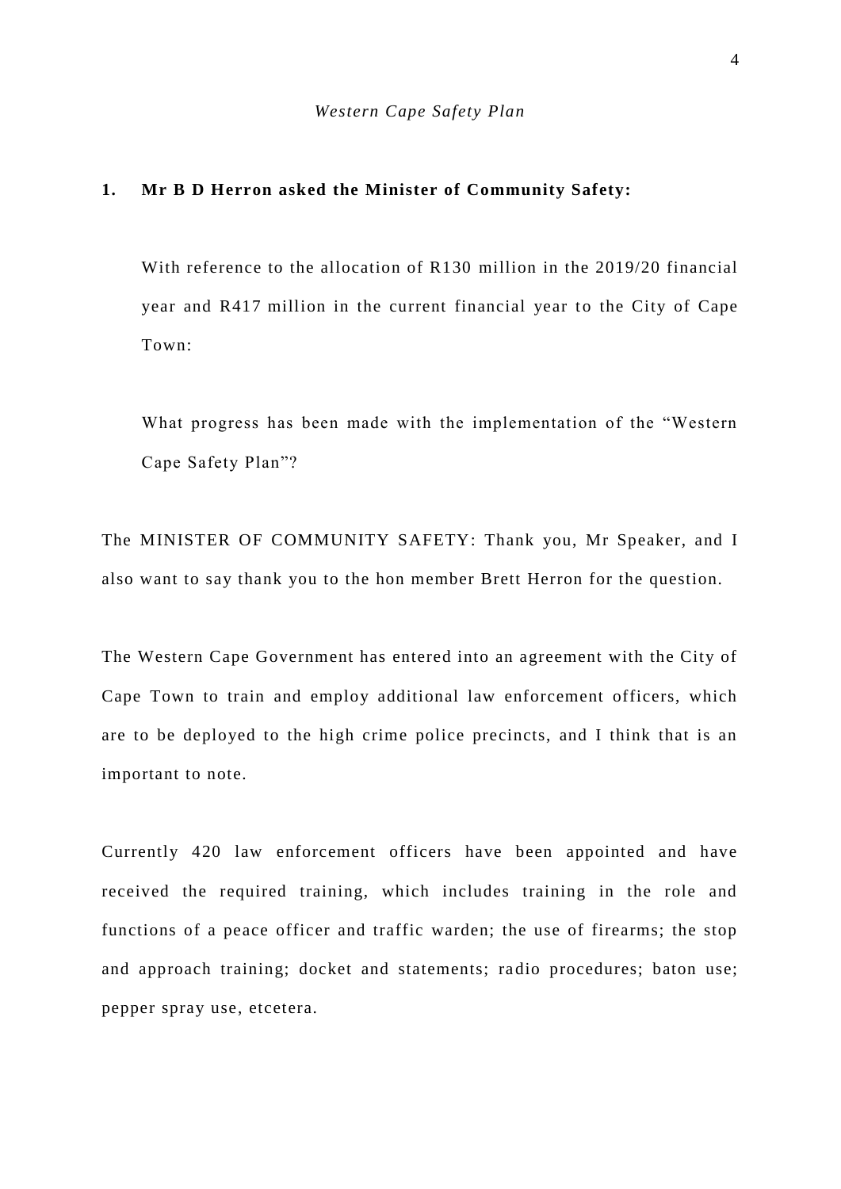*Western Cape Safety Plan*

**1. Mr B D Herron asked the Minister of Community Safety:**

> With reference to the allocation of R130 million in the 2019/20 financial year and R417 million in the current financial year to the City of Cape Town:
>
> What progress has been made with the implementation of the "Western Cape Safety Plan"?

The MINISTER OF COMMUNITY SAFETY: Thank you, Mr Speaker, and I also want to say thank you to the hon member Brett Herron for the question.

The Western Cape Government has entered into an agreement with the City of Cape Town to train and employ additional law enforcement officers, which are to be deployed to the high crime police precincts, and I think that is an important to note.

Currently 420 law enforcement officers have been appointed and have received the required training, which includes training in the role and functions of a peace officer and traffic warden; the use of firearms; the stop and approach training; docket and statements; radio procedures; baton use; pepper spray use, etcetera.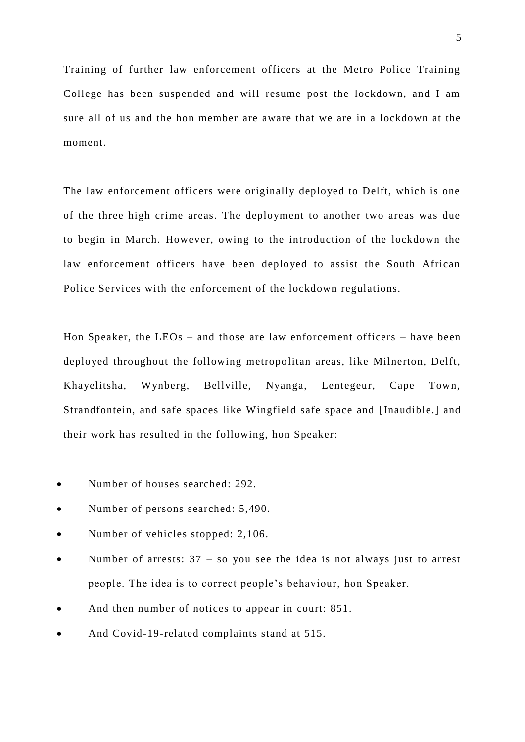Training of further law enforcement officers at the Metro Police Training College has been suspended and will resume post the lockdown, and I am sure all of us and the hon member are aware that we are in a lockdown at the moment.

The law enforcement officers were originally deployed to Delft, which is one of the three high crime areas. The deployment to another two areas was due to begin in March. However, owing to the introduction of the lockdown the law enforcement officers have been deployed to assist the South African Police Services with the enforcement of the lockdown regulations.

Hon Speaker, the LEOs – and those are law enforcement officers – have been deployed throughout the following metropolitan areas, like Milnerton, Delft, Khayelitsha, Wynberg, Bellville, Nyanga, Lentegeur, Cape Town, Strandfontein, and safe spaces like Wingfield safe space and [Inaudible.] and their work has resulted in the following, hon Speaker:

- Number of houses searched: 292.
- Number of persons searched: 5,490.
- Number of vehicles stopped: 2,106.
- Number of arrests: 37 – so you see the idea is not always just to arrest people. The idea is to correct people's behaviour, hon Speaker.
- And then number of notices to appear in court: 851.
- And Covid-19-related complaints stand at 515.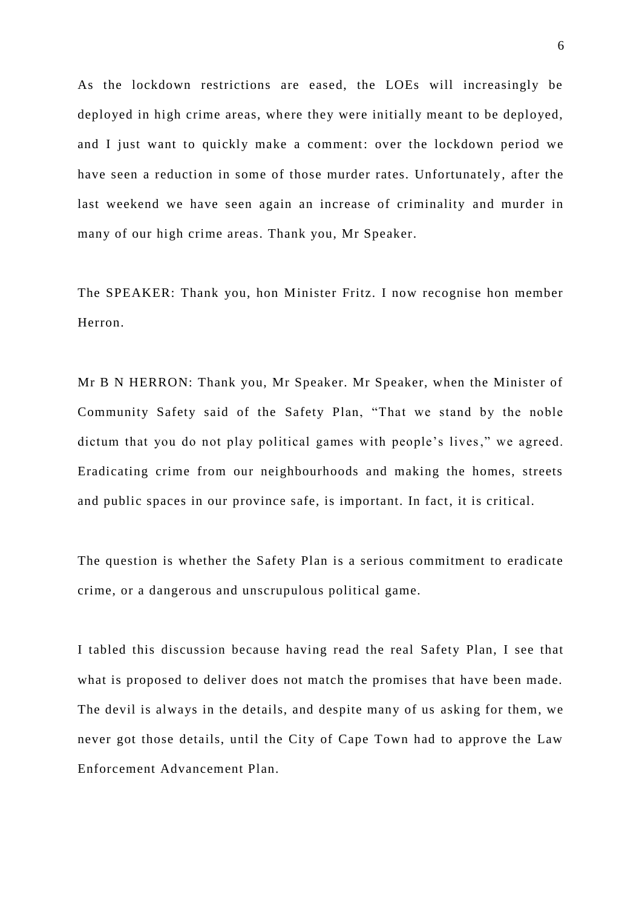As the lockdown restrictions are eased, the LOEs will increasingly be deployed in high crime areas, where they were initially meant to be deployed, and I just want to quickly make a comment: over the lockdown period we have seen a reduction in some of those murder rates. Unfortunately, after the last weekend we have seen again an increase of criminality and murder in many of our high crime areas. Thank you, Mr Speaker.

The SPEAKER: Thank you, hon Minister Fritz. I now recognise hon member Herron.

Mr B N HERRON: Thank you, Mr Speaker. Mr Speaker, when the Minister of Community Safety said of the Safety Plan, "That we stand by the noble dictum that you do not play political games with people's lives," we agreed. Eradicating crime from our neighbourhoods and making the homes, streets and public spaces in our province safe, is important. In fact, it is critical.

The question is whether the Safety Plan is a serious commitment to eradicate crime, or a dangerous and unscrupulous political game.

I tabled this discussion because having read the real Safety Plan, I see that what is proposed to deliver does not match the promises that have been made. The devil is always in the details, and despite many of us asking for them, we never got those details, until the City of Cape Town had to approve the Law Enforcement Advancement Plan.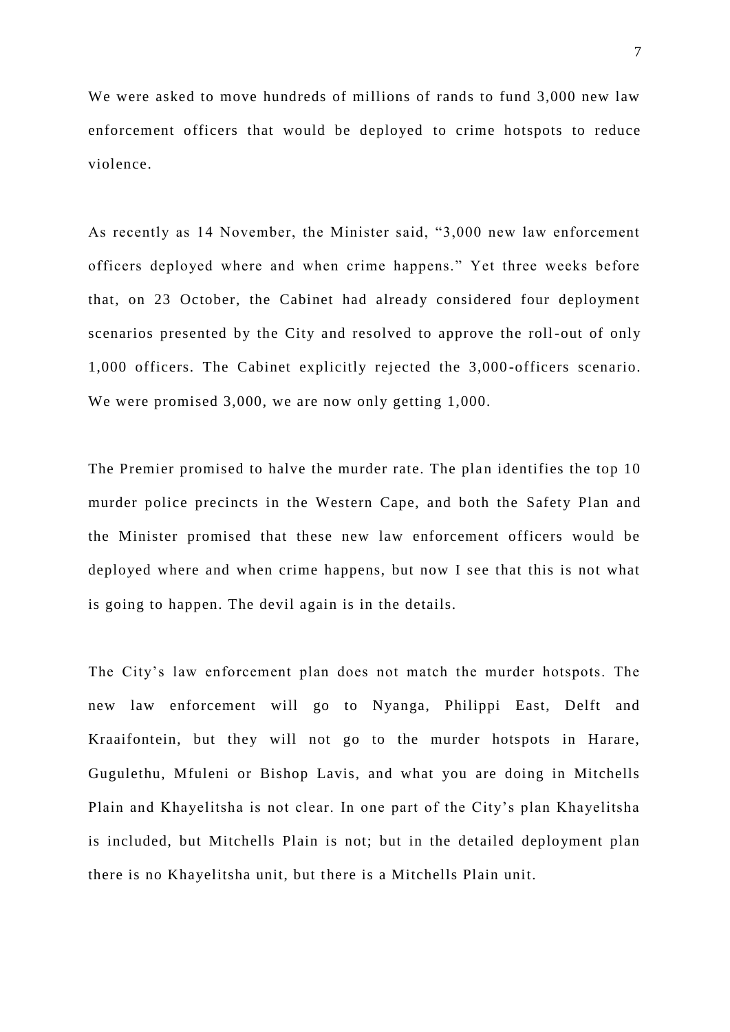We were asked to move hundreds of millions of rands to fund 3,000 new law enforcement officers that would be deployed to crime hotspots to reduce violence.

As recently as 14 November, the Minister said, "3,000 new law enforcement officers deployed where and when crime happens." Yet three weeks before that, on 23 October, the Cabinet had already considered four deployment scenarios presented by the City and resolved to approve the roll-out of only 1,000 officers. The Cabinet explicitly rejected the 3,000-officers scenario. We were promised 3,000, we are now only getting 1,000.

The Premier promised to halve the murder rate. The plan identifies the top 10 murder police precincts in the Western Cape, and both the Safety Plan and the Minister promised that these new law enforcement officers would be deployed where and when crime happens, but now I see that this is not what is going to happen. The devil again is in the details.

The City's law enforcement plan does not match the murder hotspots. The new law enforcement will go to Nyanga, Philippi East, Delft and Kraaifontein, but they will not go to the murder hotspots in Harare, Gugulethu, Mfuleni or Bishop Lavis, and what you are doing in Mitchells Plain and Khayelitsha is not clear. In one part of the City's plan Khayelitsha is included, but Mitchells Plain is not; but in the detailed deployment plan there is no Khayelitsha unit, but there is a Mitchells Plain unit.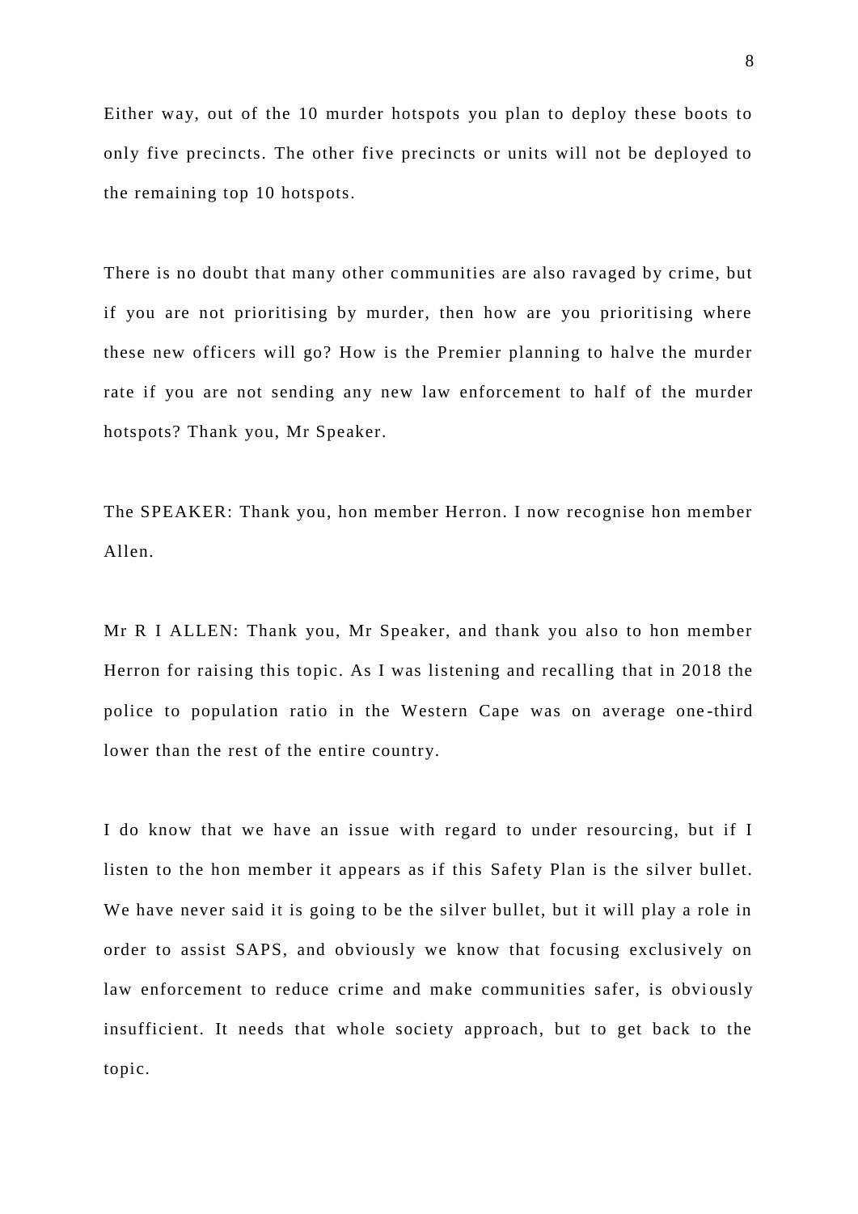Either way, out of the 10 murder hotspots you plan to deploy these boots to only five precincts. The other five precincts or units will not be deployed to the remaining top 10 hotspots.

There is no doubt that many other communities are also ravaged by crime, but if you are not prioritising by murder, then how are you prioritising where these new officers will go? How is the Premier planning to halve the murder rate if you are not sending any new law enforcement to half of the murder hotspots? Thank you, Mr Speaker.

The SPEAKER: Thank you, hon member Herron. I now recognise hon member Allen.

Mr R I ALLEN: Thank you, Mr Speaker, and thank you also to hon member Herron for raising this topic. As I was listening and recalling that in 2018 the police to population ratio in the Western Cape was on average one-third lower than the rest of the entire country.

I do know that we have an issue with regard to under resourcing, but if I listen to the hon member it appears as if this Safety Plan is the silver bullet. We have never said it is going to be the silver bullet, but it will play a role in order to assist SAPS, and obviously we know that focusing exclusively on law enforcement to reduce crime and make communities safer, is obviously insufficient. It needs that whole society approach, but to get back to the topic.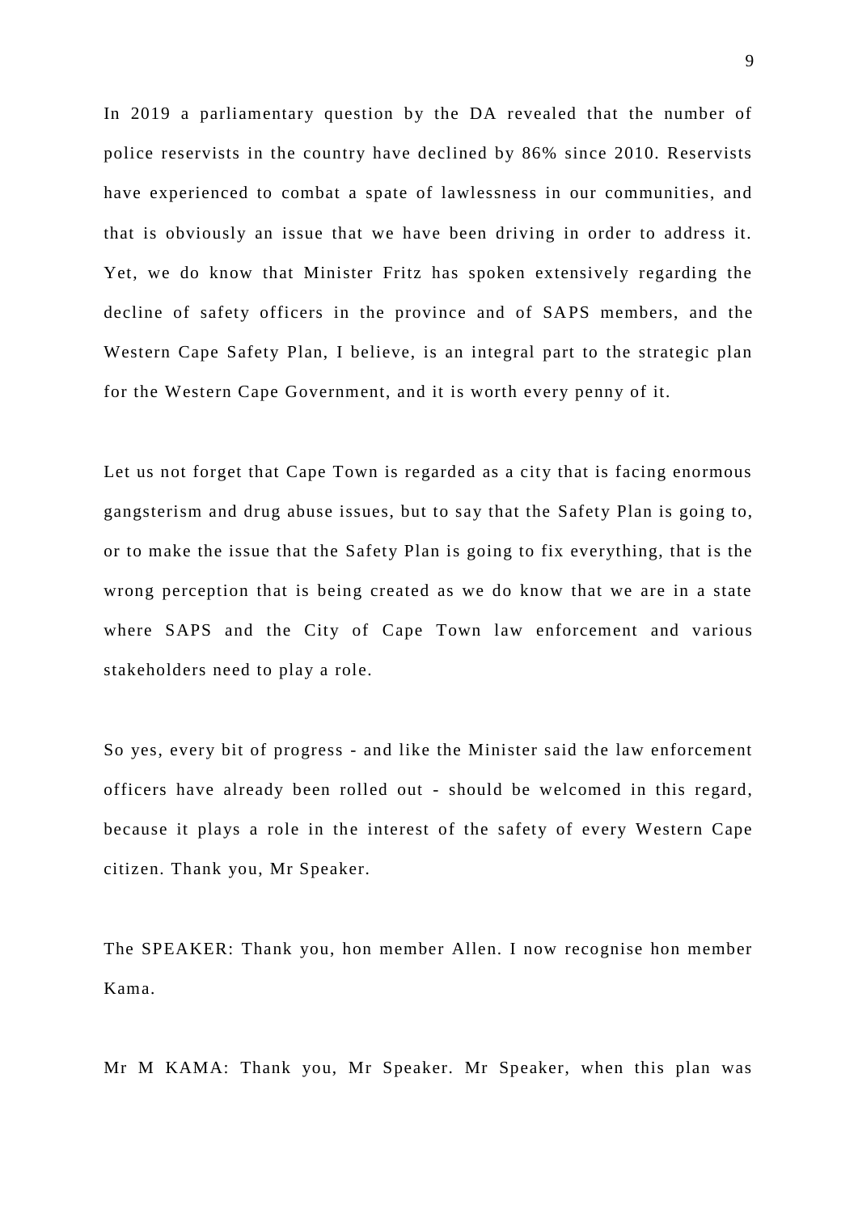In 2019 a parliamentary question by the DA revealed that the number of police reservists in the country have declined by 86% since 2010. Reservists have experienced to combat a spate of lawlessness in our communities, and that is obviously an issue that we have been driving in order to address it. Yet, we do know that Minister Fritz has spoken extensively regarding the decline of safety officers in the province and of SAPS members, and the Western Cape Safety Plan, I believe, is an integral part to the strategic plan for the Western Cape Government, and it is worth every penny of it.

Let us not forget that Cape Town is regarded as a city that is facing enormous gangsterism and drug abuse issues, but to say that the Safety Plan is going to, or to make the issue that the Safety Plan is going to fix everything, that is the wrong perception that is being created as we do know that we are in a state where SAPS and the City of Cape Town law enforcement and various stakeholders need to play a role.

So yes, every bit of progress - and like the Minister said the law enforcement officers have already been rolled out - should be welcomed in this regard, because it plays a role in the interest of the safety of every Western Cape citizen. Thank you, Mr Speaker.

The SPEAKER: Thank you, hon member Allen. I now recognise hon member Kama.

Mr M KAMA: Thank you, Mr Speaker. Mr Speaker, when this plan was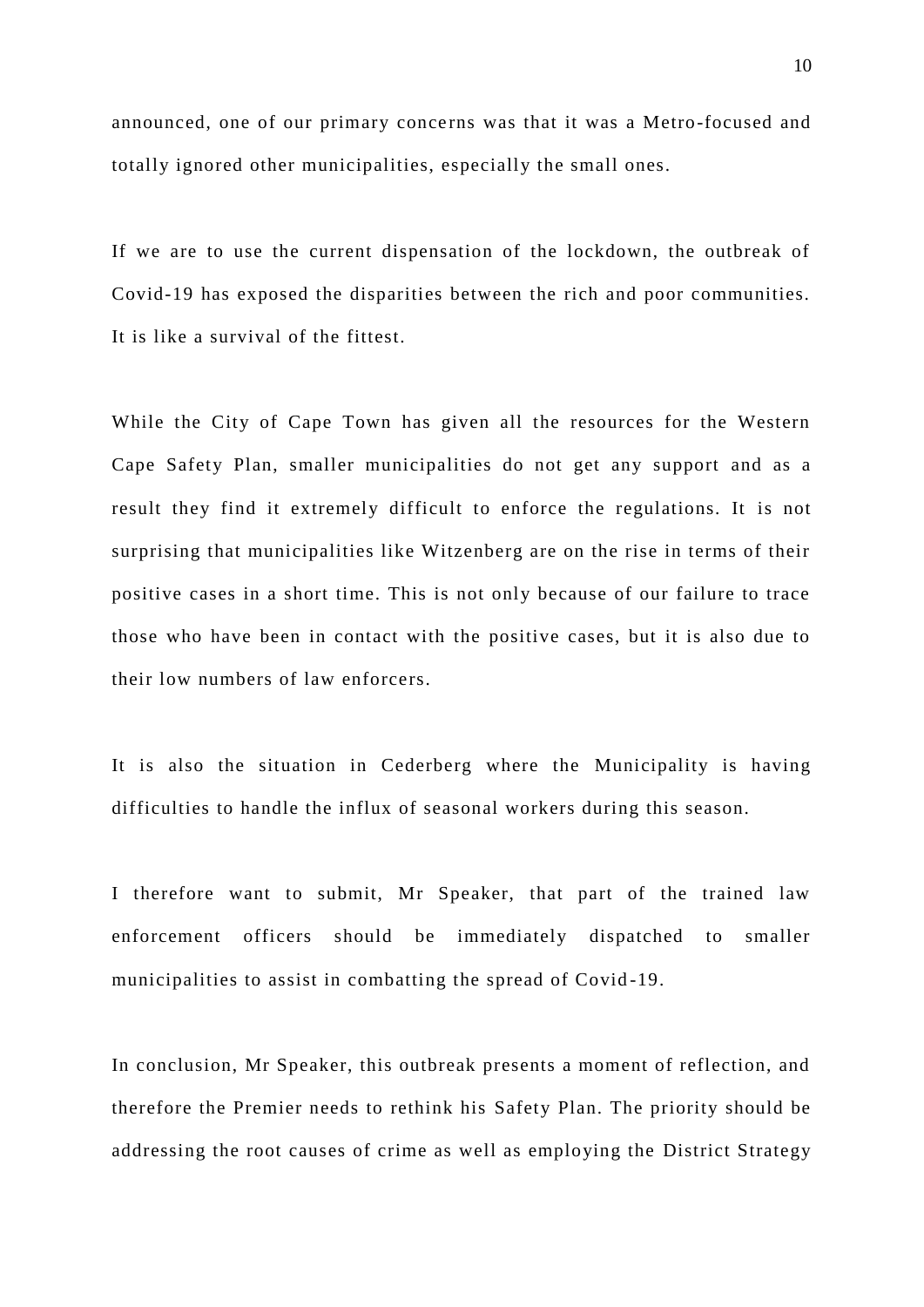announced, one of our primary concerns was that it was a Metro-focused and totally ignored other municipalities, especially the small ones.

If we are to use the current dispensation of the lockdown, the outbreak of Covid-19 has exposed the disparities between the rich and poor communities. It is like a survival of the fittest.

While the City of Cape Town has given all the resources for the Western Cape Safety Plan, smaller municipalities do not get any support and as a result they find it extremely difficult to enforce the regulations. It is not surprising that municipalities like Witzenberg are on the rise in terms of their positive cases in a short time. This is not only because of our failure to trace those who have been in contact with the positive cases, but it is also due to their low numbers of law enforcers.

It is also the situation in Cederberg where the Municipality is having difficulties to handle the influx of seasonal workers during this season.

I therefore want to submit, Mr Speaker, that part of the trained law enforcement officers should be immediately dispatched to smaller municipalities to assist in combatting the spread of Covid-19.

In conclusion, Mr Speaker, this outbreak presents a moment of reflection, and therefore the Premier needs to rethink his Safety Plan. The priority should be addressing the root causes of crime as well as employing the District Strategy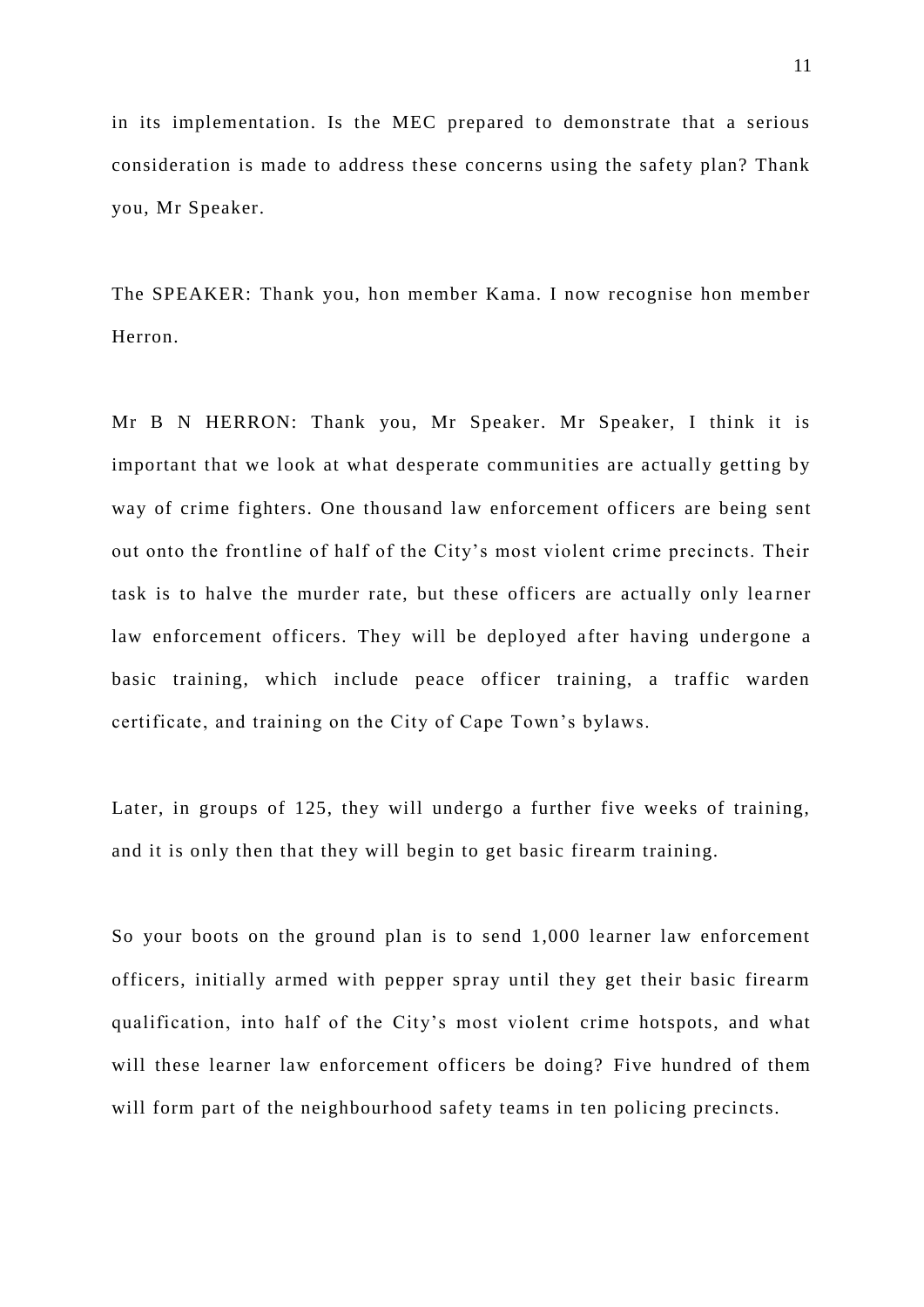in its implementation. Is the MEC prepared to demonstrate that a serious consideration is made to address these concerns using the safety plan? Thank you, Mr Speaker.

The SPEAKER: Thank you, hon member Kama. I now recognise hon member Herron.

Mr B N HERRON: Thank you, Mr Speaker. Mr Speaker, I think it is important that we look at what desperate communities are actually getting by way of crime fighters. One thousand law enforcement officers are being sent out onto the frontline of half of the City's most violent crime precincts. Their task is to halve the murder rate, but these officers are actually only learner law enforcement officers. They will be deployed after having undergone a basic training, which include peace officer training, a traffic warden certificate, and training on the City of Cape Town's bylaws.

Later, in groups of 125, they will undergo a further five weeks of training, and it is only then that they will begin to get basic firearm training.

So your boots on the ground plan is to send 1,000 learner law enforcement officers, initially armed with pepper spray until they get their basic firearm qualification, into half of the City's most violent crime hotspots, and what will these learner law enforcement officers be doing? Five hundred of them will form part of the neighbourhood safety teams in ten policing precincts.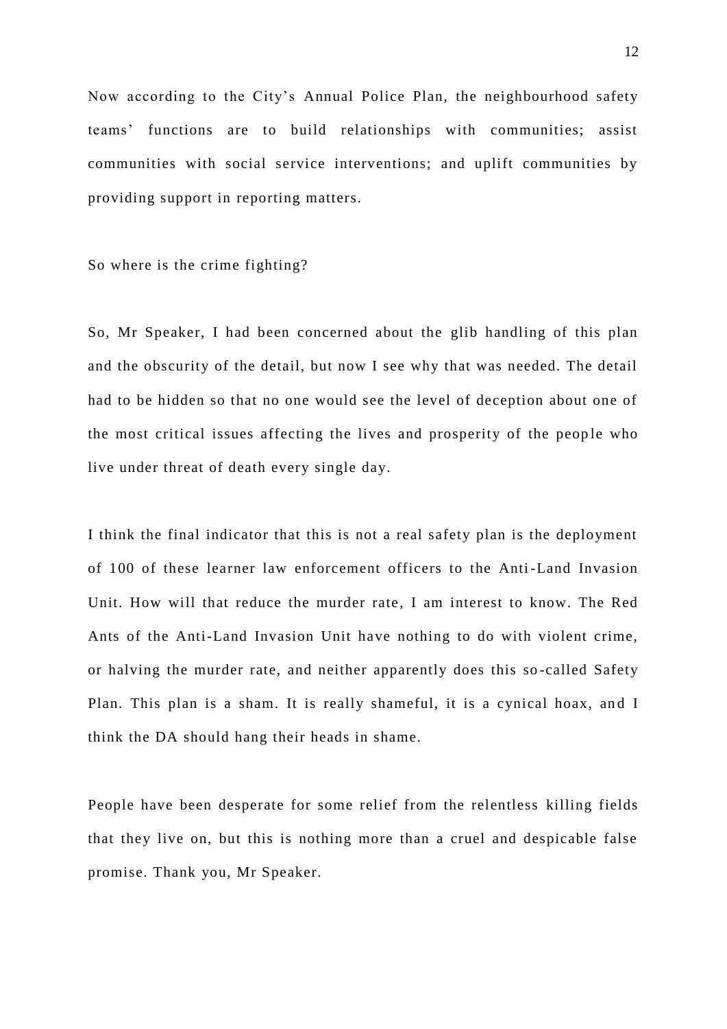Now according to the City's Annual Police Plan, the neighbourhood safety teams' functions are to build relationships with communities; assist communities with social service interventions; and uplift communities by providing support in reporting matters.

So where is the crime fighting?

So, Mr Speaker, I had been concerned about the glib handling of this plan and the obscurity of the detail, but now I see why that was needed. The detail had to be hidden so that no one would see the level of deception about one of the most critical issues affecting the lives and prosperity of the people who live under threat of death every single day.

I think the final indicator that this is not a real safety plan is the deployment of 100 of these learner law enforcement officers to the Anti-Land Invasion Unit. How will that reduce the murder rate, I am interest to know. The Red Ants of the Anti-Land Invasion Unit have nothing to do with violent crime, or halving the murder rate, and neither apparently does this so-called Safety Plan. This plan is a sham. It is really shameful, it is a cynical hoax, and I think the DA should hang their heads in shame.

People have been desperate for some relief from the relentless killing fields that they live on, but this is nothing more than a cruel and despicable false promise. Thank you, Mr Speaker.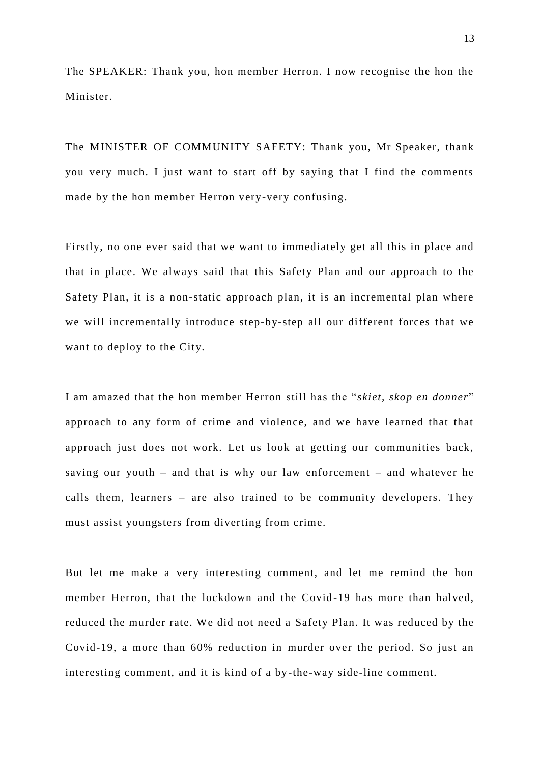The SPEAKER: Thank you, hon member Herron. I now recognise the hon the Minister.

The MINISTER OF COMMUNITY SAFETY: Thank you, Mr Speaker, thank you very much. I just want to start off by saying that I find the comments made by the hon member Herron very-very confusing.

Firstly, no one ever said that we want to immediately get all this in place and that in place. We always said that this Safety Plan and our approach to the Safety Plan, it is a non-static approach plan, it is an incremental plan where we will incrementally introduce step-by-step all our different forces that we want to deploy to the City.

I am amazed that the hon member Herron still has the "*skiet, skop en donner*" approach to any form of crime and violence, and we have learned that that approach just does not work. Let us look at getting our communities back, saving our youth – and that is why our law enforcement – and whatever he calls them, learners – are also trained to be community developers. They must assist youngsters from diverting from crime.

But let me make a very interesting comment, and let me remind the hon member Herron, that the lockdown and the Covid-19 has more than halved, reduced the murder rate. We did not need a Safety Plan. It was reduced by the Covid-19, a more than 60% reduction in murder over the period. So just an interesting comment, and it is kind of a by-the-way side-line comment.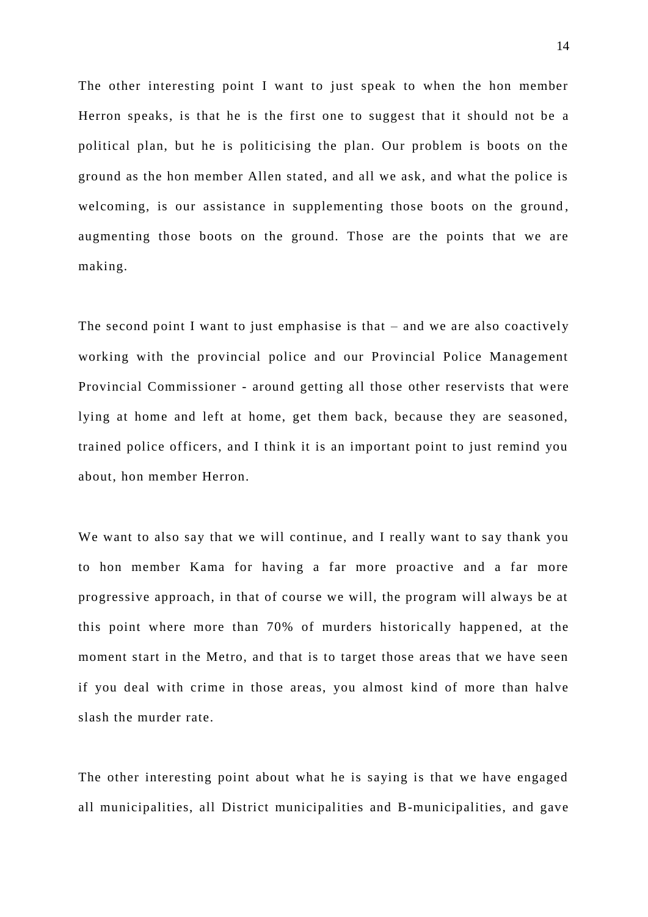The other interesting point I want to just speak to when the hon member Herron speaks, is that he is the first one to suggest that it should not be a political plan, but he is politicising the plan. Our problem is boots on the ground as the hon member Allen stated, and all we ask, and what the police is welcoming, is our assistance in supplementing those boots on the ground, augmenting those boots on the ground. Those are the points that we are making.

The second point I want to just emphasise is that – and we are also coactively working with the provincial police and our Provincial Police Management Provincial Commissioner - around getting all those other reservists that were lying at home and left at home, get them back, because they are seasoned, trained police officers, and I think it is an important point to just remind you about, hon member Herron.

We want to also say that we will continue, and I really want to say thank you to hon member Kama for having a far more proactive and a far more progressive approach, in that of course we will, the program will always be at this point where more than 70% of murders historically happened, at the moment start in the Metro, and that is to target those areas that we have seen if you deal with crime in those areas, you almost kind of more than halve slash the murder rate.

The other interesting point about what he is saying is that we have engaged all municipalities, all District municipalities and B-municipalities, and gave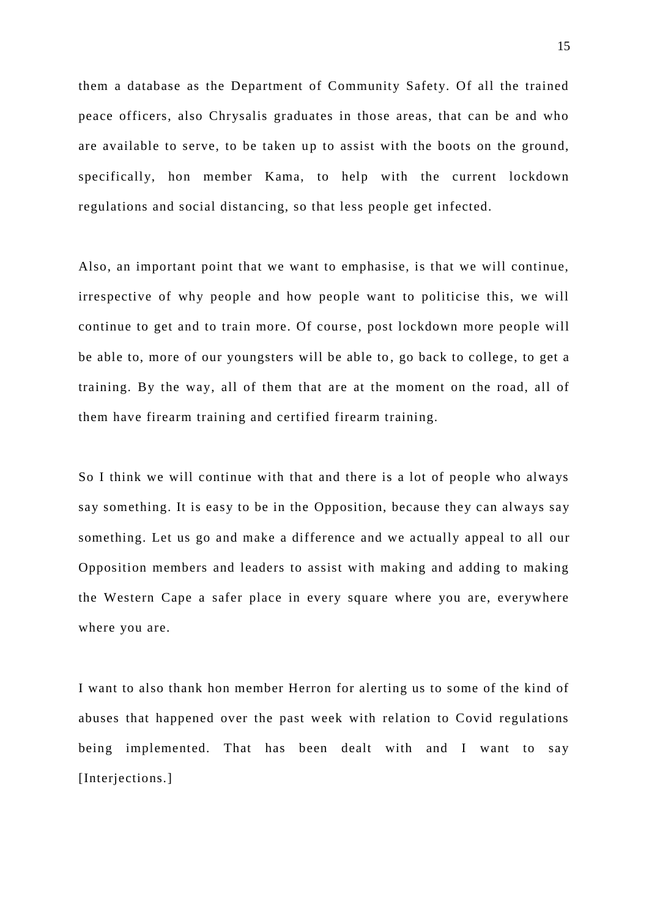them a database as the Department of Community Safety. Of all the trained peace officers, also Chrysalis graduates in those areas, that can be and who are available to serve, to be taken up to assist with the boots on the ground, specifically, hon member Kama, to help with the current lockdown regulations and social distancing, so that less people get infected.

Also, an important point that we want to emphasise, is that we will continue, irrespective of why people and how people want to politicise this, we will continue to get and to train more. Of course, post lockdown more people will be able to, more of our youngsters will be able to, go back to college, to get a training. By the way, all of them that are at the moment on the road, all of them have firearm training and certified firearm training.

So I think we will continue with that and there is a lot of people who always say something. It is easy to be in the Opposition, because they can always say something. Let us go and make a difference and we actually appeal to all our Opposition members and leaders to assist with making and adding to making the Western Cape a safer place in every square where you are, everywhere where you are.

I want to also thank hon member Herron for alerting us to some of the kind of abuses that happened over the past week with relation to Covid regulations being implemented. That has been dealt with and I want to say [Interjections.]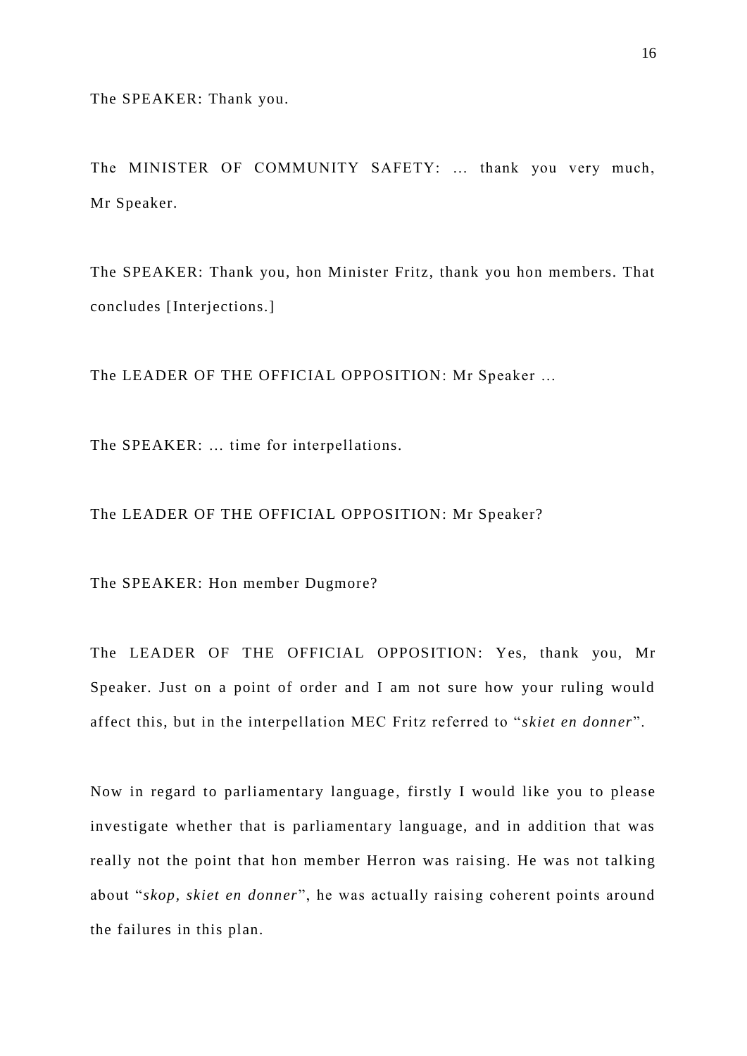The SPEAKER: Thank you.

The MINISTER OF COMMUNITY SAFETY: ... thank you very much, Mr Speaker.

The SPEAKER: Thank you, hon Minister Fritz, thank you hon members. That concludes [Interjections.]

The LEADER OF THE OFFICIAL OPPOSITION: Mr Speaker ...

The SPEAKER: ... time for interpellations.

The LEADER OF THE OFFICIAL OPPOSITION: Mr Speaker?

The SPEAKER: Hon member Dugmore?

The LEADER OF THE OFFICIAL OPPOSITION: Yes, thank you, Mr Speaker. Just on a point of order and I am not sure how your ruling would affect this, but in the interpellation MEC Fritz referred to "*skiet en donner*".

Now in regard to parliamentary language, firstly I would like you to please investigate whether that is parliamentary language, and in addition that was really not the point that hon member Herron was raising. He was not talking about "*skop, skiet en donner*", he was actually raising coherent points around the failures in this plan.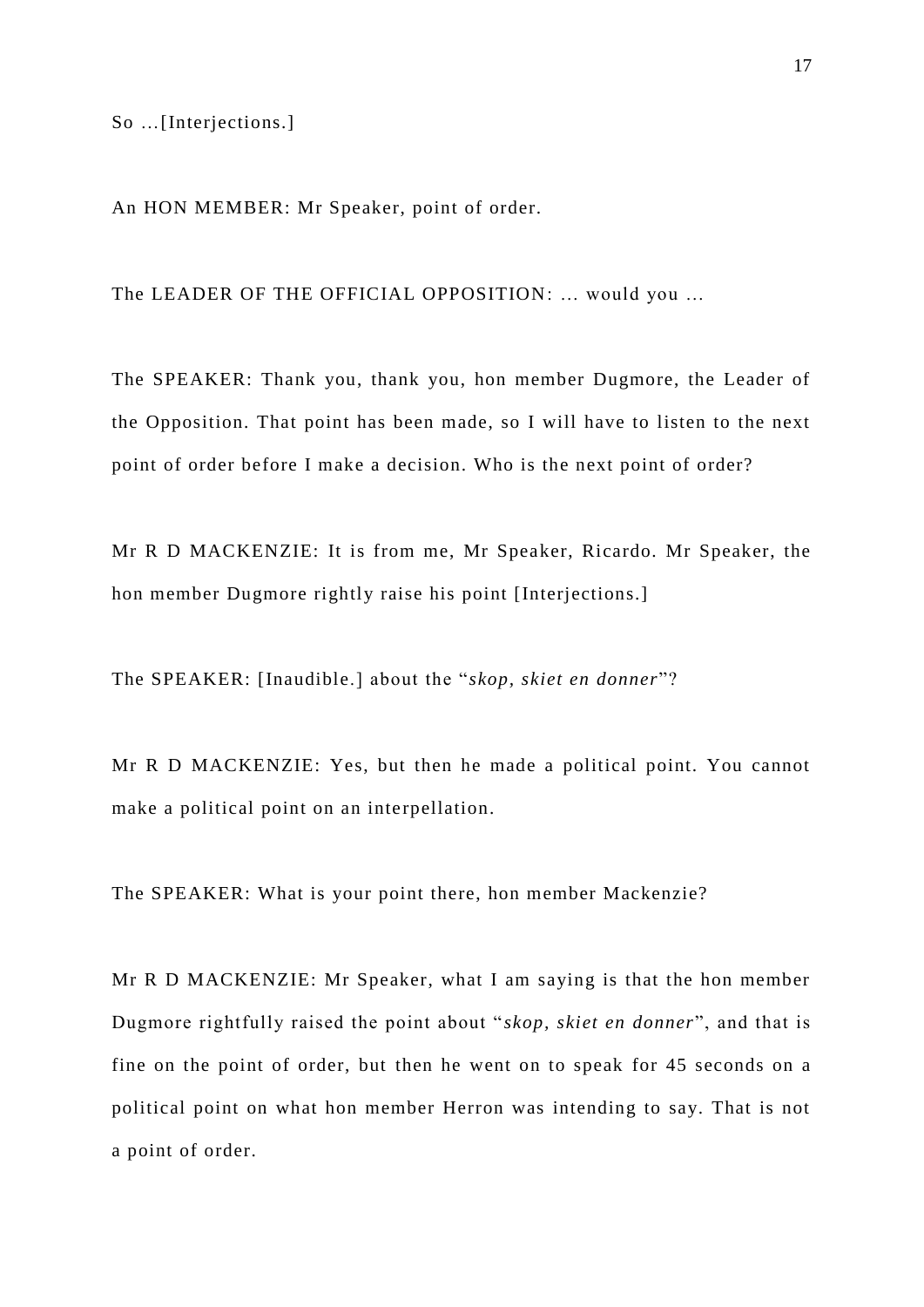So …[Interjections.]

An HON MEMBER: Mr Speaker, point of order.

The LEADER OF THE OFFICIAL OPPOSITION: … would you …

The SPEAKER: Thank you, thank you, hon member Dugmore, the Leader of the Opposition. That point has been made, so I will have to listen to the next point of order before I make a decision. Who is the next point of order?

Mr R D MACKENZIE: It is from me, Mr Speaker, Ricardo. Mr Speaker, the hon member Dugmore rightly raise his point [Interjections.]

The SPEAKER: [Inaudible.] about the "*skop, skiet en donner*"?

Mr R D MACKENZIE: Yes, but then he made a political point. You cannot make a political point on an interpellation.

The SPEAKER: What is your point there, hon member Mackenzie?

Mr R D MACKENZIE: Mr Speaker, what I am saying is that the hon member Dugmore rightfully raised the point about "*skop, skiet en donner*", and that is fine on the point of order, but then he went on to speak for 45 seconds on a political point on what hon member Herron was intending to say. That is not a point of order.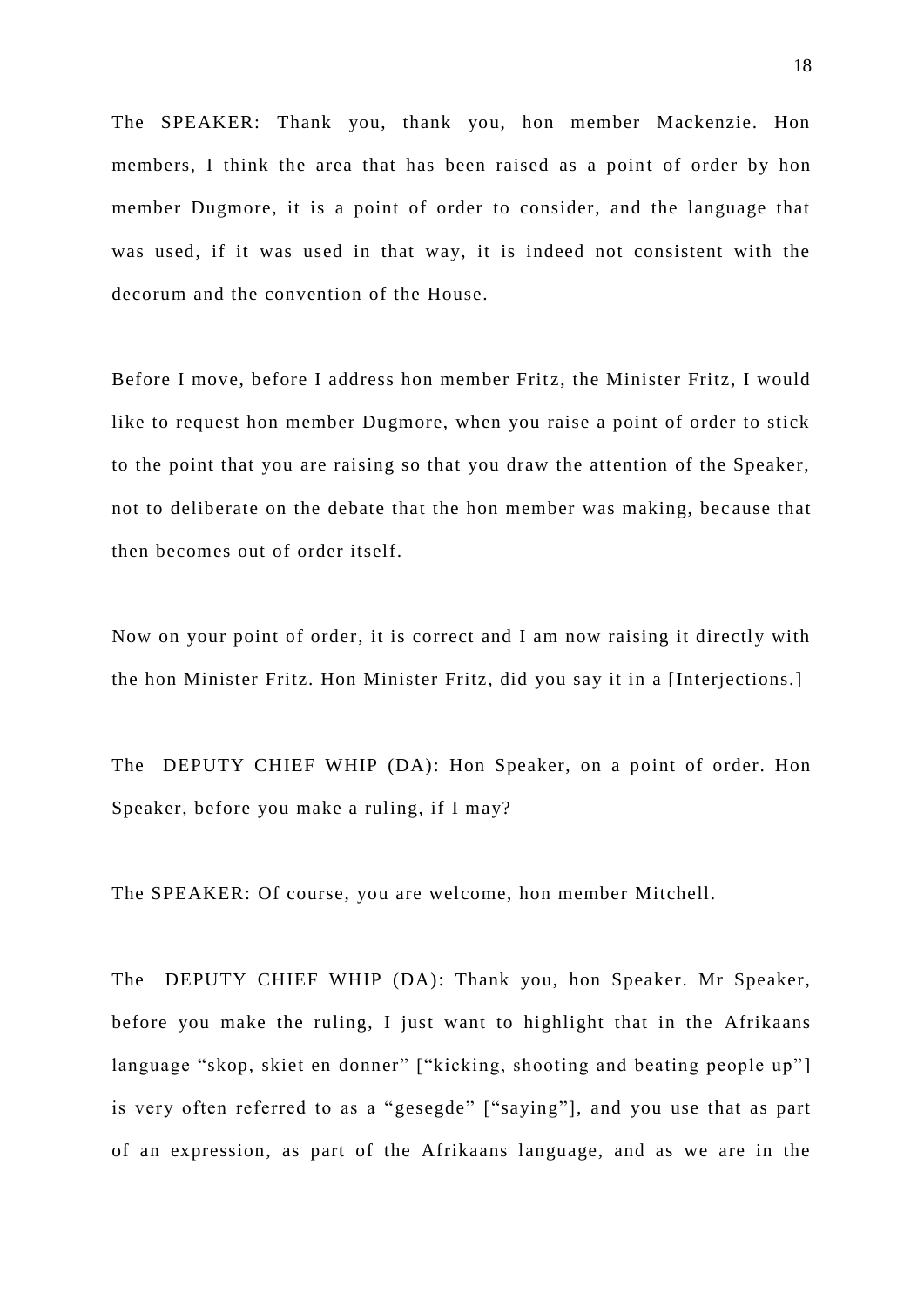The SPEAKER: Thank you, thank you, hon member Mackenzie. Hon members, I think the area that has been raised as a point of order by hon member Dugmore, it is a point of order to consider, and the language that was used, if it was used in that way, it is indeed not consistent with the decorum and the convention of the House.

Before I move, before I address hon member Fritz, the Minister Fritz, I would like to request hon member Dugmore, when you raise a point of order to stick to the point that you are raising so that you draw the attention of the Speaker, not to deliberate on the debate that the hon member was making, because that then becomes out of order itself.

Now on your point of order, it is correct and I am now raising it directly with the hon Minister Fritz. Hon Minister Fritz, did you say it in a [Interjections.]

The DEPUTY CHIEF WHIP (DA): Hon Speaker, on a point of order. Hon Speaker, before you make a ruling, if I may?

The SPEAKER: Of course, you are welcome, hon member Mitchell.

The DEPUTY CHIEF WHIP (DA): Thank you, hon Speaker. Mr Speaker, before you make the ruling, I just want to highlight that in the Afrikaans language "skop, skiet en donner" ["kicking, shooting and beating people up"] is very often referred to as a "gesegde" ["saying"], and you use that as part of an expression, as part of the Afrikaans language, and as we are in the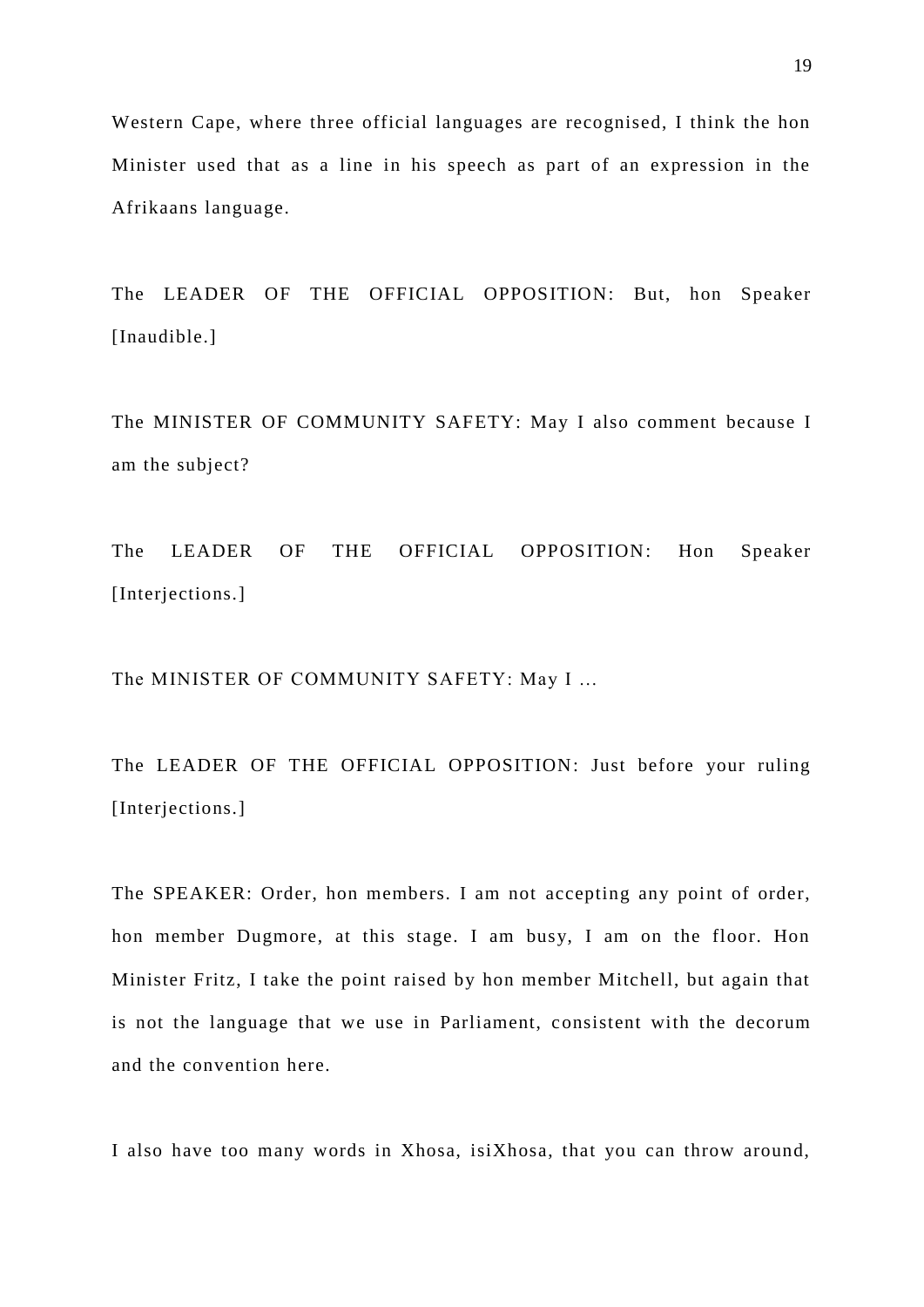Western Cape, where three official languages are recognised, I think the hon Minister used that as a line in his speech as part of an expression in the Afrikaans language.

The LEADER OF THE OFFICIAL OPPOSITION: But, hon Speaker [Inaudible.]

The MINISTER OF COMMUNITY SAFETY: May I also comment because I am the subject?

The LEADER OF THE OFFICIAL OPPOSITION: Hon Speaker [Interjections.]

The MINISTER OF COMMUNITY SAFETY: May I ...

The LEADER OF THE OFFICIAL OPPOSITION: Just before your ruling [Interjections.]

The SPEAKER: Order, hon members. I am not accepting any point of order, hon member Dugmore, at this stage. I am busy, I am on the floor. Hon Minister Fritz, I take the point raised by hon member Mitchell, but again that is not the language that we use in Parliament, consistent with the decorum and the convention here.

I also have too many words in Xhosa, isiXhosa, that you can throw around,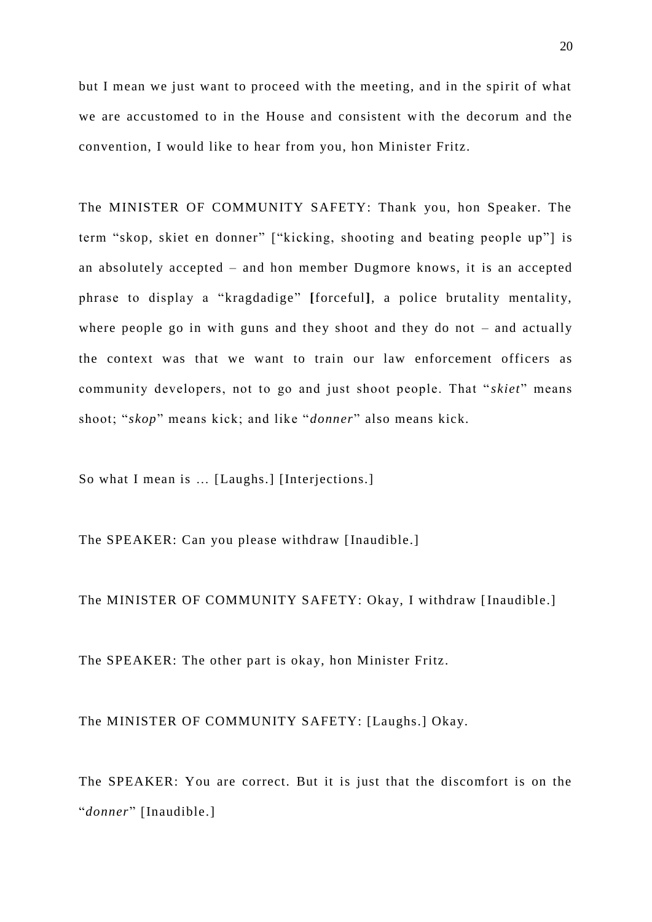but I mean we just want to proceed with the meeting, and in the spirit of what we are accustomed to in the House and consistent with the decorum and the convention, I would like to hear from you, hon Minister Fritz.

The MINISTER OF COMMUNITY SAFETY: Thank you, hon Speaker. The term "skop, skiet en donner" ["kicking, shooting and beating people up"] is an absolutely accepted – and hon member Dugmore knows, it is an accepted phrase to display a "kragdadige" **[**forceful**]**, a police brutality mentality, where people go in with guns and they shoot and they do not – and actually the context was that we want to train our law enforcement officers as community developers, not to go and just shoot people. That "*skiet*" means shoot; "*skop*" means kick; and like "*donner*" also means kick.

So what I mean is … [Laughs.] [Interjections.]

The SPEAKER: Can you please withdraw [Inaudible.]

The MINISTER OF COMMUNITY SAFETY: Okay, I withdraw [Inaudible.]

The SPEAKER: The other part is okay, hon Minister Fritz.

The MINISTER OF COMMUNITY SAFETY: [Laughs.] Okay.

The SPEAKER: You are correct. But it is just that the discomfort is on the "*donner*" [Inaudible.]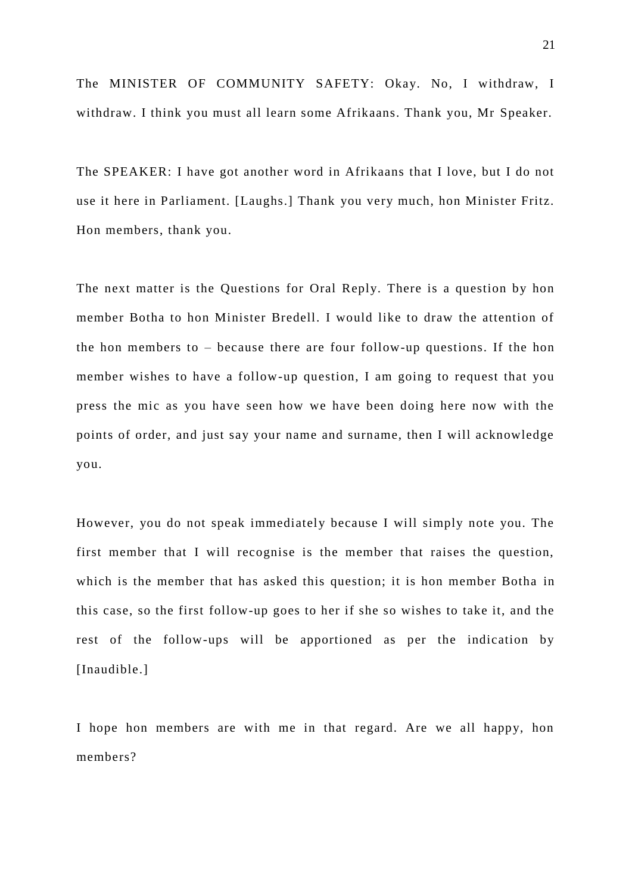The MINISTER OF COMMUNITY SAFETY: Okay. No, I withdraw, I withdraw. I think you must all learn some Afrikaans. Thank you, Mr Speaker.

The SPEAKER: I have got another word in Afrikaans that I love, but I do not use it here in Parliament. [Laughs.] Thank you very much, hon Minister Fritz. Hon members, thank you.

The next matter is the Questions for Oral Reply. There is a question by hon member Botha to hon Minister Bredell. I would like to draw the attention of the hon members to – because there are four follow-up questions. If the hon member wishes to have a follow-up question, I am going to request that you press the mic as you have seen how we have been doing here now with the points of order, and just say your name and surname, then I will acknowledge you.

However, you do not speak immediately because I will simply note you. The first member that I will recognise is the member that raises the question, which is the member that has asked this question; it is hon member Botha in this case, so the first follow-up goes to her if she so wishes to take it, and the rest of the follow-ups will be apportioned as per the indication by [Inaudible.]

I hope hon members are with me in that regard. Are we all happy, hon members?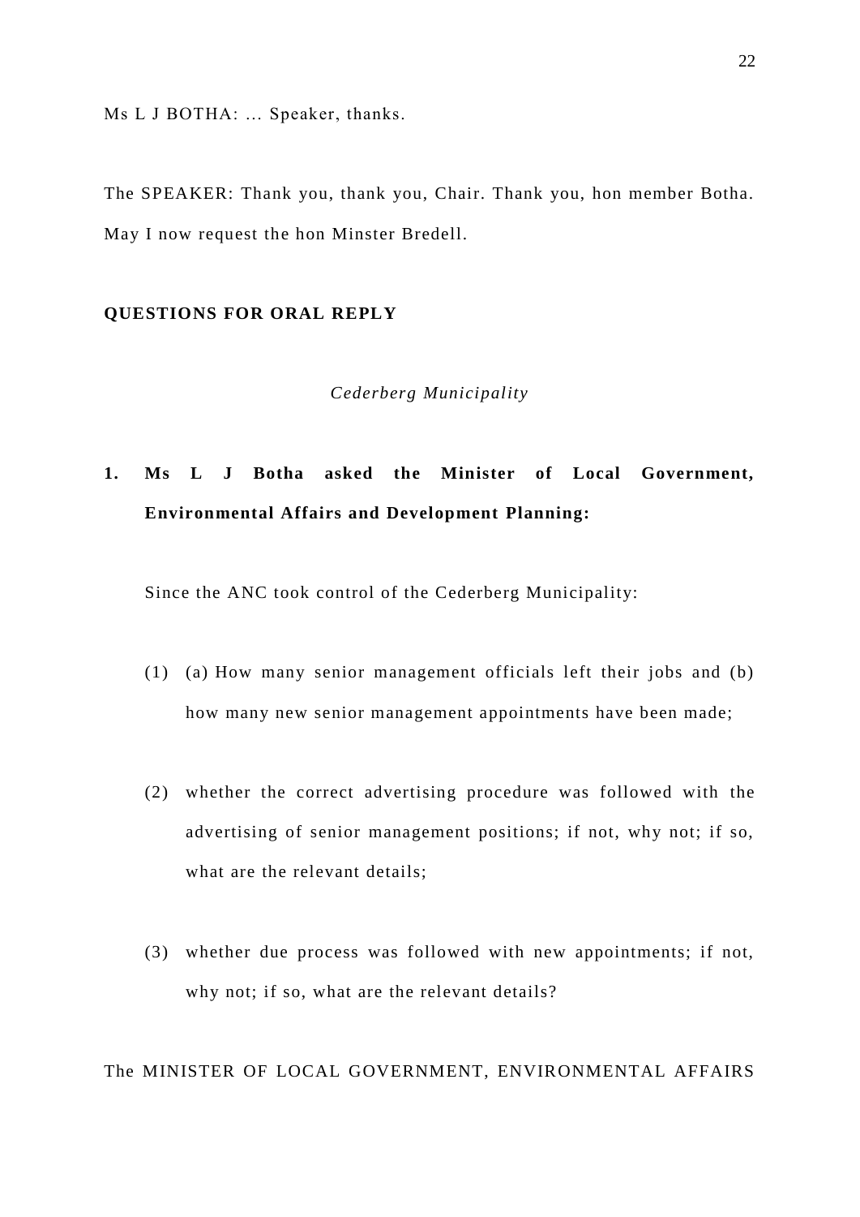Ms L J BOTHA: ... Speaker, thanks.

The SPEAKER: Thank you, thank you, Chair. Thank you, hon member Botha. May I now request the hon Minster Bredell.

**QUESTIONS FOR ORAL REPLY**

*Cederberg Municipality*

**1. Ms L J Botha asked the Minister of Local Government, Environmental Affairs and Development Planning:**

Since the ANC took control of the Cederberg Municipality:

(1) (a) How many senior management officials left their jobs and (b) how many new senior management appointments have been made;

(2) whether the correct advertising procedure was followed with the advertising of senior management positions; if not, why not; if so, what are the relevant details;

(3) whether due process was followed with new appointments; if not, why not; if so, what are the relevant details?

The MINISTER OF LOCAL GOVERNMENT, ENVIRONMENTAL AFFAIRS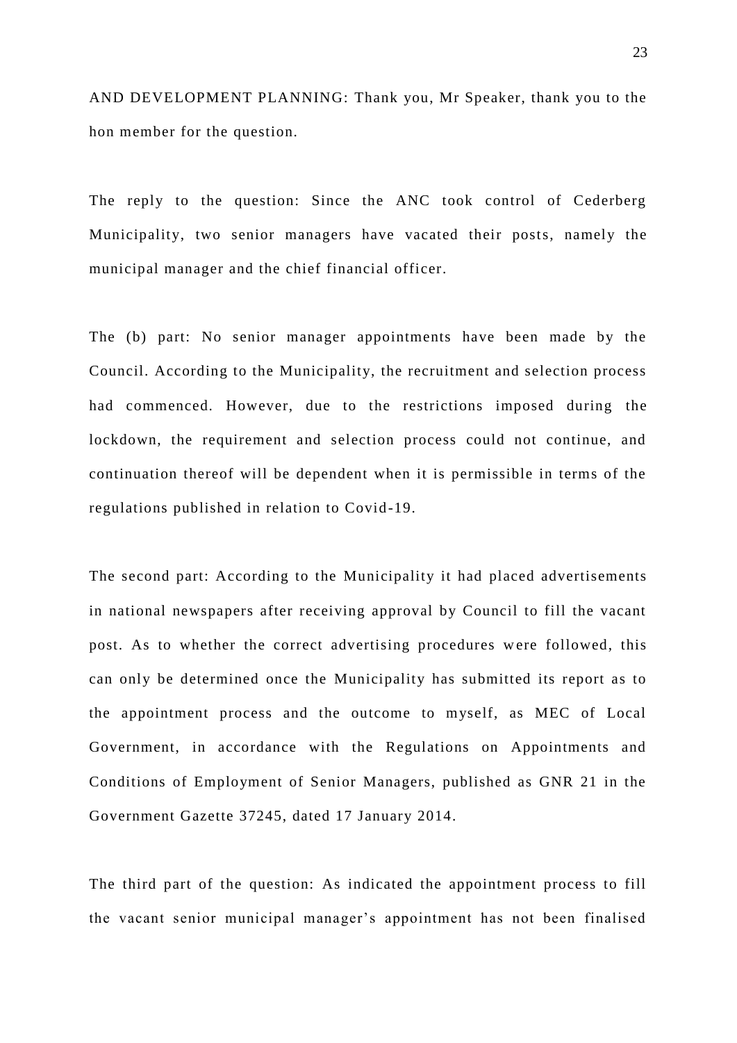AND DEVELOPMENT PLANNING: Thank you, Mr Speaker, thank you to the hon member for the question.

The reply to the question: Since the ANC took control of Cederberg Municipality, two senior managers have vacated their posts, namely the municipal manager and the chief financial officer.

The (b) part: No senior manager appointments have been made by the Council. According to the Municipality, the recruitment and selection process had commenced. However, due to the restrictions imposed during the lockdown, the requirement and selection process could not continue, and continuation thereof will be dependent when it is permissible in terms of the regulations published in relation to Covid-19.

The second part: According to the Municipality it had placed advertisements in national newspapers after receiving approval by Council to fill the vacant post. As to whether the correct advertising procedures were followed, this can only be determined once the Municipality has submitted its report as to the appointment process and the outcome to myself, as MEC of Local Government, in accordance with the Regulations on Appointments and Conditions of Employment of Senior Managers, published as GNR 21 in the Government Gazette 37245, dated 17 January 2014.

The third part of the question: As indicated the appointment process to fill the vacant senior municipal manager's appointment has not been finalised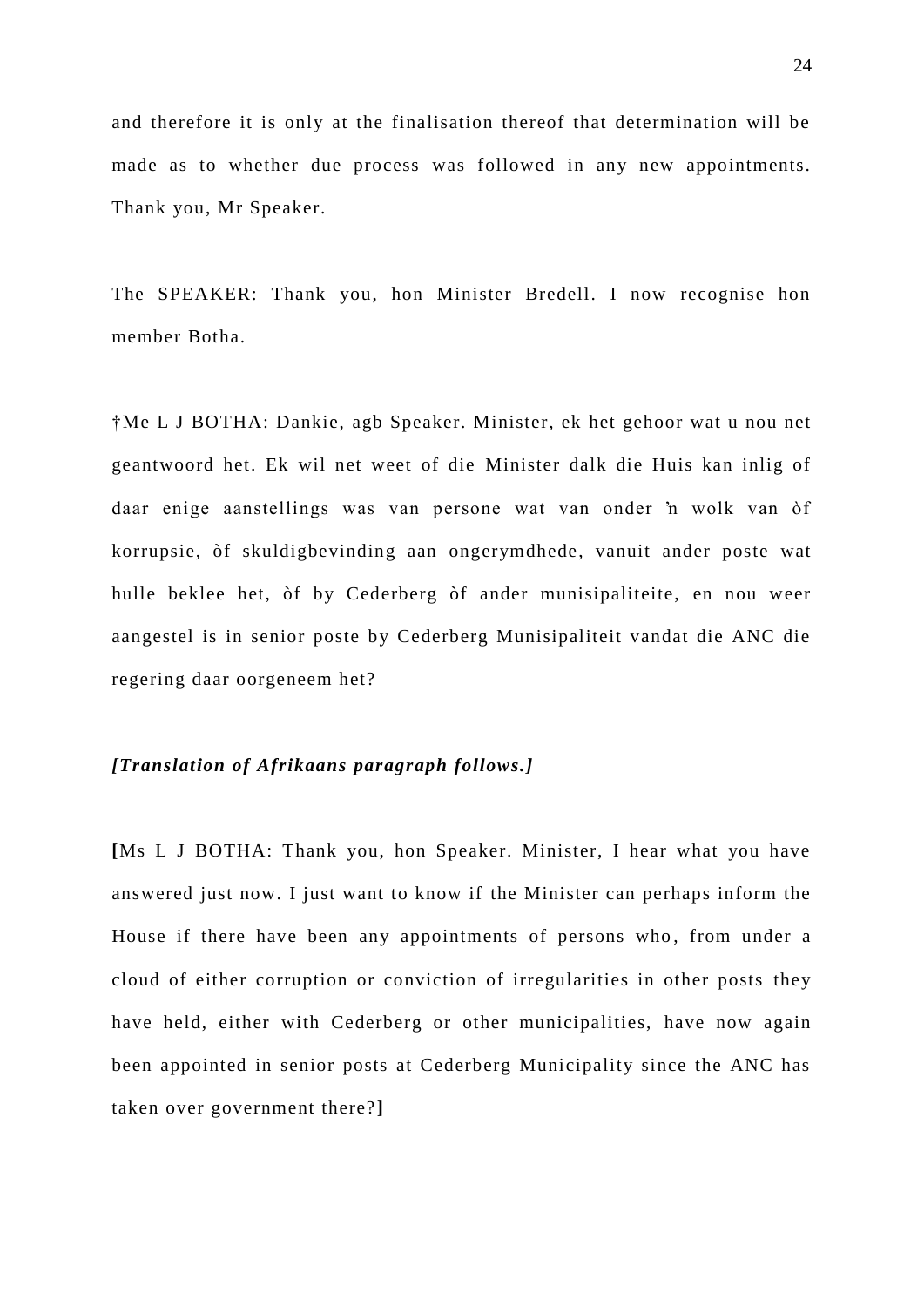and therefore it is only at the finalisation thereof that determination will be made as to whether due process was followed in any new appointments. Thank you, Mr Speaker.

The SPEAKER: Thank you, hon Minister Bredell. I now recognise hon member Botha.

†Me L J BOTHA: Dankie, agb Speaker. Minister, ek het gehoor wat u nou net geantwoord het. Ek wil net weet of die Minister dalk die Huis kan inlig of daar enige aanstellings was van persone wat van onder 'n wolk van òf korrupsie, òf skuldigbevinding aan ongerymdhede, vanuit ander poste wat hulle beklee het, òf by Cederberg òf ander munisipaliteite, en nou weer aangestel is in senior poste by Cederberg Munisipaliteit vandat die ANC die regering daar oorgeneem het?

***[Translation of Afrikaans paragraph follows.]***

**[**Ms L J BOTHA: Thank you, hon Speaker. Minister, I hear what you have answered just now. I just want to know if the Minister can perhaps inform the House if there have been any appointments of persons who, from under a cloud of either corruption or conviction of irregularities in other posts they have held, either with Cederberg or other municipalities, have now again been appointed in senior posts at Cederberg Municipality since the ANC has taken over government there?**]**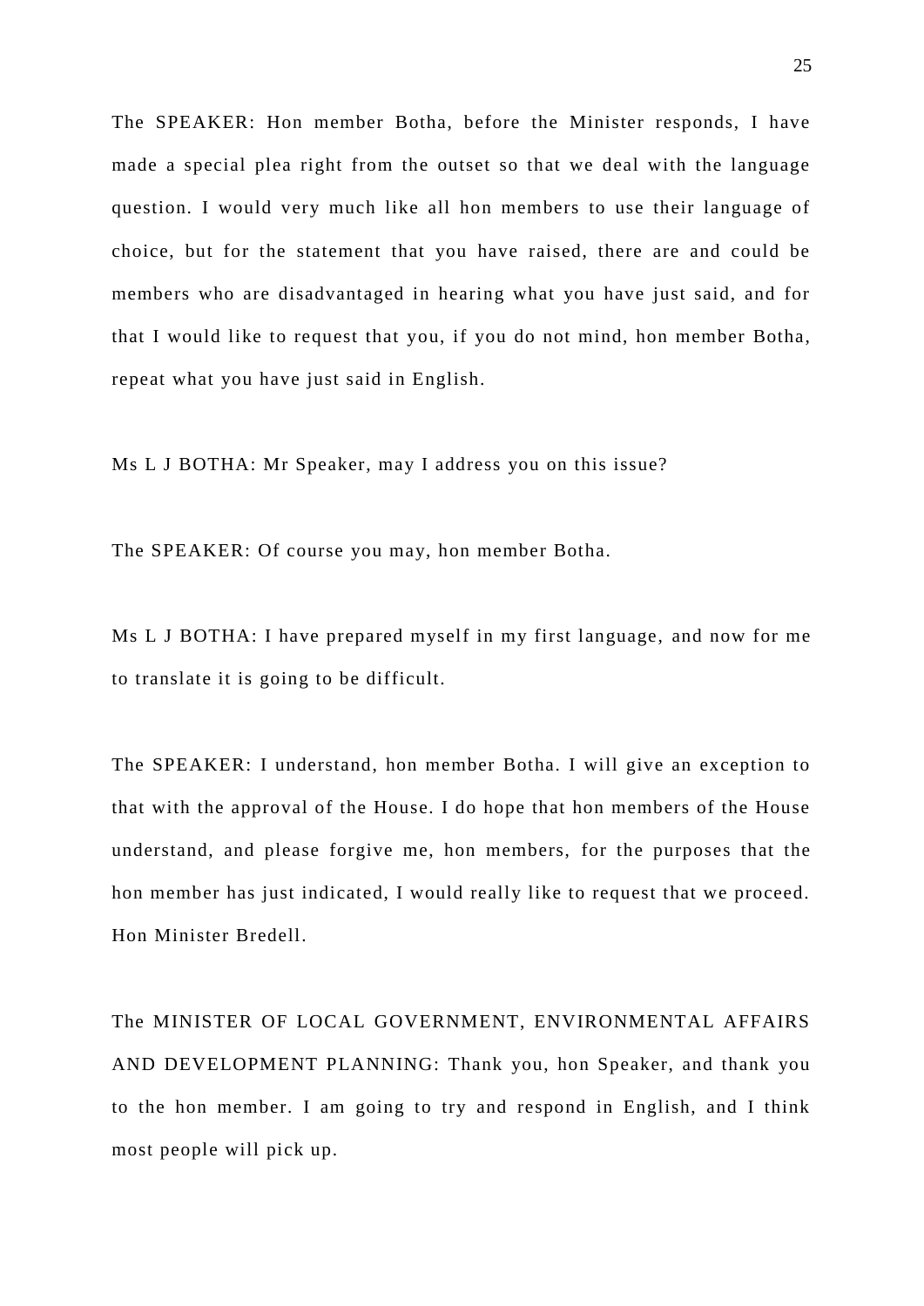The SPEAKER: Hon member Botha, before the Minister responds, I have made a special plea right from the outset so that we deal with the language question. I would very much like all hon members to use their language of choice, but for the statement that you have raised, there are and could be members who are disadvantaged in hearing what you have just said, and for that I would like to request that you, if you do not mind, hon member Botha, repeat what you have just said in English.

Ms L J BOTHA: Mr Speaker, may I address you on this issue?

The SPEAKER: Of course you may, hon member Botha.

Ms L J BOTHA: I have prepared myself in my first language, and now for me to translate it is going to be difficult.

The SPEAKER: I understand, hon member Botha. I will give an exception to that with the approval of the House. I do hope that hon members of the House understand, and please forgive me, hon members, for the purposes that the hon member has just indicated, I would really like to request that we proceed. Hon Minister Bredell.

The MINISTER OF LOCAL GOVERNMENT, ENVIRONMENTAL AFFAIRS AND DEVELOPMENT PLANNING: Thank you, hon Speaker, and thank you to the hon member. I am going to try and respond in English, and I think most people will pick up.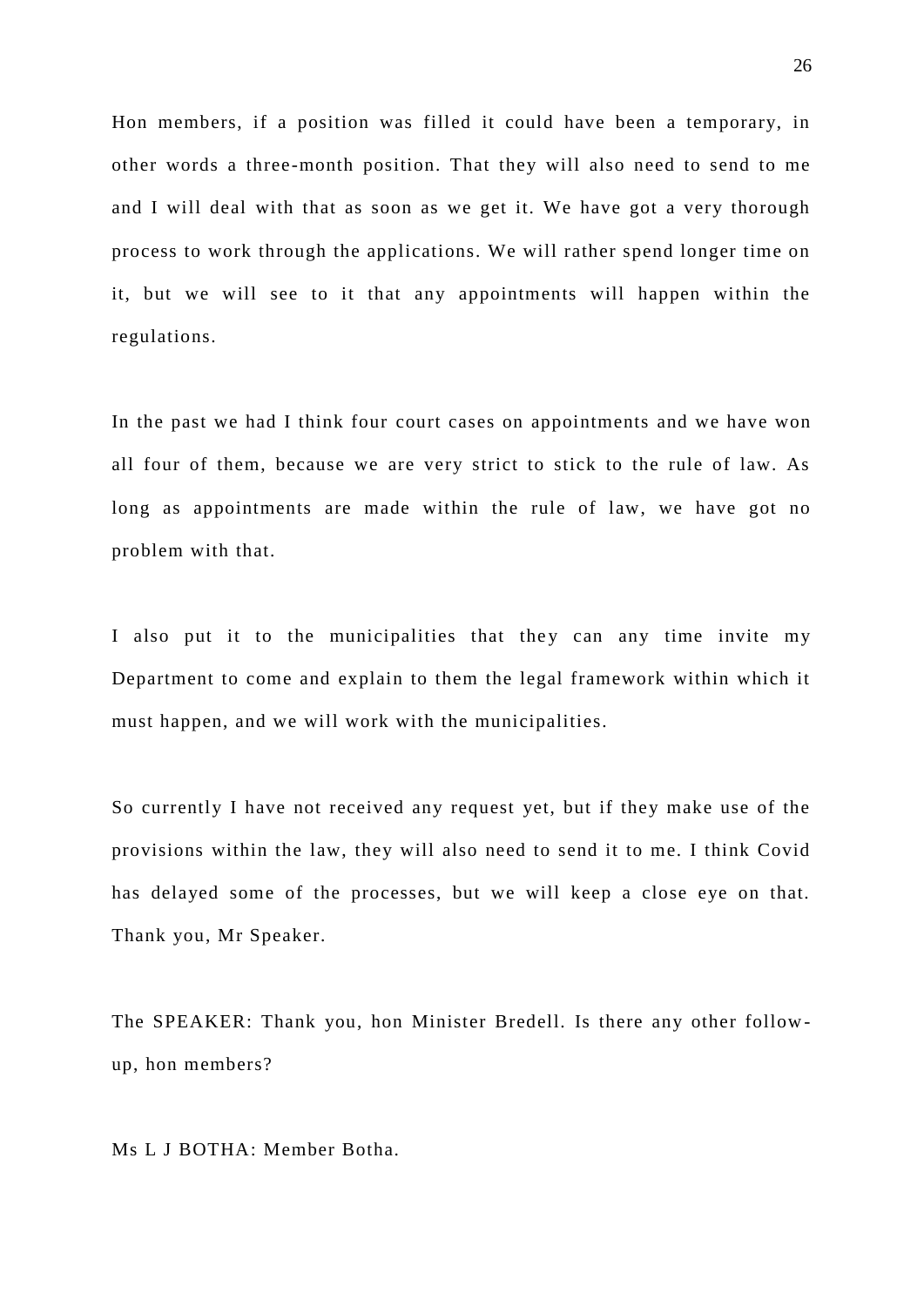Hon members, if a position was filled it could have been a temporary, in other words a three-month position. That they will also need to send to me and I will deal with that as soon as we get it. We have got a very thorough process to work through the applications. We will rather spend longer time on it, but we will see to it that any appointments will happen within the regulations.

In the past we had I think four court cases on appointments and we have won all four of them, because we are very strict to stick to the rule of law. As long as appointments are made within the rule of law, we have got no problem with that.

I also put it to the municipalities that they can any time invite my Department to come and explain to them the legal framework within which it must happen, and we will work with the municipalities.

So currently I have not received any request yet, but if they make use of the provisions within the law, they will also need to send it to me. I think Covid has delayed some of the processes, but we will keep a close eye on that. Thank you, Mr Speaker.

The SPEAKER: Thank you, hon Minister Bredell. Is there any other follow-up, hon members?

Ms L J BOTHA: Member Botha.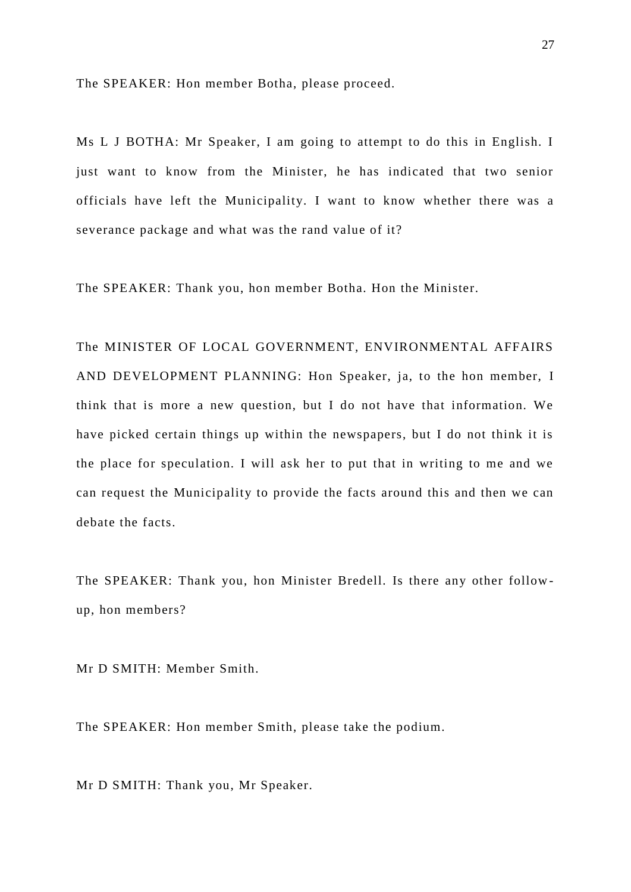The SPEAKER: Hon member Botha, please proceed.

Ms L J BOTHA: Mr Speaker, I am going to attempt to do this in English. I just want to know from the Minister, he has indicated that two senior officials have left the Municipality. I want to know whether there was a severance package and what was the rand value of it?

The SPEAKER: Thank you, hon member Botha. Hon the Minister.

The MINISTER OF LOCAL GOVERNMENT, ENVIRONMENTAL AFFAIRS AND DEVELOPMENT PLANNING: Hon Speaker, ja, to the hon member, I think that is more a new question, but I do not have that information. We have picked certain things up within the newspapers, but I do not think it is the place for speculation. I will ask her to put that in writing to me and we can request the Municipality to provide the facts around this and then we can debate the facts.

The SPEAKER: Thank you, hon Minister Bredell. Is there any other follow-up, hon members?

Mr D SMITH: Member Smith.

The SPEAKER: Hon member Smith, please take the podium.

Mr D SMITH: Thank you, Mr Speaker.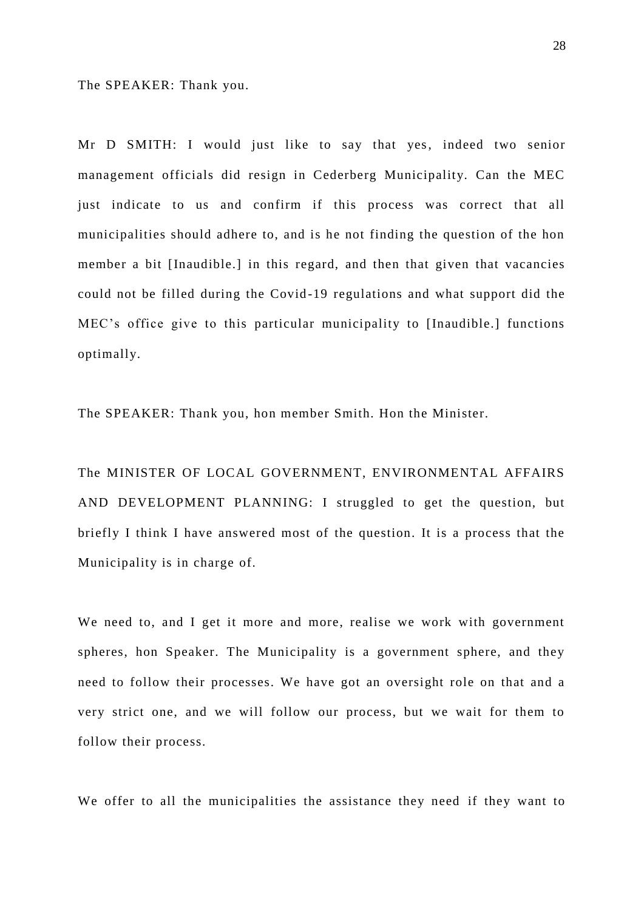The SPEAKER: Thank you.

Mr D SMITH: I would just like to say that yes, indeed two senior management officials did resign in Cederberg Municipality. Can the MEC just indicate to us and confirm if this process was correct that all municipalities should adhere to, and is he not finding the question of the hon member a bit [Inaudible.] in this regard, and then that given that vacancies could not be filled during the Covid-19 regulations and what support did the MEC's office give to this particular municipality to [Inaudible.] functions optimally.

The SPEAKER: Thank you, hon member Smith. Hon the Minister.

The MINISTER OF LOCAL GOVERNMENT, ENVIRONMENTAL AFFAIRS AND DEVELOPMENT PLANNING: I struggled to get the question, but briefly I think I have answered most of the question. It is a process that the Municipality is in charge of.

We need to, and I get it more and more, realise we work with government spheres, hon Speaker. The Municipality is a government sphere, and they need to follow their processes. We have got an oversight role on that and a very strict one, and we will follow our process, but we wait for them to follow their process.

We offer to all the municipalities the assistance they need if they want to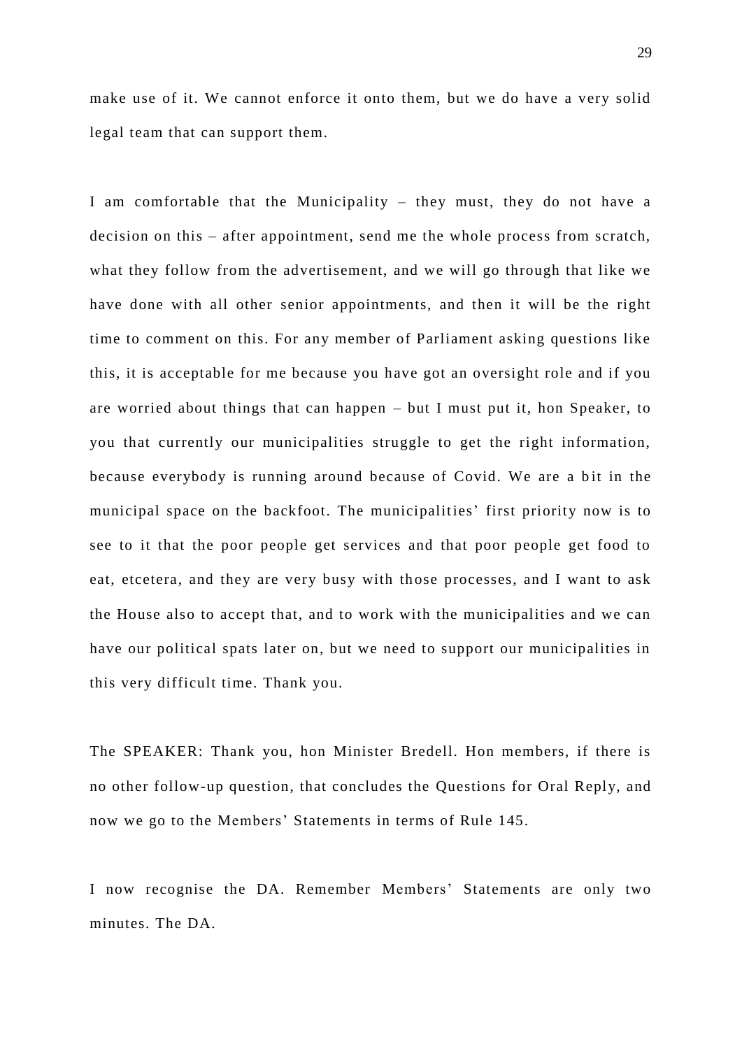make use of it. We cannot enforce it onto them, but we do have a very solid legal team that can support them.

I am comfortable that the Municipality – they must, they do not have a decision on this – after appointment, send me the whole process from scratch, what they follow from the advertisement, and we will go through that like we have done with all other senior appointments, and then it will be the right time to comment on this. For any member of Parliament asking questions like this, it is acceptable for me because you have got an oversight role and if you are worried about things that can happen – but I must put it, hon Speaker, to you that currently our municipalities struggle to get the right information, because everybody is running around because of Covid. We are a bit in the municipal space on the backfoot. The municipalities' first priority now is to see to it that the poor people get services and that poor people get food to eat, etcetera, and they are very busy with those processes, and I want to ask the House also to accept that, and to work with the municipalities and we can have our political spats later on, but we need to support our municipalities in this very difficult time. Thank you.

The SPEAKER: Thank you, hon Minister Bredell. Hon members, if there is no other follow-up question, that concludes the Questions for Oral Reply, and now we go to the Members' Statements in terms of Rule 145.

I now recognise the DA. Remember Members' Statements are only two minutes. The DA.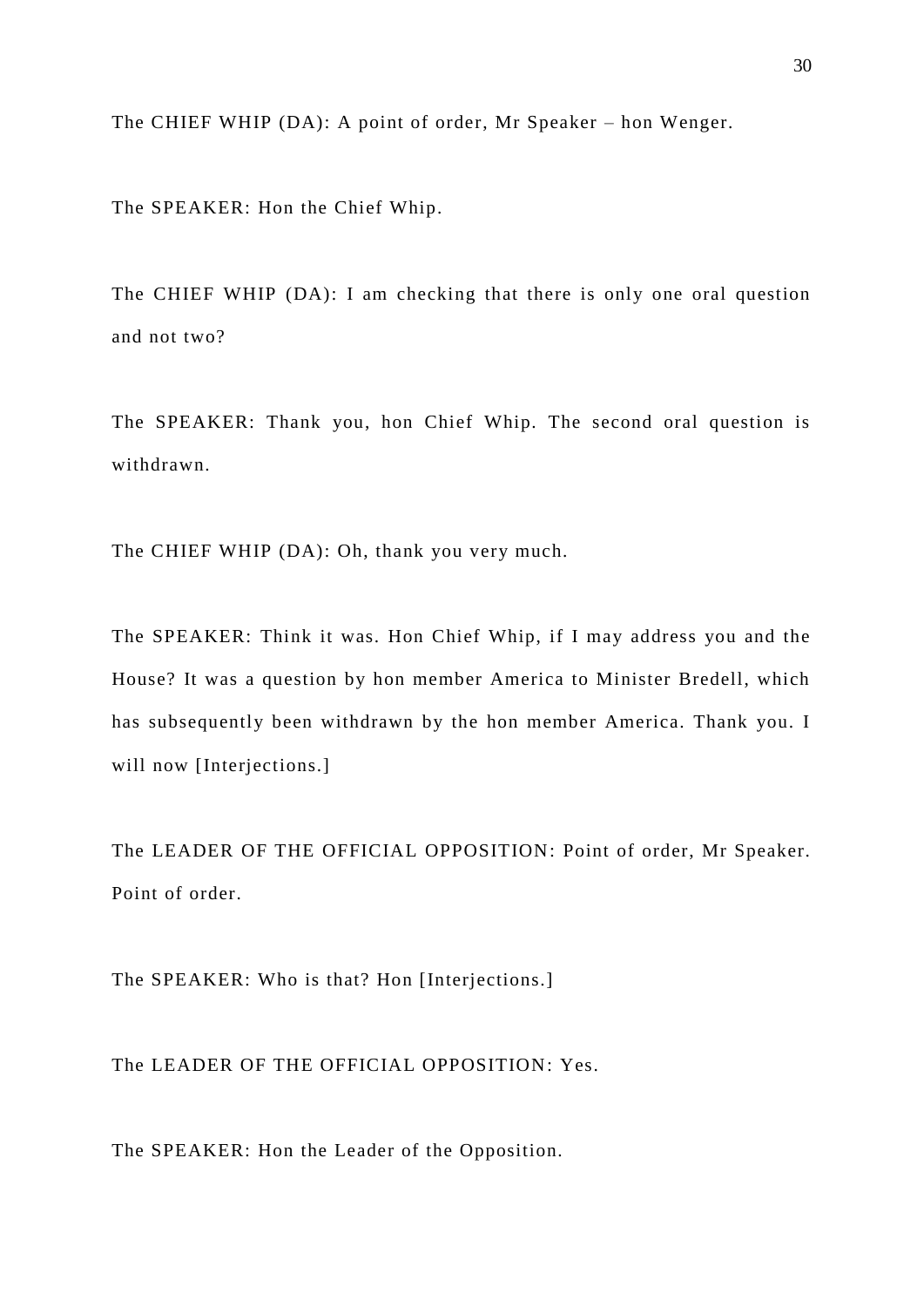The CHIEF WHIP (DA): A point of order, Mr Speaker – hon Wenger.

The SPEAKER: Hon the Chief Whip.

The CHIEF WHIP (DA): I am checking that there is only one oral question and not two?

The SPEAKER: Thank you, hon Chief Whip. The second oral question is withdrawn.

The CHIEF WHIP (DA): Oh, thank you very much.

The SPEAKER: Think it was. Hon Chief Whip, if I may address you and the House? It was a question by hon member America to Minister Bredell, which has subsequently been withdrawn by the hon member America. Thank you. I will now [Interjections.]

The LEADER OF THE OFFICIAL OPPOSITION: Point of order, Mr Speaker. Point of order.

The SPEAKER: Who is that? Hon [Interjections.]

The LEADER OF THE OFFICIAL OPPOSITION: Yes.

The SPEAKER: Hon the Leader of the Opposition.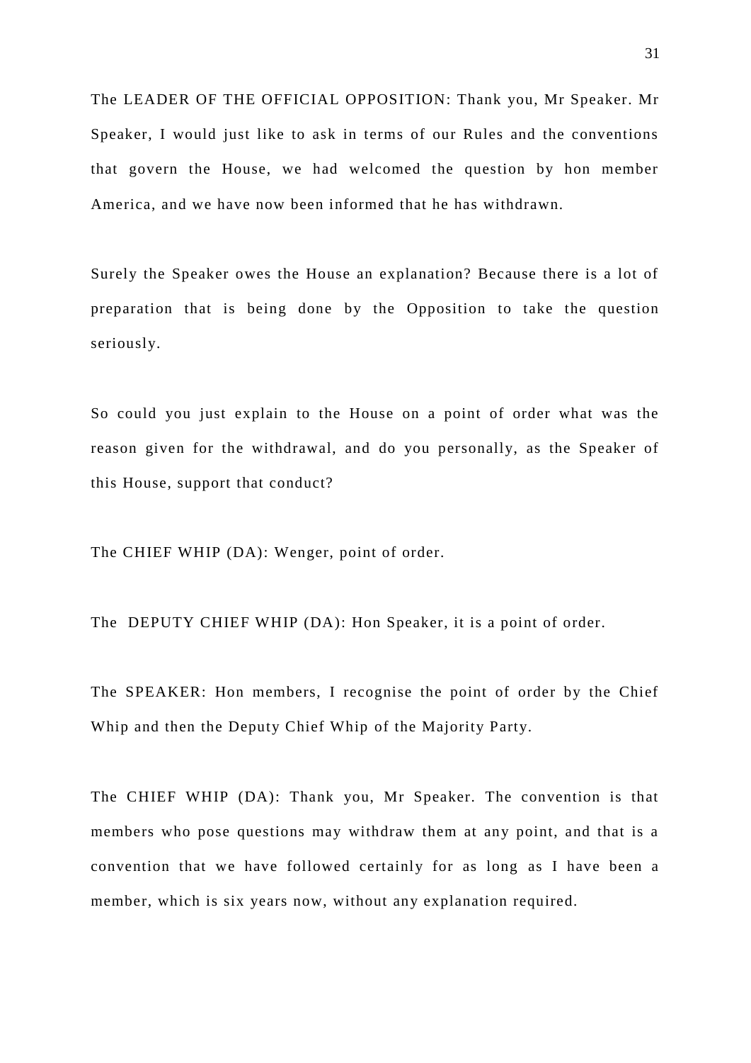The LEADER OF THE OFFICIAL OPPOSITION: Thank you, Mr Speaker. Mr Speaker, I would just like to ask in terms of our Rules and the conventions that govern the House, we had welcomed the question by hon member America, and we have now been informed that he has withdrawn.

Surely the Speaker owes the House an explanation? Because there is a lot of preparation that is being done by the Opposition to take the question seriously.

So could you just explain to the House on a point of order what was the reason given for the withdrawal, and do you personally, as the Speaker of this House, support that conduct?

The CHIEF WHIP (DA): Wenger, point of order.

The DEPUTY CHIEF WHIP (DA): Hon Speaker, it is a point of order.

The SPEAKER: Hon members, I recognise the point of order by the Chief Whip and then the Deputy Chief Whip of the Majority Party.

The CHIEF WHIP (DA): Thank you, Mr Speaker. The convention is that members who pose questions may withdraw them at any point, and that is a convention that we have followed certainly for as long as I have been a member, which is six years now, without any explanation required.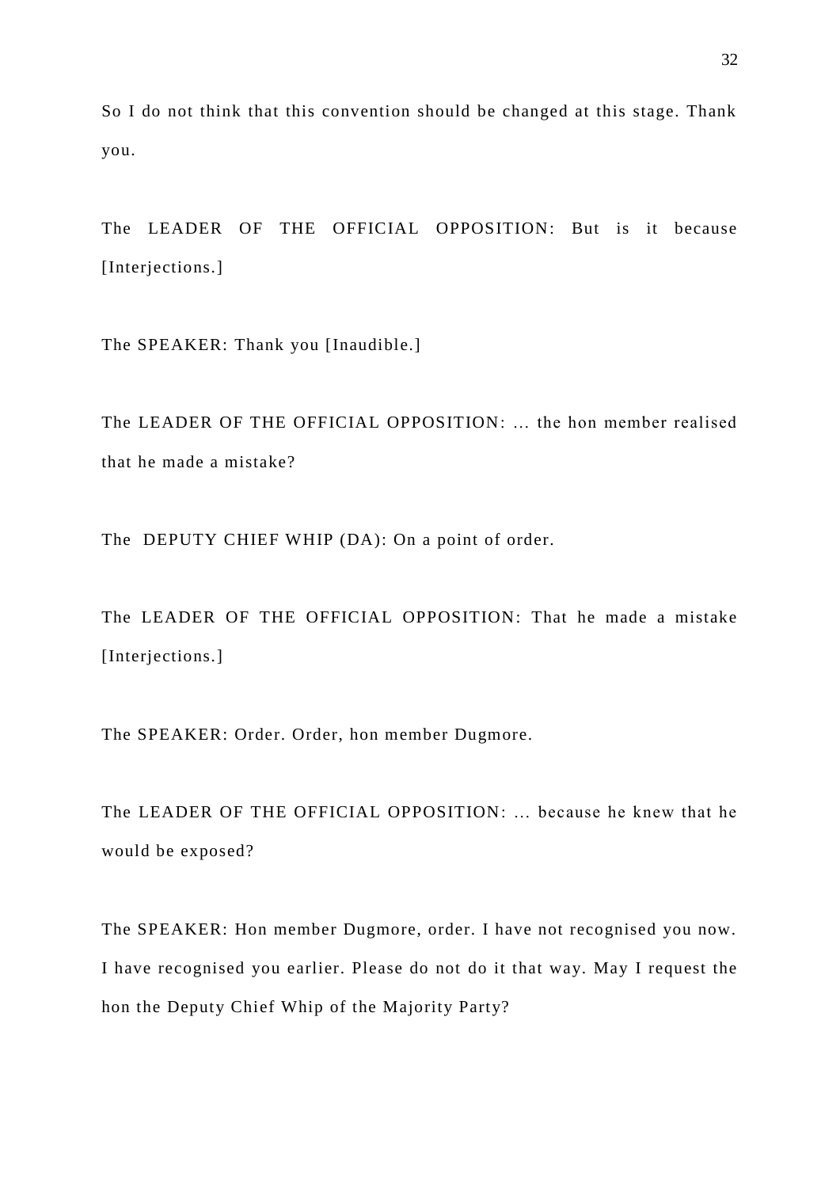So I do not think that this convention should be changed at this stage. Thank you.

The LEADER OF THE OFFICIAL OPPOSITION: But is it because [Interjections.]

The SPEAKER: Thank you [Inaudible.]

The LEADER OF THE OFFICIAL OPPOSITION: ... the hon member realised that he made a mistake?

The DEPUTY CHIEF WHIP (DA): On a point of order.

The LEADER OF THE OFFICIAL OPPOSITION: That he made a mistake [Interjections.]

The SPEAKER: Order. Order, hon member Dugmore.

The LEADER OF THE OFFICIAL OPPOSITION: ... because he knew that he would be exposed?

The SPEAKER: Hon member Dugmore, order. I have not recognised you now. I have recognised you earlier. Please do not do it that way. May I request the hon the Deputy Chief Whip of the Majority Party?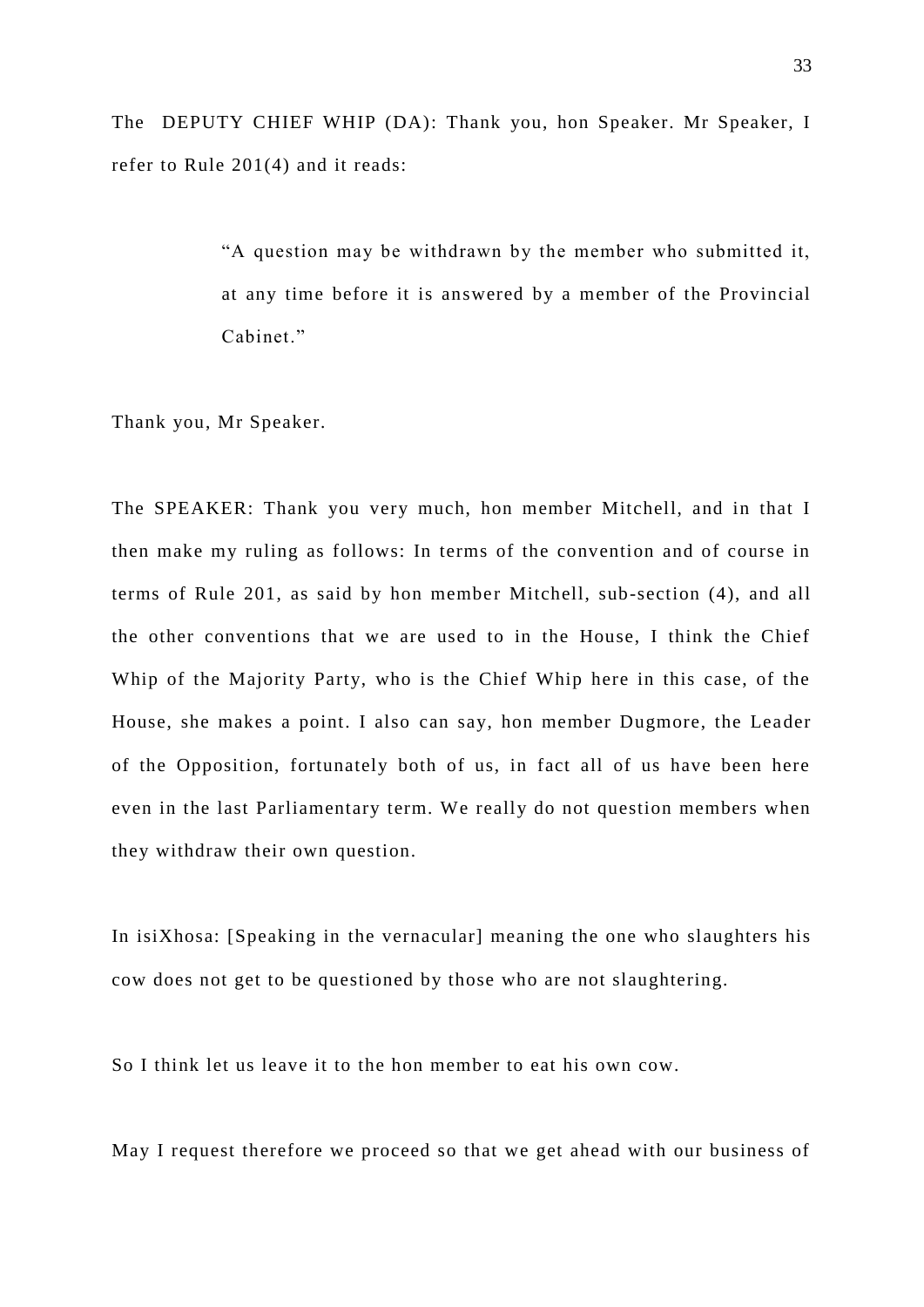The DEPUTY CHIEF WHIP (DA): Thank you, hon Speaker. Mr Speaker, I refer to Rule 201(4) and it reads:

> "A question may be withdrawn by the member who submitted it, at any time before it is answered by a member of the Provincial Cabinet."

Thank you, Mr Speaker.

The SPEAKER: Thank you very much, hon member Mitchell, and in that I then make my ruling as follows: In terms of the convention and of course in terms of Rule 201, as said by hon member Mitchell, sub-section (4), and all the other conventions that we are used to in the House, I think the Chief Whip of the Majority Party, who is the Chief Whip here in this case, of the House, she makes a point. I also can say, hon member Dugmore, the Leader of the Opposition, fortunately both of us, in fact all of us have been here even in the last Parliamentary term. We really do not question members when they withdraw their own question.

In isiXhosa: [Speaking in the vernacular] meaning the one who slaughters his cow does not get to be questioned by those who are not slaughtering.

So I think let us leave it to the hon member to eat his own cow.

May I request therefore we proceed so that we get ahead with our business of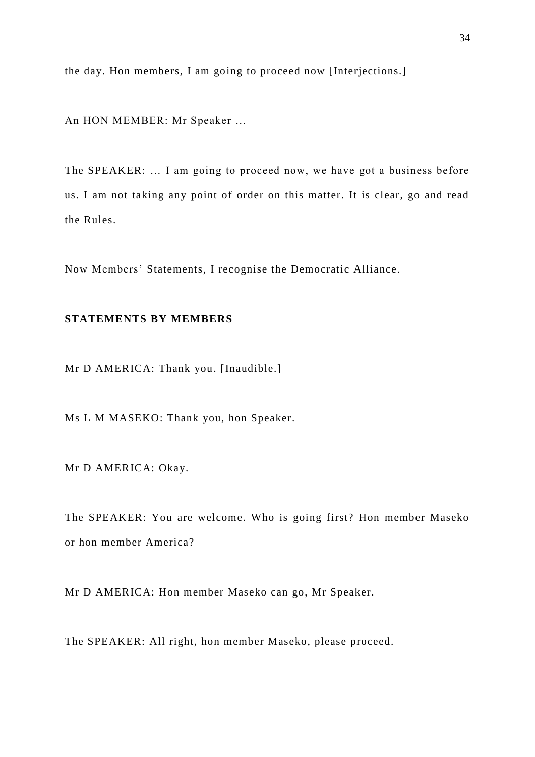the day. Hon members, I am going to proceed now [Interjections.]

An HON MEMBER: Mr Speaker …

The SPEAKER: … I am going to proceed now, we have got a business before us. I am not taking any point of order on this matter. It is clear, go and read the Rules.

Now Members' Statements, I recognise the Democratic Alliance.

**STATEMENTS BY MEMBERS**

Mr D AMERICA: Thank you. [Inaudible.]

Ms L M MASEKO: Thank you, hon Speaker.

Mr D AMERICA: Okay.

The SPEAKER: You are welcome. Who is going first? Hon member Maseko or hon member America?

Mr D AMERICA: Hon member Maseko can go, Mr Speaker.

The SPEAKER: All right, hon member Maseko, please proceed.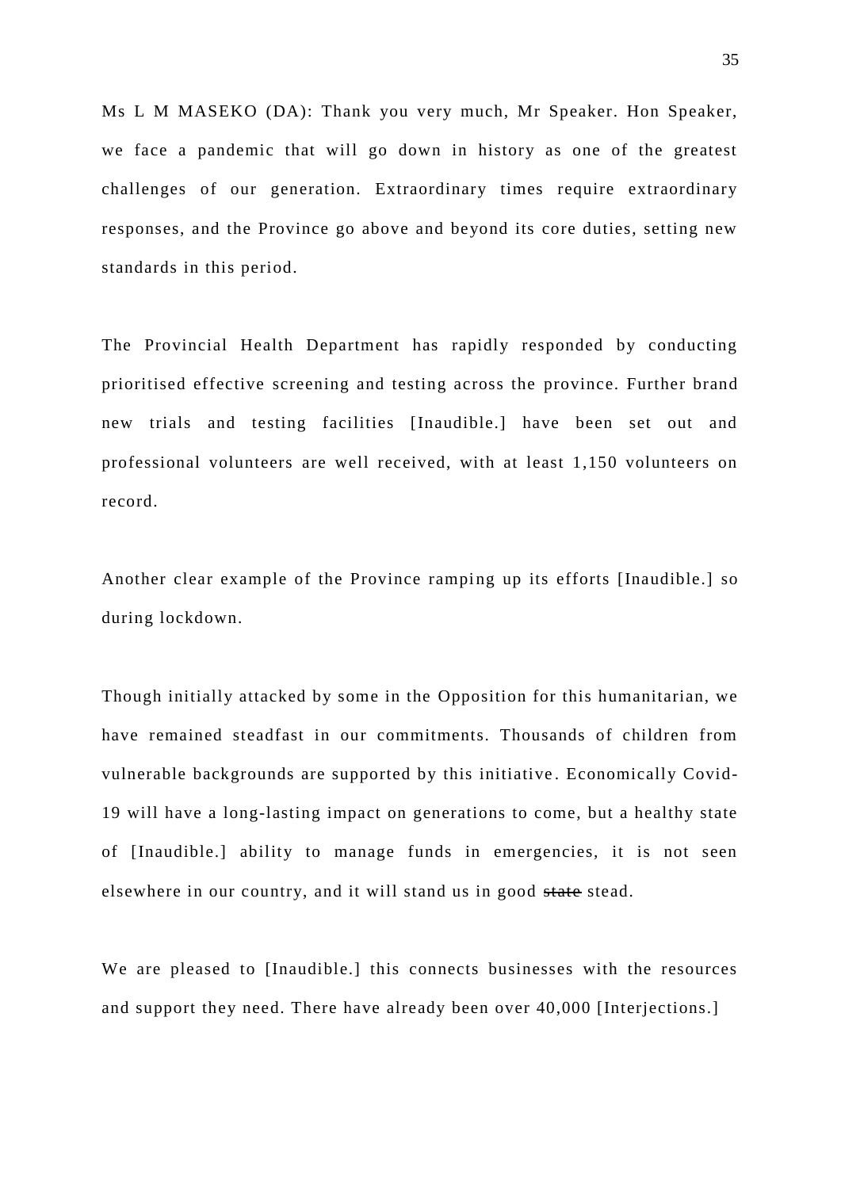Ms L M MASEKO (DA): Thank you very much, Mr Speaker. Hon Speaker, we face a pandemic that will go down in history as one of the greatest challenges of our generation. Extraordinary times require extraordinary responses, and the Province go above and beyond its core duties, setting new standards in this period.

The Provincial Health Department has rapidly responded by conducting prioritised effective screening and testing across the province. Further brand new trials and testing facilities [Inaudible.] have been set out and professional volunteers are well received, with at least 1,150 volunteers on record.

Another clear example of the Province ramping up its efforts [Inaudible.] so during lockdown.

Though initially attacked by some in the Opposition for this humanitarian, we have remained steadfast in our commitments. Thousands of children from vulnerable backgrounds are supported by this initiative. Economically Covid-19 will have a long-lasting impact on generations to come, but a healthy state of [Inaudible.] ability to manage funds in emergencies, it is not seen elsewhere in our country, and it will stand us in good ~~state~~ stead.

We are pleased to [Inaudible.] this connects businesses with the resources and support they need. There have already been over 40,000 [Interjections.]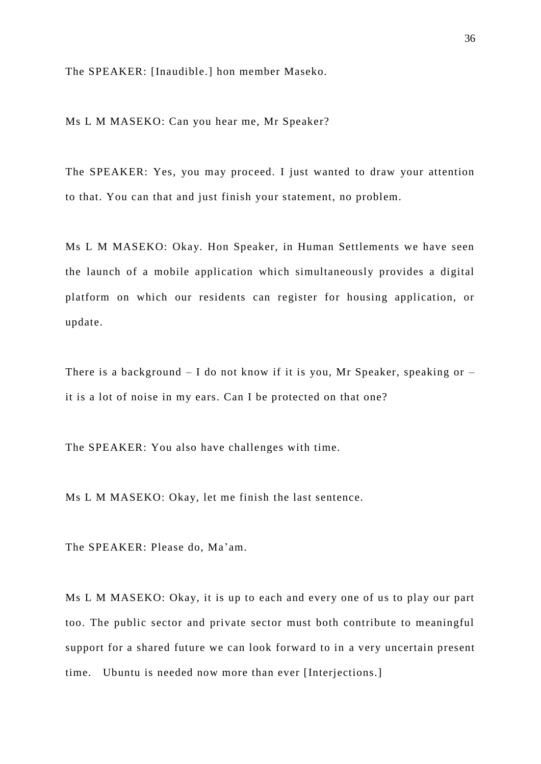The SPEAKER: [Inaudible.] hon member Maseko.

Ms L M MASEKO: Can you hear me, Mr Speaker?

The SPEAKER: Yes, you may proceed. I just wanted to draw your attention to that. You can that and just finish your statement, no problem.

Ms L M MASEKO: Okay. Hon Speaker, in Human Settlements we have seen the launch of a mobile application which simultaneously provides a digital platform on which our residents can register for housing application, or update.

There is a background – I do not know if it is you, Mr Speaker, speaking or – it is a lot of noise in my ears. Can I be protected on that one?

The SPEAKER: You also have challenges with time.

Ms L M MASEKO: Okay, let me finish the last sentence.

The SPEAKER: Please do, Ma'am.

Ms L M MASEKO: Okay, it is up to each and every one of us to play our part too. The public sector and private sector must both contribute to meaningful support for a shared future we can look forward to in a very uncertain present time. Ubuntu is needed now more than ever [Interjections.]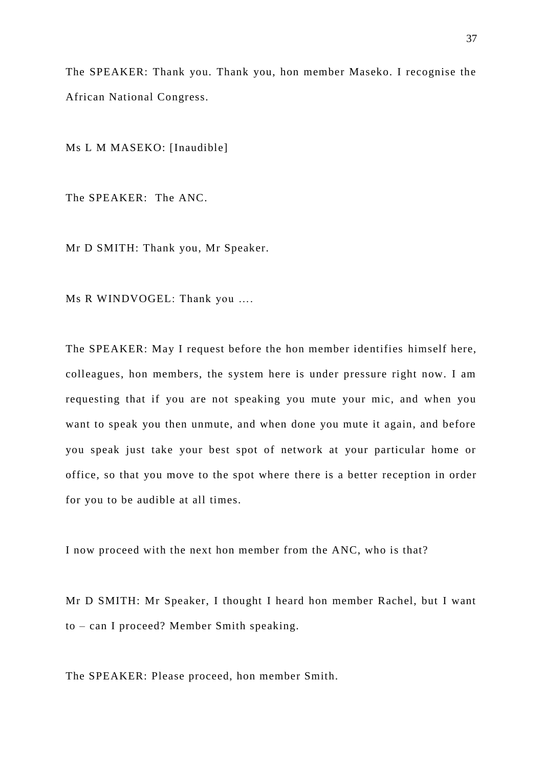The SPEAKER: Thank you. Thank you, hon member Maseko. I recognise the African National Congress.

Ms L M MASEKO: [Inaudible]

The SPEAKER: The ANC.

Mr D SMITH: Thank you, Mr Speaker.

Ms R WINDVOGEL: Thank you ….

The SPEAKER: May I request before the hon member identifies himself here, colleagues, hon members, the system here is under pressure right now. I am requesting that if you are not speaking you mute your mic, and when you want to speak you then unmute, and when done you mute it again, and before you speak just take your best spot of network at your particular home or office, so that you move to the spot where there is a better reception in order for you to be audible at all times.

I now proceed with the next hon member from the ANC, who is that?

Mr D SMITH: Mr Speaker, I thought I heard hon member Rachel, but I want to – can I proceed? Member Smith speaking.

The SPEAKER: Please proceed, hon member Smith.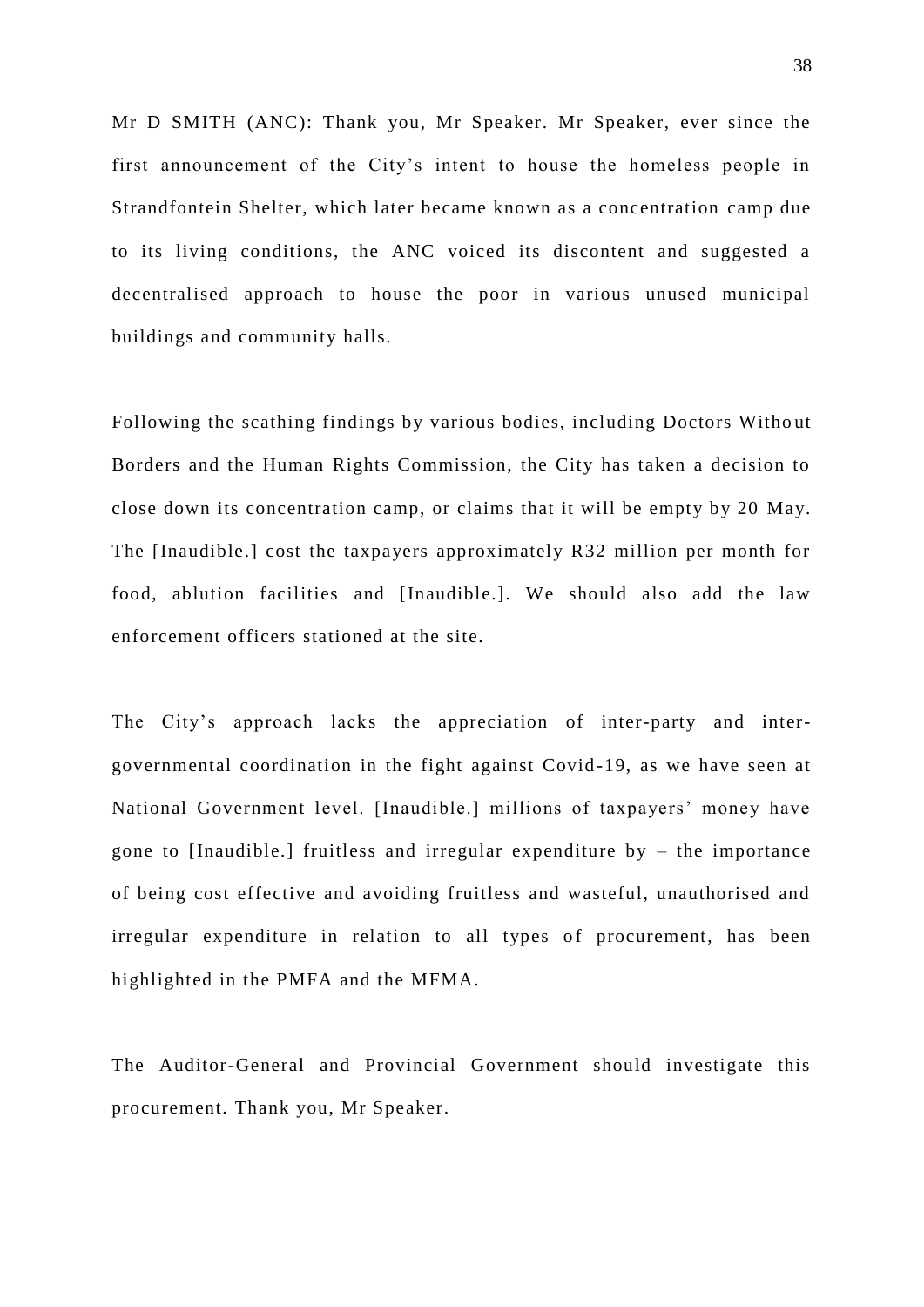Mr D SMITH (ANC): Thank you, Mr Speaker. Mr Speaker, ever since the first announcement of the City's intent to house the homeless people in Strandfontein Shelter, which later became known as a concentration camp due to its living conditions, the ANC voiced its discontent and suggested a decentralised approach to house the poor in various unused municipal buildings and community halls.

Following the scathing findings by various bodies, including Doctors Without Borders and the Human Rights Commission, the City has taken a decision to close down its concentration camp, or claims that it will be empty by 20 May. The [Inaudible.] cost the taxpayers approximately R32 million per month for food, ablution facilities and [Inaudible.]. We should also add the law enforcement officers stationed at the site.

The City's approach lacks the appreciation of inter-party and inter-governmental coordination in the fight against Covid-19, as we have seen at National Government level. [Inaudible.] millions of taxpayers' money have gone to [Inaudible.] fruitless and irregular expenditure by – the importance of being cost effective and avoiding fruitless and wasteful, unauthorised and irregular expenditure in relation to all types of procurement, has been highlighted in the PMFA and the MFMA.

The Auditor-General and Provincial Government should investigate this procurement. Thank you, Mr Speaker.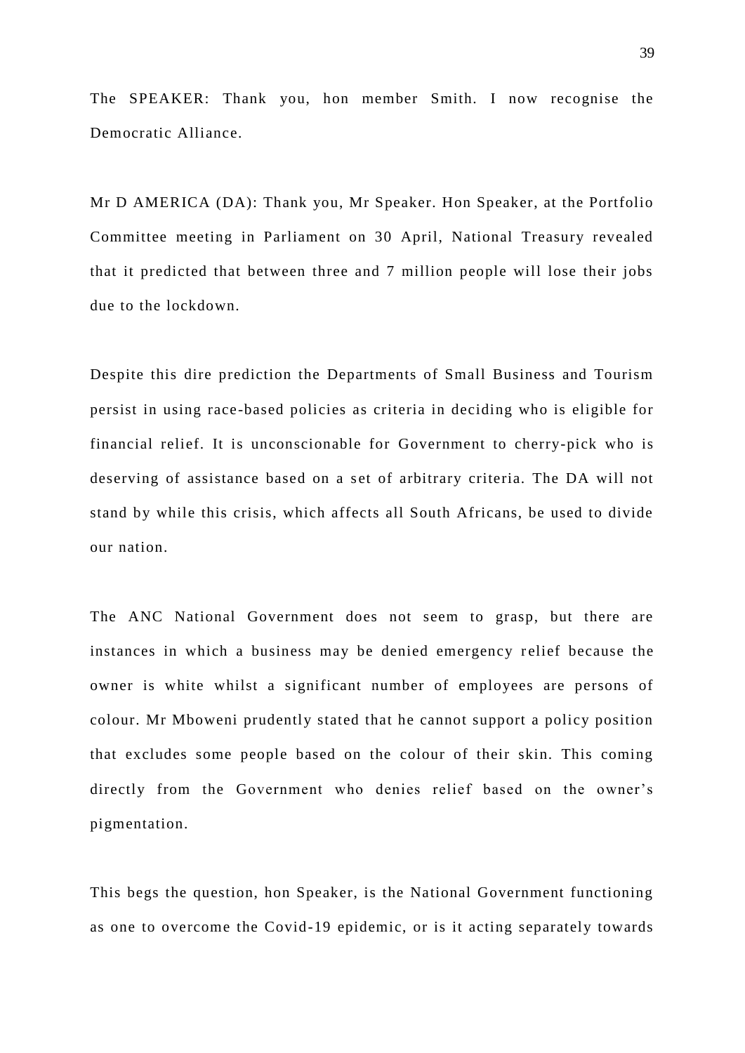The SPEAKER: Thank you, hon member Smith. I now recognise the Democratic Alliance.

Mr D AMERICA (DA): Thank you, Mr Speaker. Hon Speaker, at the Portfolio Committee meeting in Parliament on 30 April, National Treasury revealed that it predicted that between three and 7 million people will lose their jobs due to the lockdown.

Despite this dire prediction the Departments of Small Business and Tourism persist in using race-based policies as criteria in deciding who is eligible for financial relief. It is unconscionable for Government to cherry-pick who is deserving of assistance based on a set of arbitrary criteria. The DA will not stand by while this crisis, which affects all South Africans, be used to divide our nation.

The ANC National Government does not seem to grasp, but there are instances in which a business may be denied emergency relief because the owner is white whilst a significant number of employees are persons of colour. Mr Mboweni prudently stated that he cannot support a policy position that excludes some people based on the colour of their skin. This coming directly from the Government who denies relief based on the owner's pigmentation.

This begs the question, hon Speaker, is the National Government functioning as one to overcome the Covid-19 epidemic, or is it acting separately towards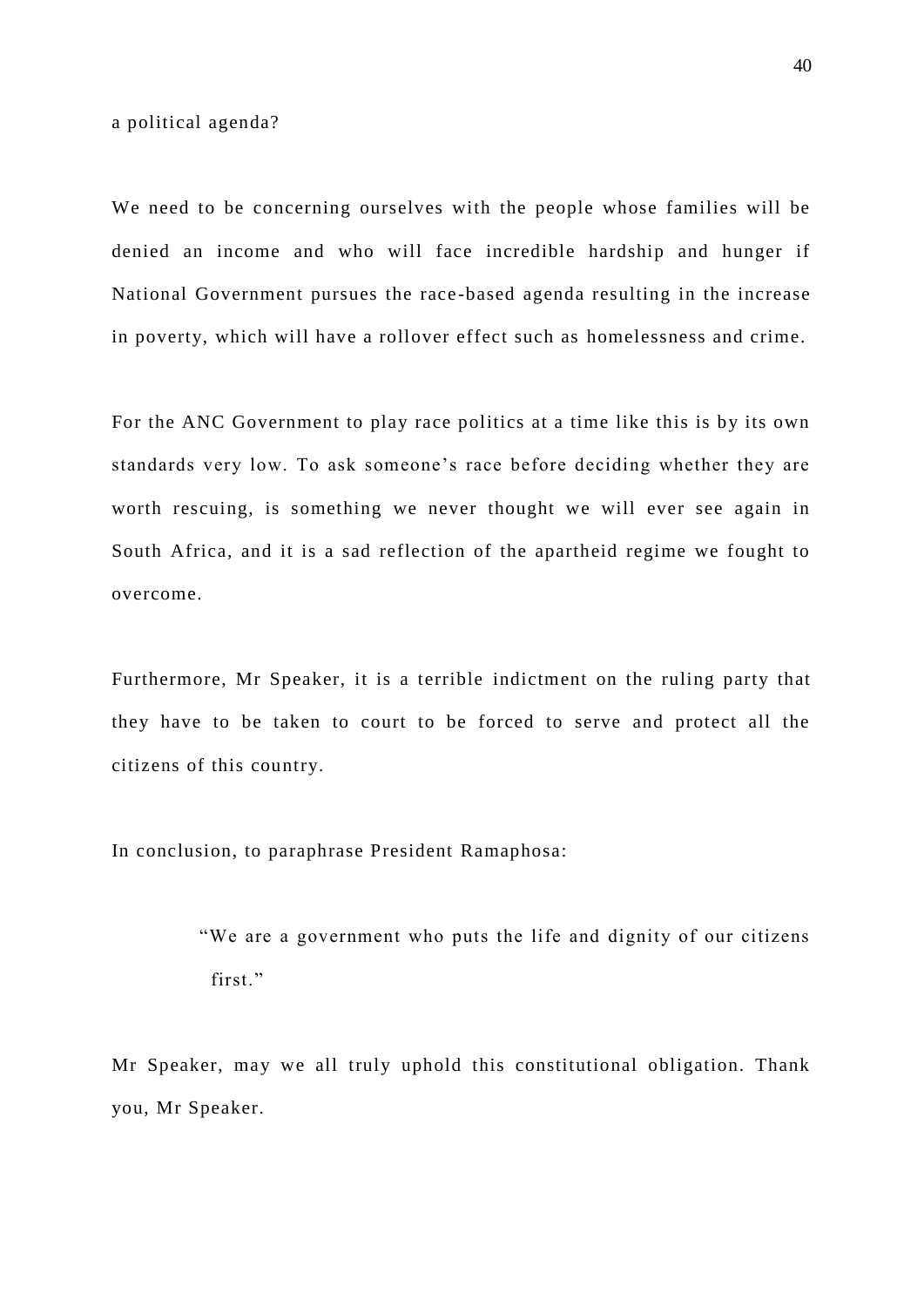a political agenda?

We need to be concerning ourselves with the people whose families will be denied an income and who will face incredible hardship and hunger if National Government pursues the race-based agenda resulting in the increase in poverty, which will have a rollover effect such as homelessness and crime.

For the ANC Government to play race politics at a time like this is by its own standards very low. To ask someone's race before deciding whether they are worth rescuing, is something we never thought we will ever see again in South Africa, and it is a sad reflection of the apartheid regime we fought to overcome.

Furthermore, Mr Speaker, it is a terrible indictment on the ruling party that they have to be taken to court to be forced to serve and protect all the citizens of this country.

In conclusion, to paraphrase President Ramaphosa:

> "We are a government who puts the life and dignity of our citizens first."

Mr Speaker, may we all truly uphold this constitutional obligation. Thank you, Mr Speaker.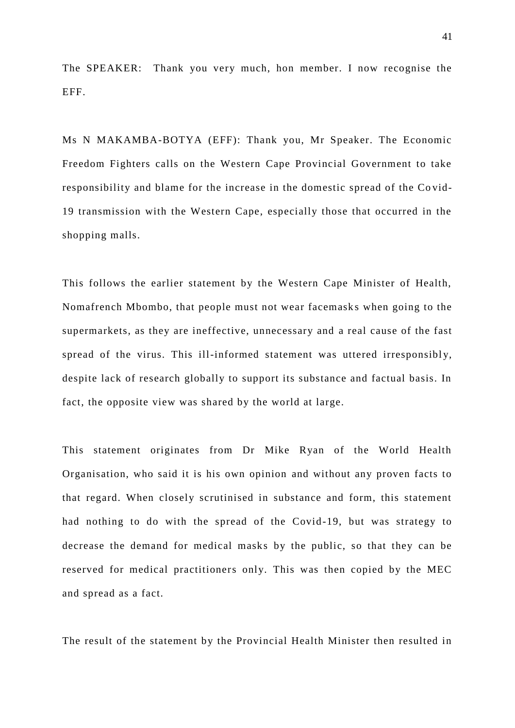The SPEAKER: Thank you very much, hon member. I now recognise the EFF.

Ms N MAKAMBA-BOTYA (EFF): Thank you, Mr Speaker. The Economic Freedom Fighters calls on the Western Cape Provincial Government to take responsibility and blame for the increase in the domestic spread of the Covid-19 transmission with the Western Cape, especially those that occurred in the shopping malls.

This follows the earlier statement by the Western Cape Minister of Health, Nomafrench Mbombo, that people must not wear facemasks when going to the supermarkets, as they are ineffective, unnecessary and a real cause of the fast spread of the virus. This ill-informed statement was uttered irresponsibly, despite lack of research globally to support its substance and factual basis. In fact, the opposite view was shared by the world at large.

This statement originates from Dr Mike Ryan of the World Health Organisation, who said it is his own opinion and without any proven facts to that regard. When closely scrutinised in substance and form, this statement had nothing to do with the spread of the Covid-19, but was strategy to decrease the demand for medical masks by the public, so that they can be reserved for medical practitioners only. This was then copied by the MEC and spread as a fact.

The result of the statement by the Provincial Health Minister then resulted in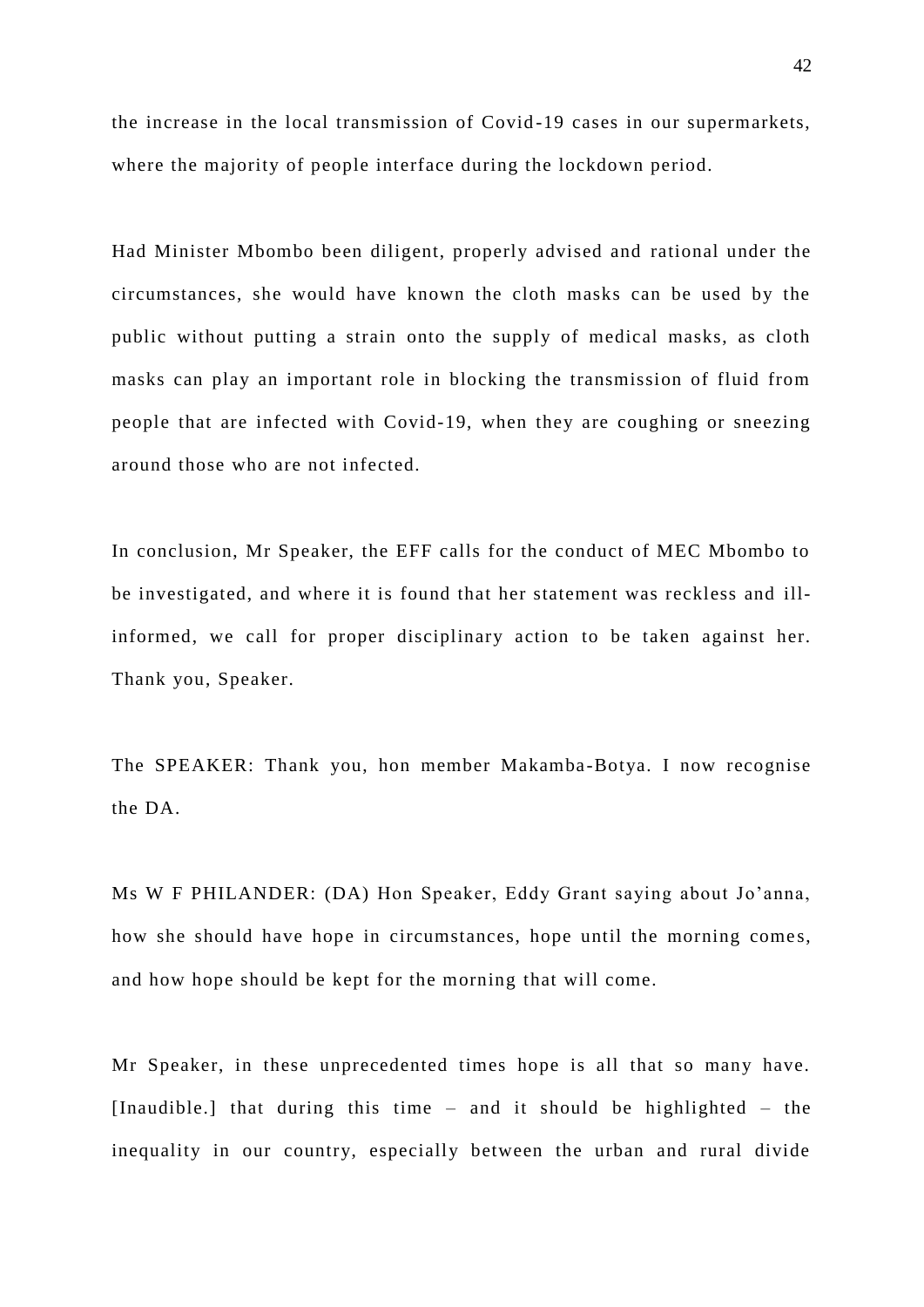the increase in the local transmission of Covid-19 cases in our supermarkets, where the majority of people interface during the lockdown period.

Had Minister Mbombo been diligent, properly advised and rational under the circumstances, she would have known the cloth masks can be used by the public without putting a strain onto the supply of medical masks, as cloth masks can play an important role in blocking the transmission of fluid from people that are infected with Covid-19, when they are coughing or sneezing around those who are not infected.

In conclusion, Mr Speaker, the EFF calls for the conduct of MEC Mbombo to be investigated, and where it is found that her statement was reckless and ill-informed, we call for proper disciplinary action to be taken against her. Thank you, Speaker.

The SPEAKER: Thank you, hon member Makamba-Botya. I now recognise the DA.

Ms W F PHILANDER: (DA) Hon Speaker, Eddy Grant saying about Jo'anna, how she should have hope in circumstances, hope until the morning comes, and how hope should be kept for the morning that will come.

Mr Speaker, in these unprecedented times hope is all that so many have. [Inaudible.] that during this time – and it should be highlighted – the inequality in our country, especially between the urban and rural divide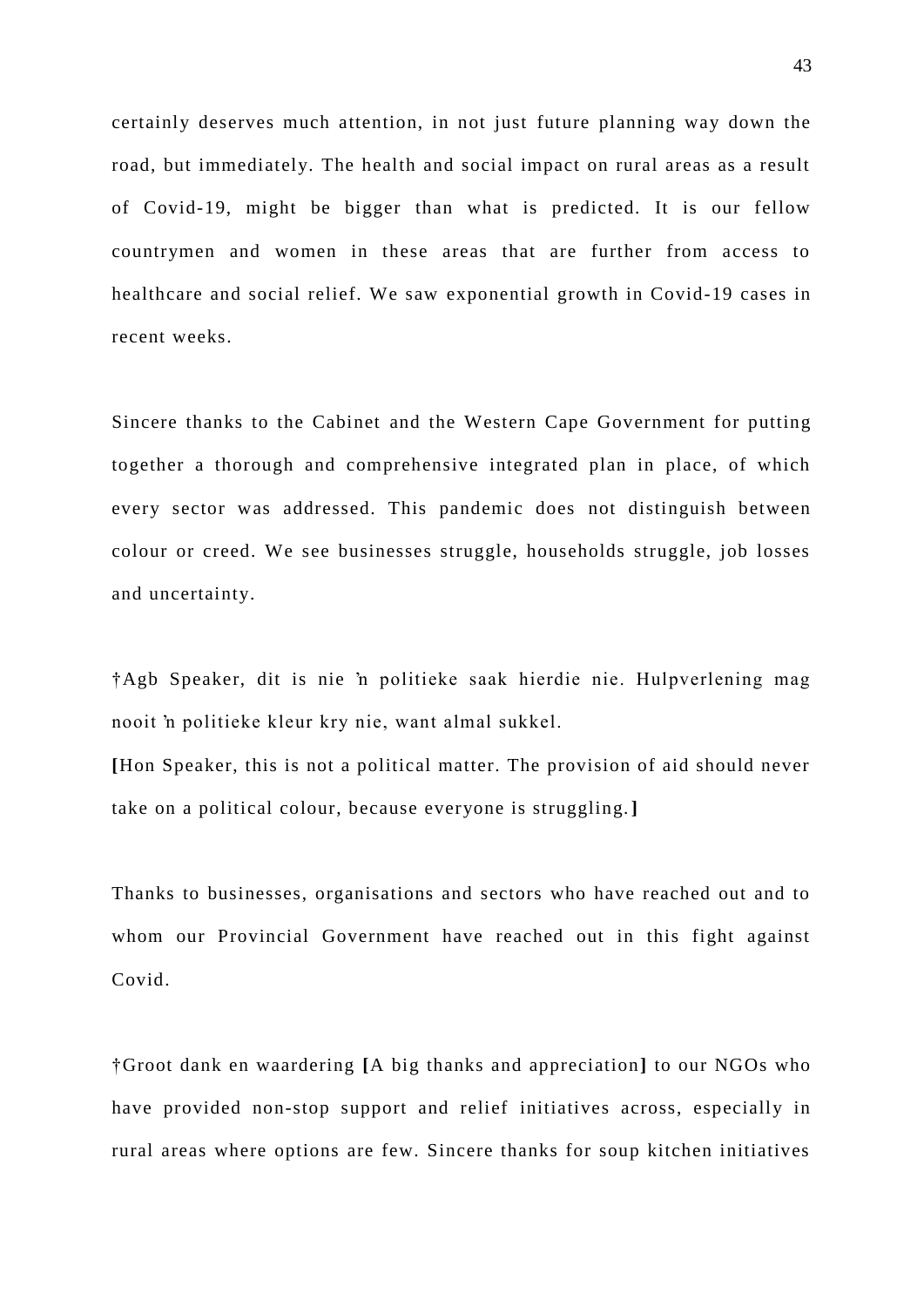certainly deserves much attention, in not just future planning way down the road, but immediately. The health and social impact on rural areas as a result of Covid-19, might be bigger than what is predicted. It is our fellow countrymen and women in these areas that are further from access to healthcare and social relief. We saw exponential growth in Covid-19 cases in recent weeks.

Sincere thanks to the Cabinet and the Western Cape Government for putting together a thorough and comprehensive integrated plan in place, of which every sector was addressed. This pandemic does not distinguish between colour or creed. We see businesses struggle, households struggle, job losses and uncertainty.

†Agb Speaker, dit is nie 'n politieke saak hierdie nie. Hulpverlening mag nooit 'n politieke kleur kry nie, want almal sukkel.
**[**Hon Speaker, this is not a political matter. The provision of aid should never take on a political colour, because everyone is struggling.**]**

Thanks to businesses, organisations and sectors who have reached out and to whom our Provincial Government have reached out in this fight against Covid.

†Groot dank en waardering **[**A big thanks and appreciation**]** to our NGOs who have provided non-stop support and relief initiatives across, especially in rural areas where options are few. Sincere thanks for soup kitchen initiatives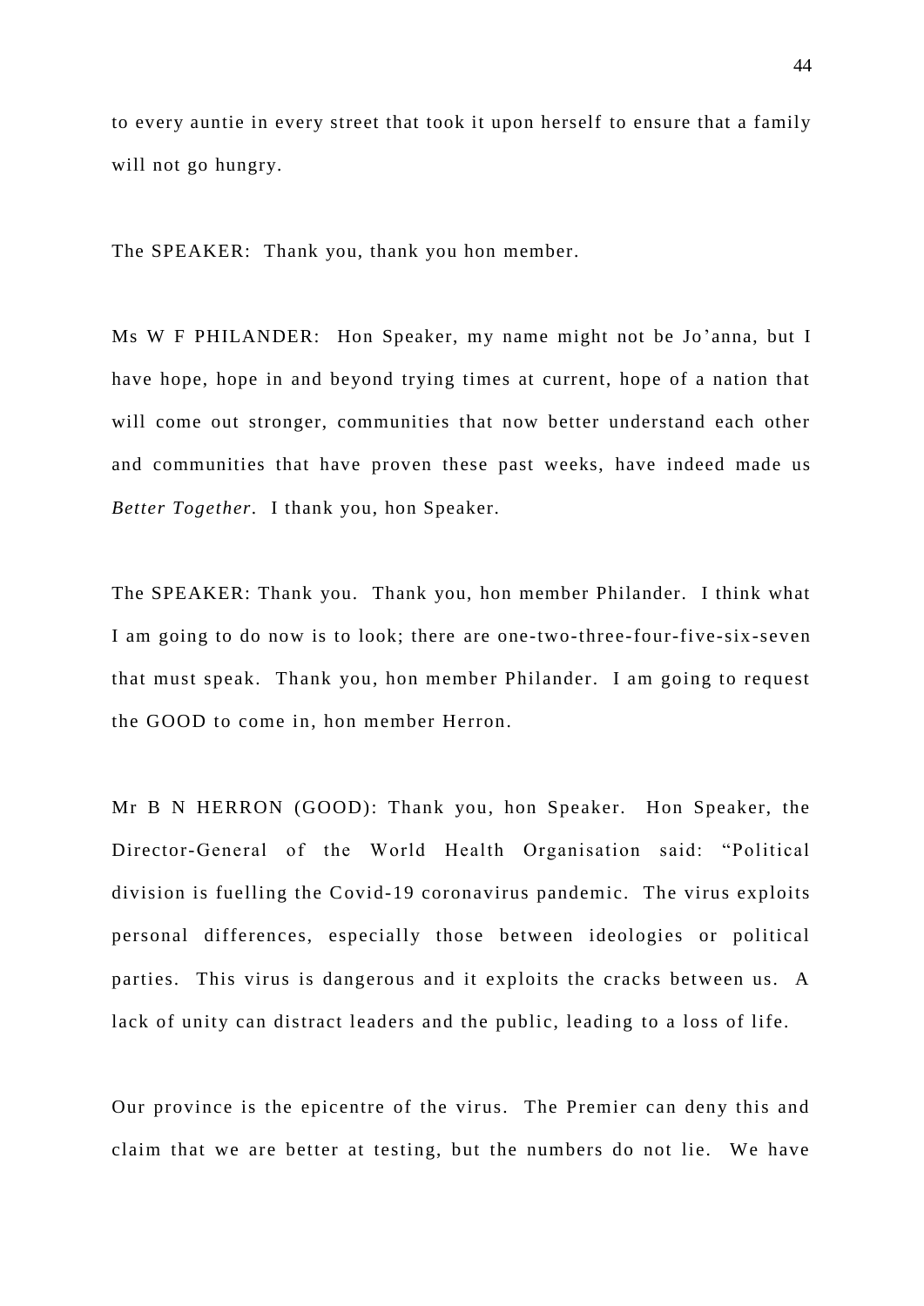to every auntie in every street that took it upon herself to ensure that a family will not go hungry.

The SPEAKER: Thank you, thank you hon member.

Ms W F PHILANDER: Hon Speaker, my name might not be Jo'anna, but I have hope, hope in and beyond trying times at current, hope of a nation that will come out stronger, communities that now better understand each other and communities that have proven these past weeks, have indeed made us *Better Together*. I thank you, hon Speaker.

The SPEAKER: Thank you. Thank you, hon member Philander. I think what I am going to do now is to look; there are one-two-three-four-five-six-seven that must speak. Thank you, hon member Philander. I am going to request the GOOD to come in, hon member Herron.

Mr B N HERRON (GOOD): Thank you, hon Speaker. Hon Speaker, the Director-General of the World Health Organisation said: "Political division is fuelling the Covid-19 coronavirus pandemic. The virus exploits personal differences, especially those between ideologies or political parties. This virus is dangerous and it exploits the cracks between us. A lack of unity can distract leaders and the public, leading to a loss of life.

Our province is the epicentre of the virus. The Premier can deny this and claim that we are better at testing, but the numbers do not lie. We have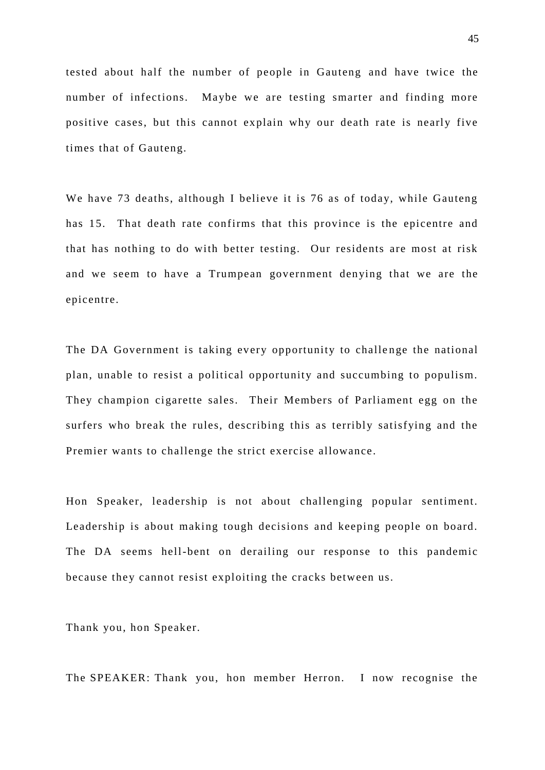tested about half the number of people in Gauteng and have twice the number of infections. Maybe we are testing smarter and finding more positive cases, but this cannot explain why our death rate is nearly five times that of Gauteng.

We have 73 deaths, although I believe it is 76 as of today, while Gauteng has 15. That death rate confirms that this province is the epicentre and that has nothing to do with better testing. Our residents are most at risk and we seem to have a Trumpean government denying that we are the epicentre.

The DA Government is taking every opportunity to challenge the national plan, unable to resist a political opportunity and succumbing to populism. They champion cigarette sales. Their Members of Parliament egg on the surfers who break the rules, describing this as terribly satisfying and the Premier wants to challenge the strict exercise allowance.

Hon Speaker, leadership is not about challenging popular sentiment. Leadership is about making tough decisions and keeping people on board. The DA seems hell-bent on derailing our response to this pandemic because they cannot resist exploiting the cracks between us.

Thank you, hon Speaker.

The SPEAKER: Thank you, hon member Herron. I now recognise the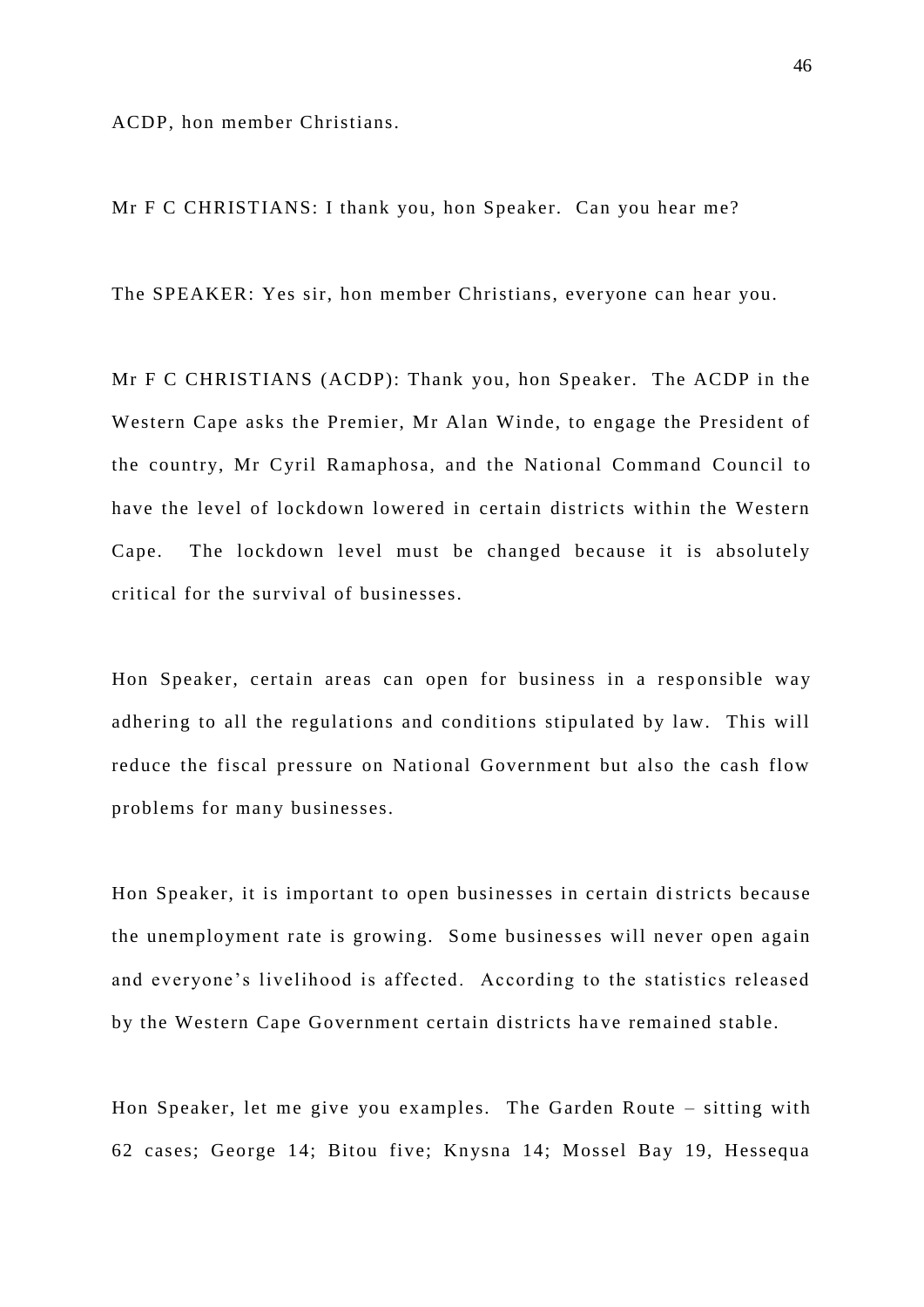ACDP, hon member Christians.

Mr F C CHRISTIANS: I thank you, hon Speaker. Can you hear me?

The SPEAKER: Yes sir, hon member Christians, everyone can hear you.

Mr F C CHRISTIANS (ACDP): Thank you, hon Speaker. The ACDP in the Western Cape asks the Premier, Mr Alan Winde, to engage the President of the country, Mr Cyril Ramaphosa, and the National Command Council to have the level of lockdown lowered in certain districts within the Western Cape. The lockdown level must be changed because it is absolutely critical for the survival of businesses.

Hon Speaker, certain areas can open for business in a responsible way adhering to all the regulations and conditions stipulated by law. This will reduce the fiscal pressure on National Government but also the cash flow problems for many businesses.

Hon Speaker, it is important to open businesses in certain districts because the unemployment rate is growing. Some businesses will never open again and everyone's livelihood is affected. According to the statistics released by the Western Cape Government certain districts have remained stable.

Hon Speaker, let me give you examples. The Garden Route – sitting with 62 cases; George 14; Bitou five; Knysna 14; Mossel Bay 19, Hessequa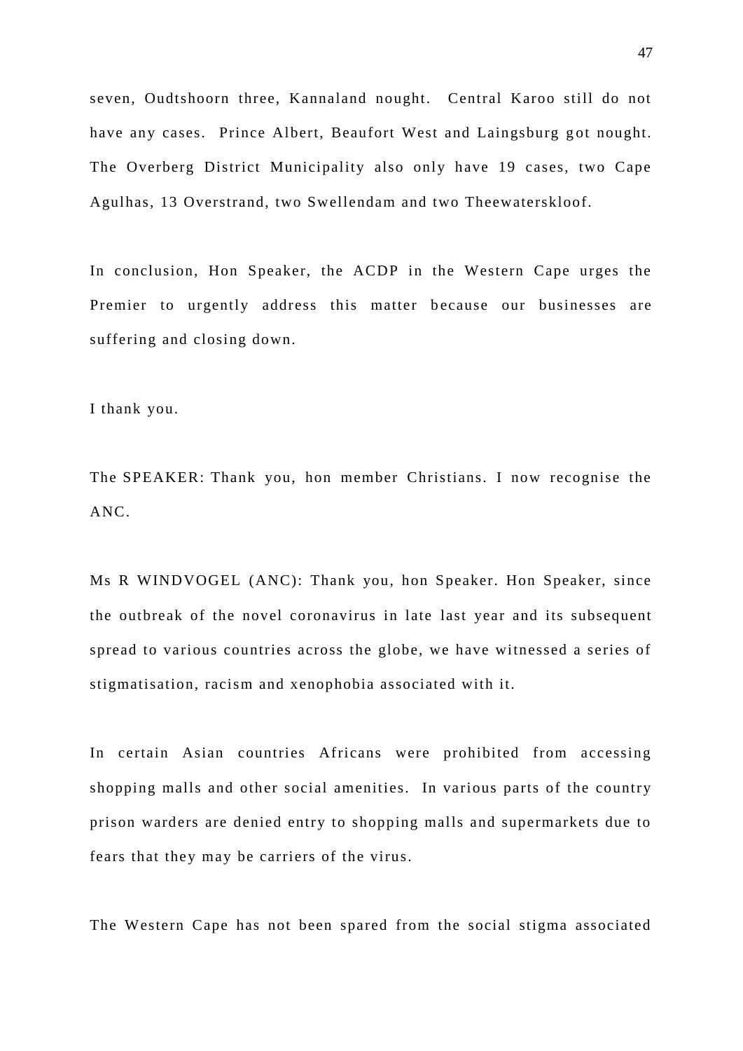seven, Oudtshoorn three, Kannaland nought. Central Karoo still do not have any cases. Prince Albert, Beaufort West and Laingsburg got nought. The Overberg District Municipality also only have 19 cases, two Cape Agulhas, 13 Overstrand, two Swellendam and two Theewaterskloof.

In conclusion, Hon Speaker, the ACDP in the Western Cape urges the Premier to urgently address this matter because our businesses are suffering and closing down.

I thank you.

The SPEAKER: Thank you, hon member Christians. I now recognise the ANC.

Ms R WINDVOGEL (ANC): Thank you, hon Speaker. Hon Speaker, since the outbreak of the novel coronavirus in late last year and its subsequent spread to various countries across the globe, we have witnessed a series of stigmatisation, racism and xenophobia associated with it.

In certain Asian countries Africans were prohibited from accessing shopping malls and other social amenities. In various parts of the country prison warders are denied entry to shopping malls and supermarkets due to fears that they may be carriers of the virus.

The Western Cape has not been spared from the social stigma associated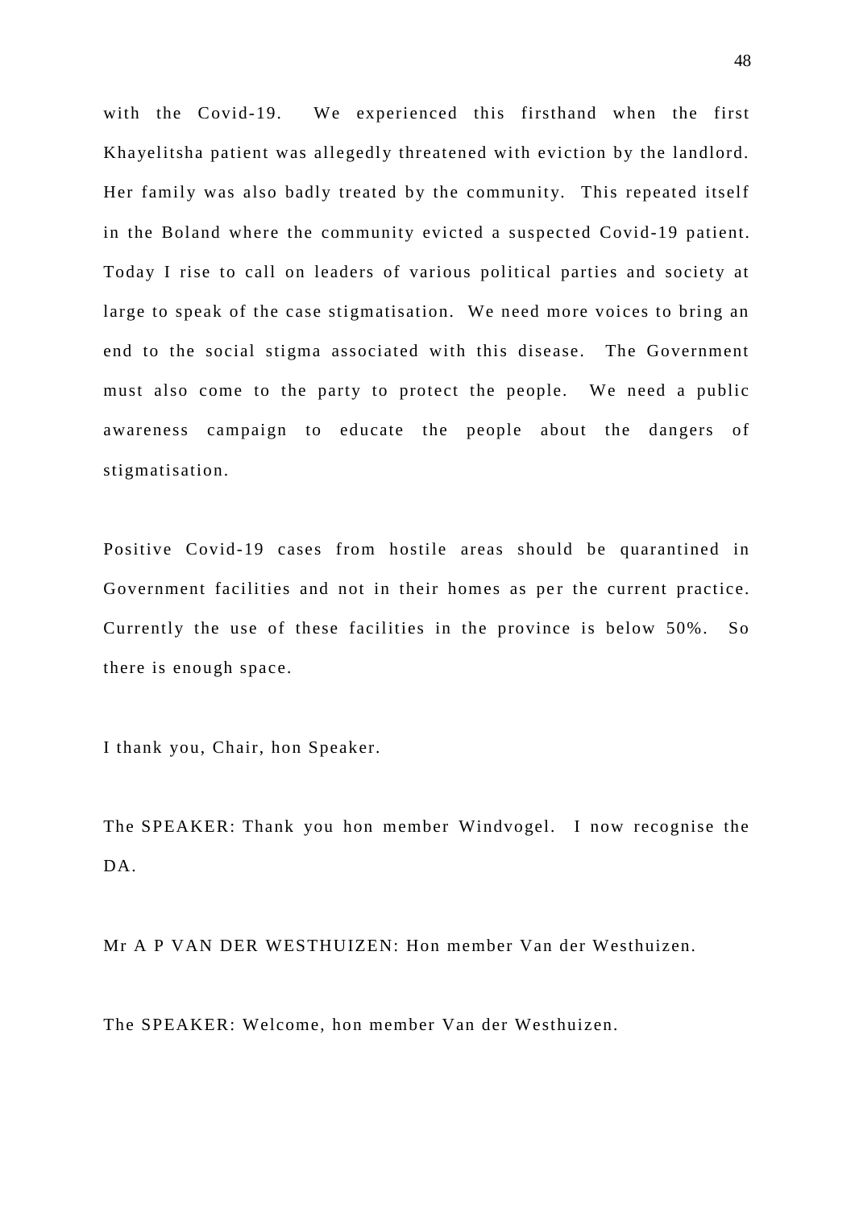with the Covid-19. We experienced this firsthand when the first Khayelitsha patient was allegedly threatened with eviction by the landlord. Her family was also badly treated by the community. This repeated itself in the Boland where the community evicted a suspected Covid-19 patient. Today I rise to call on leaders of various political parties and society at large to speak of the case stigmatisation. We need more voices to bring an end to the social stigma associated with this disease. The Government must also come to the party to protect the people. We need a public awareness campaign to educate the people about the dangers of stigmatisation.

Positive Covid-19 cases from hostile areas should be quarantined in Government facilities and not in their homes as per the current practice. Currently the use of these facilities in the province is below 50%. So there is enough space.

I thank you, Chair, hon Speaker.

The SPEAKER: Thank you hon member Windvogel. I now recognise the DA.

Mr A P VAN DER WESTHUIZEN: Hon member Van der Westhuizen.

The SPEAKER: Welcome, hon member Van der Westhuizen.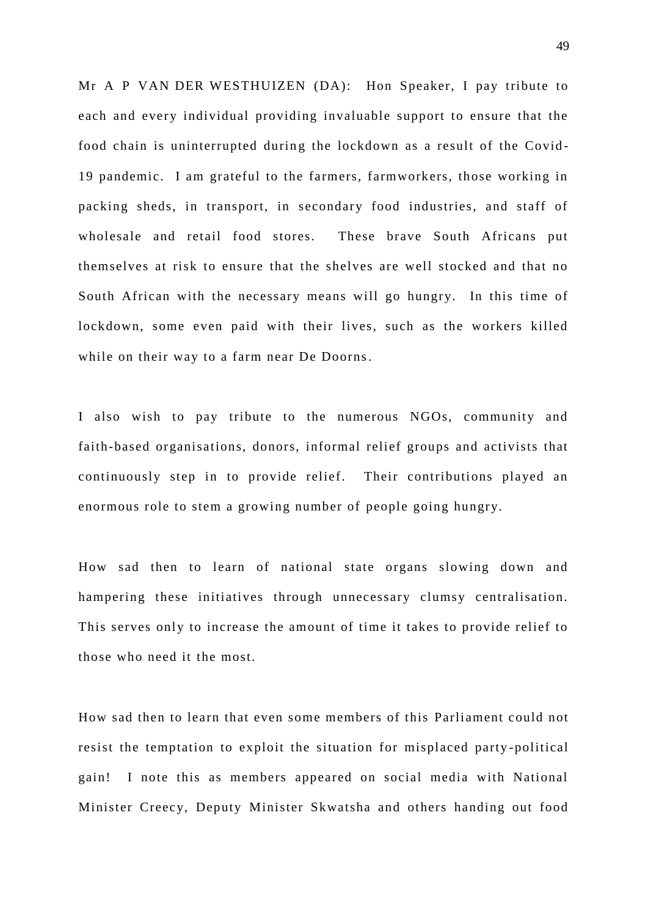Mr A P VAN DER WESTHUIZEN (DA): Hon Speaker, I pay tribute to each and every individual providing invaluable support to ensure that the food chain is uninterrupted during the lockdown as a result of the Covid-19 pandemic. I am grateful to the farmers, farmworkers, those working in packing sheds, in transport, in secondary food industries, and staff of wholesale and retail food stores. These brave South Africans put themselves at risk to ensure that the shelves are well stocked and that no South African with the necessary means will go hungry. In this time of lockdown, some even paid with their lives, such as the workers killed while on their way to a farm near De Doorns.

I also wish to pay tribute to the numerous NGOs, community and faith-based organisations, donors, informal relief groups and activists that continuously step in to provide relief. Their contributions played an enormous role to stem a growing number of people going hungry.

How sad then to learn of national state organs slowing down and hampering these initiatives through unnecessary clumsy centralisation. This serves only to increase the amount of time it takes to provide relief to those who need it the most.

How sad then to learn that even some members of this Parliament could not resist the temptation to exploit the situation for misplaced party-political gain! I note this as members appeared on social media with National Minister Creecy, Deputy Minister Skwatsha and others handing out food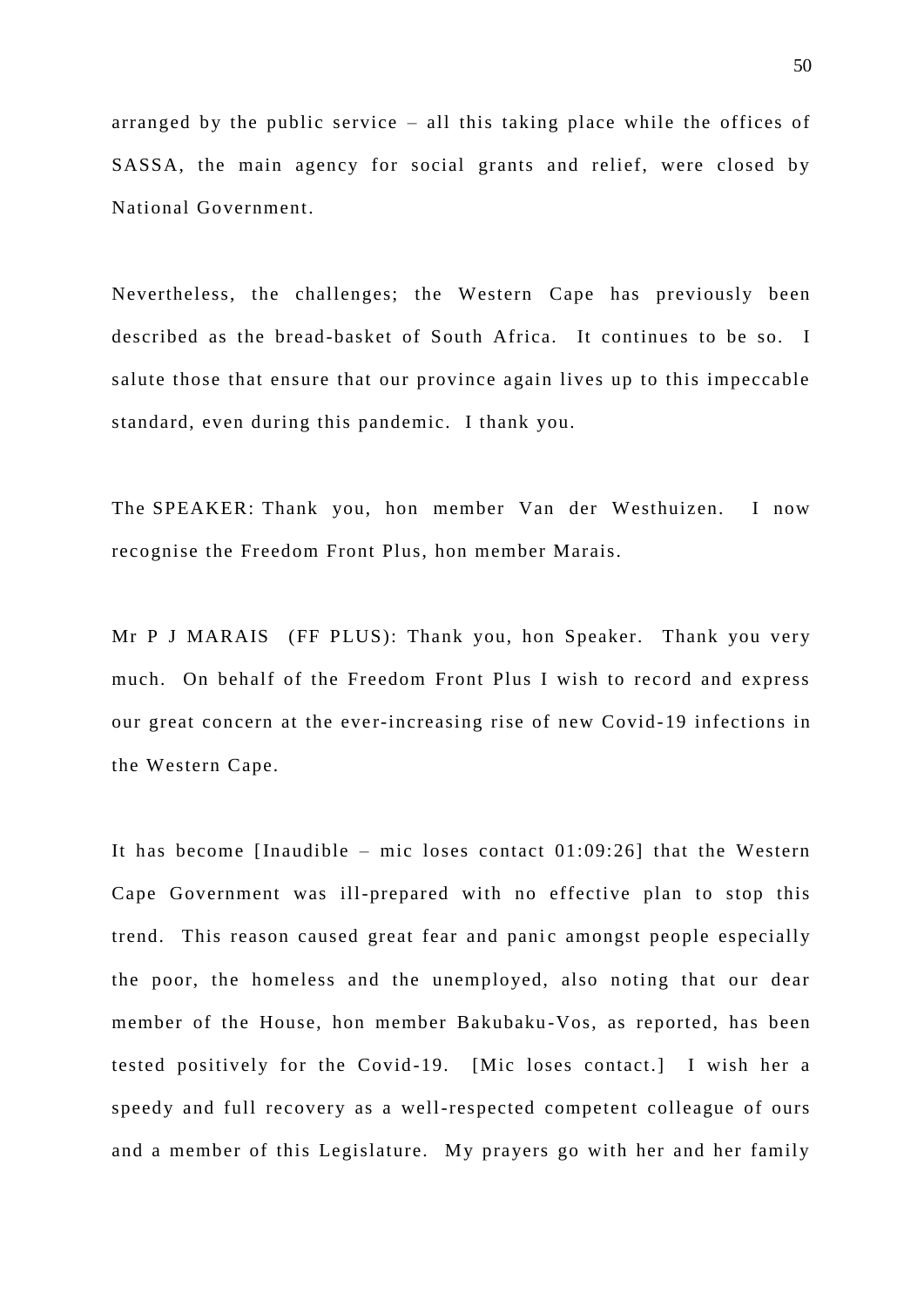arranged by the public service – all this taking place while the offices of SASSA, the main agency for social grants and relief, were closed by National Government.

Nevertheless, the challenges; the Western Cape has previously been described as the bread-basket of South Africa. It continues to be so. I salute those that ensure that our province again lives up to this impeccable standard, even during this pandemic. I thank you.

The SPEAKER: Thank you, hon member Van der Westhuizen. I now recognise the Freedom Front Plus, hon member Marais.

Mr P J MARAIS (FF PLUS): Thank you, hon Speaker. Thank you very much. On behalf of the Freedom Front Plus I wish to record and express our great concern at the ever-increasing rise of new Covid-19 infections in the Western Cape.

It has become [Inaudible – mic loses contact 01:09:26] that the Western Cape Government was ill-prepared with no effective plan to stop this trend. This reason caused great fear and panic amongst people especially the poor, the homeless and the unemployed, also noting that our dear member of the House, hon member Bakubaku-Vos, as reported, has been tested positively for the Covid-19. [Mic loses contact.] I wish her a speedy and full recovery as a well-respected competent colleague of ours and a member of this Legislature. My prayers go with her and her family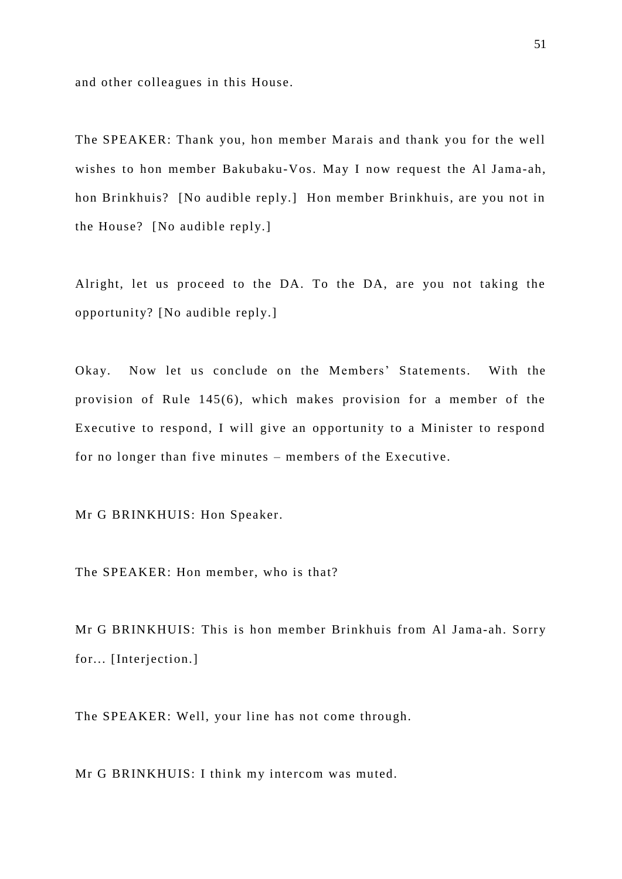and other colleagues in this House.

The SPEAKER: Thank you, hon member Marais and thank you for the well wishes to hon member Bakubaku-Vos. May I now request the Al Jama-ah, hon Brinkhuis? [No audible reply.] Hon member Brinkhuis, are you not in the House? [No audible reply.]

Alright, let us proceed to the DA. To the DA, are you not taking the opportunity? [No audible reply.]

Okay. Now let us conclude on the Members' Statements. With the provision of Rule 145(6), which makes provision for a member of the Executive to respond, I will give an opportunity to a Minister to respond for no longer than five minutes – members of the Executive.

Mr G BRINKHUIS: Hon Speaker.

The SPEAKER: Hon member, who is that?

Mr G BRINKHUIS: This is hon member Brinkhuis from Al Jama-ah. Sorry for... [Interjection.]

The SPEAKER: Well, your line has not come through.

Mr G BRINKHUIS: I think my intercom was muted.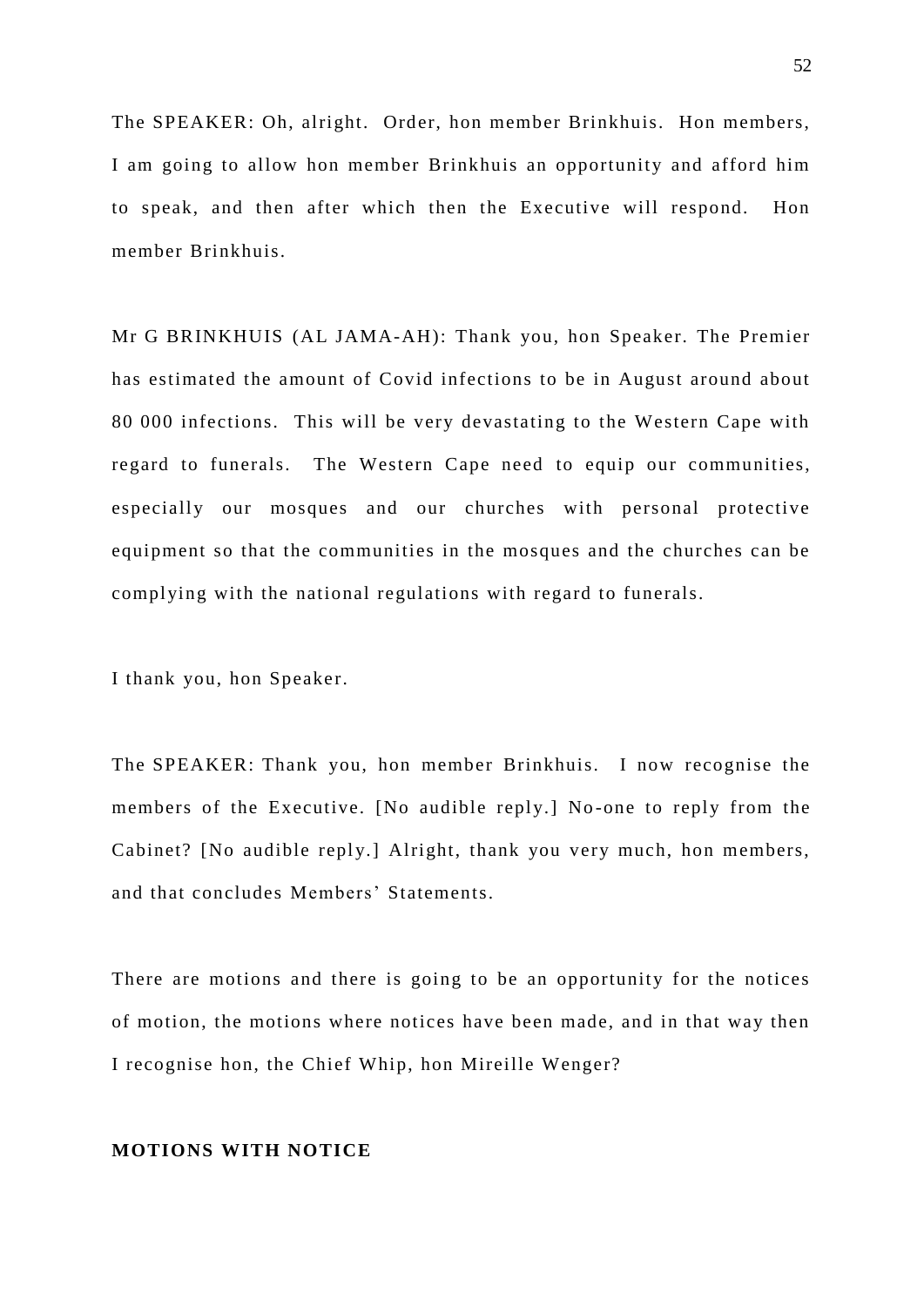The SPEAKER: Oh, alright. Order, hon member Brinkhuis. Hon members, I am going to allow hon member Brinkhuis an opportunity and afford him to speak, and then after which then the Executive will respond. Hon member Brinkhuis.

Mr G BRINKHUIS (AL JAMA-AH): Thank you, hon Speaker. The Premier has estimated the amount of Covid infections to be in August around about 80 000 infections. This will be very devastating to the Western Cape with regard to funerals. The Western Cape need to equip our communities, especially our mosques and our churches with personal protective equipment so that the communities in the mosques and the churches can be complying with the national regulations with regard to funerals.

I thank you, hon Speaker.

The SPEAKER: Thank you, hon member Brinkhuis. I now recognise the members of the Executive. [No audible reply.] No-one to reply from the Cabinet? [No audible reply.] Alright, thank you very much, hon members, and that concludes Members' Statements.

There are motions and there is going to be an opportunity for the notices of motion, the motions where notices have been made, and in that way then I recognise hon, the Chief Whip, hon Mireille Wenger?

**MOTIONS WITH NOTICE**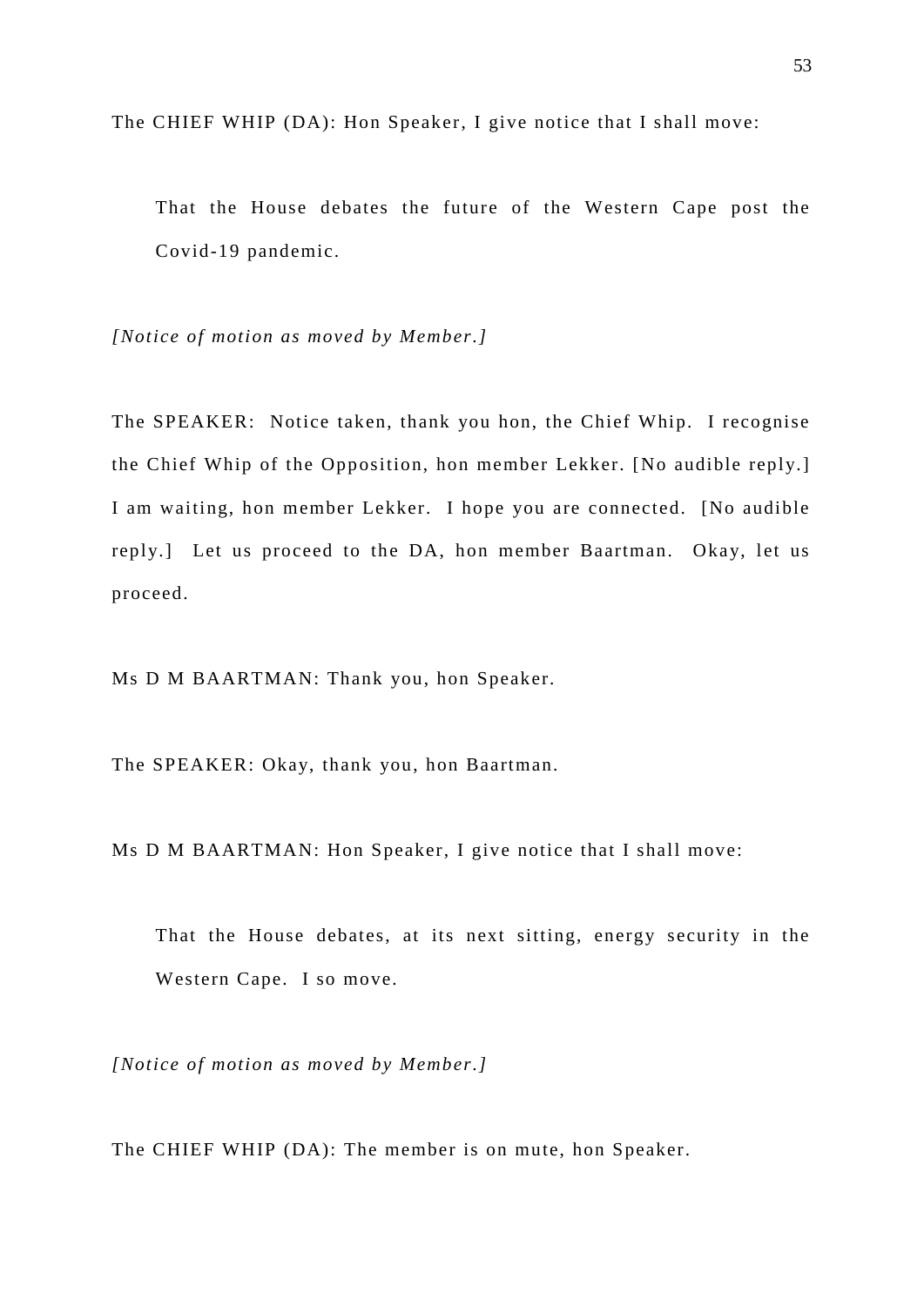The CHIEF WHIP (DA): Hon Speaker, I give notice that I shall move:

> That the House debates the future of the Western Cape post the Covid-19 pandemic.

*[Notice of motion as moved by Member.]*

The SPEAKER: Notice taken, thank you hon, the Chief Whip. I recognise the Chief Whip of the Opposition, hon member Lekker. [No audible reply.] I am waiting, hon member Lekker. I hope you are connected. [No audible reply.] Let us proceed to the DA, hon member Baartman. Okay, let us proceed.

Ms D M BAARTMAN: Thank you, hon Speaker.

The SPEAKER: Okay, thank you, hon Baartman.

Ms D M BAARTMAN: Hon Speaker, I give notice that I shall move:

> That the House debates, at its next sitting, energy security in the Western Cape. I so move.

*[Notice of motion as moved by Member.]*

The CHIEF WHIP (DA): The member is on mute, hon Speaker.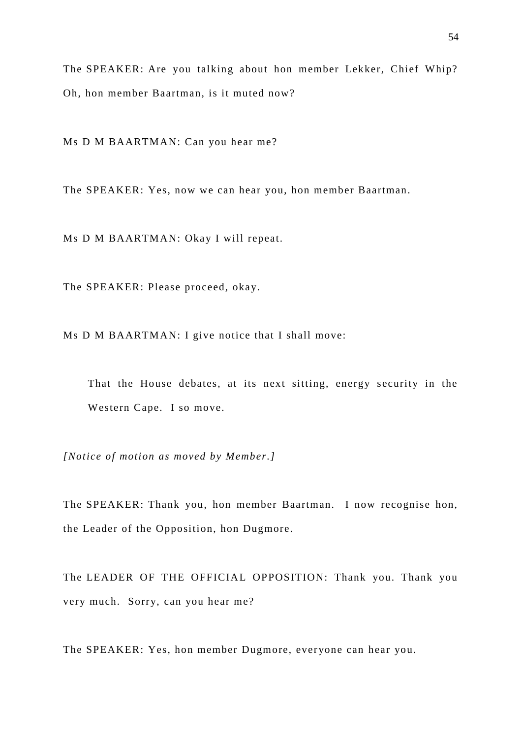The SPEAKER: Are you talking about hon member Lekker, Chief Whip? Oh, hon member Baartman, is it muted now?

Ms D M BAARTMAN: Can you hear me?

The SPEAKER: Yes, now we can hear you, hon member Baartman.

Ms D M BAARTMAN: Okay I will repeat.

The SPEAKER: Please proceed, okay.

Ms D M BAARTMAN: I give notice that I shall move:

> That the House debates, at its next sitting, energy security in the Western Cape. I so move.

*[Notice of motion as moved by Member.]*

The SPEAKER: Thank you, hon member Baartman. I now recognise hon, the Leader of the Opposition, hon Dugmore.

The LEADER OF THE OFFICIAL OPPOSITION: Thank you. Thank you very much. Sorry, can you hear me?

The SPEAKER: Yes, hon member Dugmore, everyone can hear you.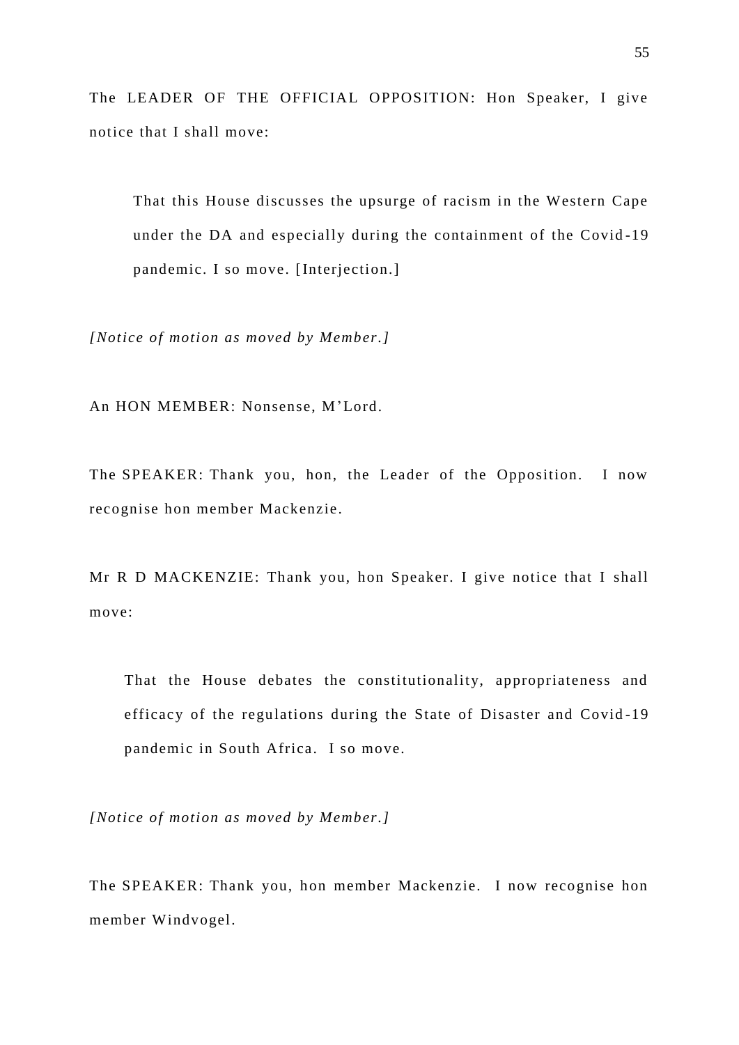The LEADER OF THE OFFICIAL OPPOSITION: Hon Speaker, I give notice that I shall move:

> That this House discusses the upsurge of racism in the Western Cape under the DA and especially during the containment of the Covid-19 pandemic. I so move. [Interjection.]

*[Notice of motion as moved by Member.]*

An HON MEMBER: Nonsense, M'Lord.

The SPEAKER: Thank you, hon, the Leader of the Opposition. I now recognise hon member Mackenzie.

Mr R D MACKENZIE: Thank you, hon Speaker. I give notice that I shall move:

> That the House debates the constitutionality, appropriateness and efficacy of the regulations during the State of Disaster and Covid-19 pandemic in South Africa. I so move.

*[Notice of motion as moved by Member.]*

The SPEAKER: Thank you, hon member Mackenzie. I now recognise hon member Windvogel.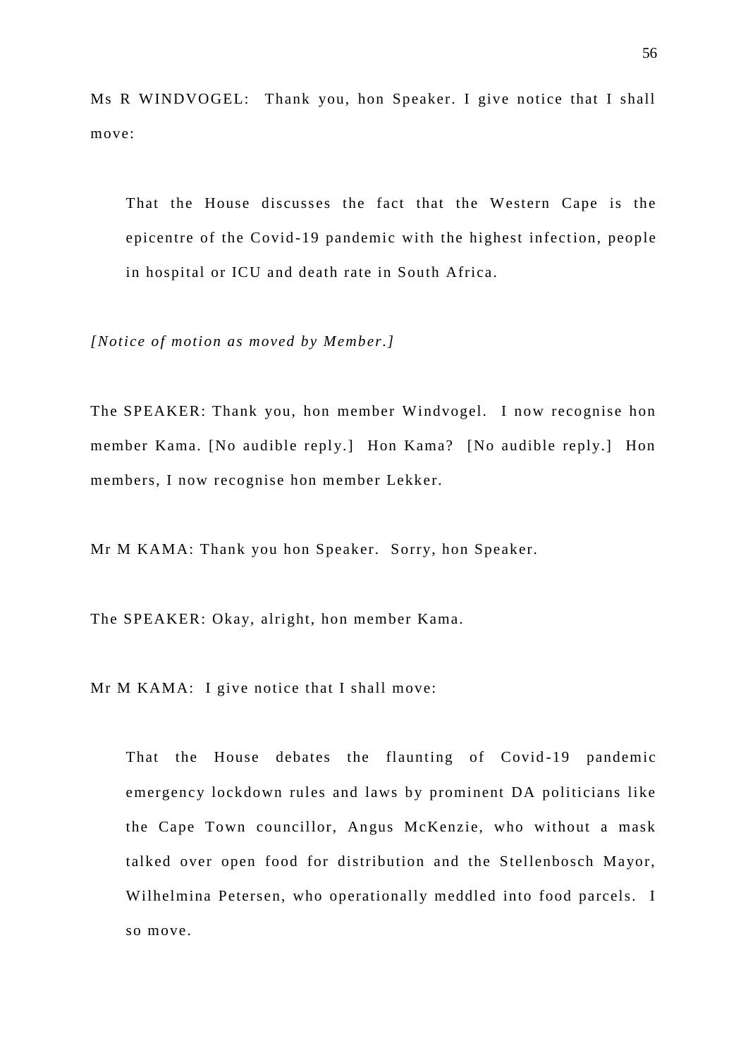Ms R WINDVOGEL: Thank you, hon Speaker. I give notice that I shall move:

> That the House discusses the fact that the Western Cape is the epicentre of the Covid-19 pandemic with the highest infection, people in hospital or ICU and death rate in South Africa.

*[Notice of motion as moved by Member.]*

The SPEAKER: Thank you, hon member Windvogel. I now recognise hon member Kama. [No audible reply.] Hon Kama? [No audible reply.] Hon members, I now recognise hon member Lekker.

Mr M KAMA: Thank you hon Speaker. Sorry, hon Speaker.

The SPEAKER: Okay, alright, hon member Kama.

Mr M KAMA: I give notice that I shall move:

> That the House debates the flaunting of Covid-19 pandemic emergency lockdown rules and laws by prominent DA politicians like the Cape Town councillor, Angus McKenzie, who without a mask talked over open food for distribution and the Stellenbosch Mayor, Wilhelmina Petersen, who operationally meddled into food parcels. I so move.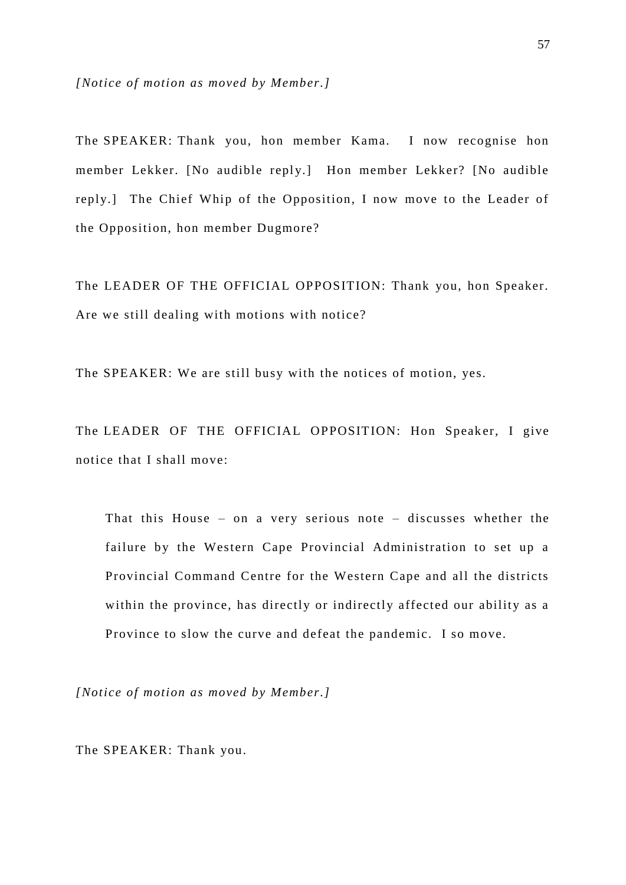*[Notice of motion as moved by Member.]*

The SPEAKER: Thank you, hon member Kama. I now recognise hon member Lekker. [No audible reply.] Hon member Lekker? [No audible reply.] The Chief Whip of the Opposition, I now move to the Leader of the Opposition, hon member Dugmore?

The LEADER OF THE OFFICIAL OPPOSITION: Thank you, hon Speaker. Are we still dealing with motions with notice?

The SPEAKER: We are still busy with the notices of motion, yes.

The LEADER OF THE OFFICIAL OPPOSITION: Hon Speaker, I give notice that I shall move:

> That this House – on a very serious note – discusses whether the failure by the Western Cape Provincial Administration to set up a Provincial Command Centre for the Western Cape and all the districts within the province, has directly or indirectly affected our ability as a Province to slow the curve and defeat the pandemic. I so move.

*[Notice of motion as moved by Member.]*

The SPEAKER: Thank you.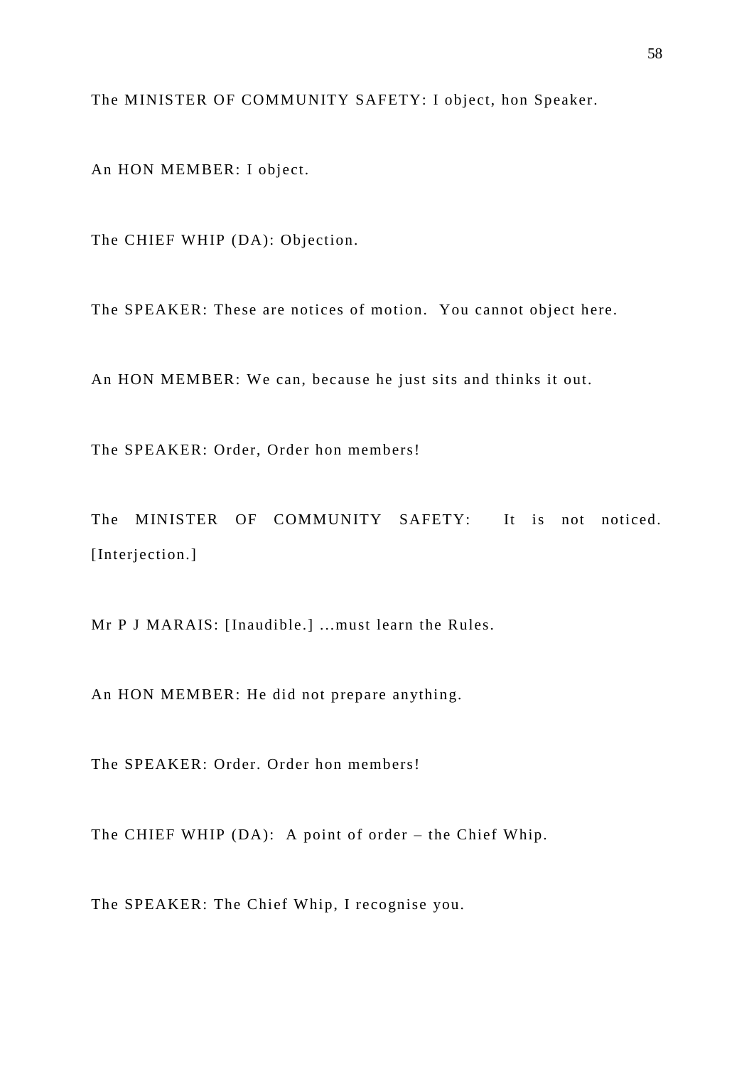The MINISTER OF COMMUNITY SAFETY: I object, hon Speaker.

An HON MEMBER: I object.

The CHIEF WHIP (DA): Objection.

The SPEAKER: These are notices of motion.  You cannot object here.

An HON MEMBER: We can, because he just sits and thinks it out.

The SPEAKER: Order, Order hon members!

The MINISTER OF COMMUNITY SAFETY:  It is not noticed. [Interjection.]

Mr P J MARAIS: [Inaudible.] ...must learn the Rules.

An HON MEMBER: He did not prepare anything.

The SPEAKER: Order. Order hon members!

The CHIEF WHIP (DA):  A point of order – the Chief Whip.

The SPEAKER: The Chief Whip, I recognise you.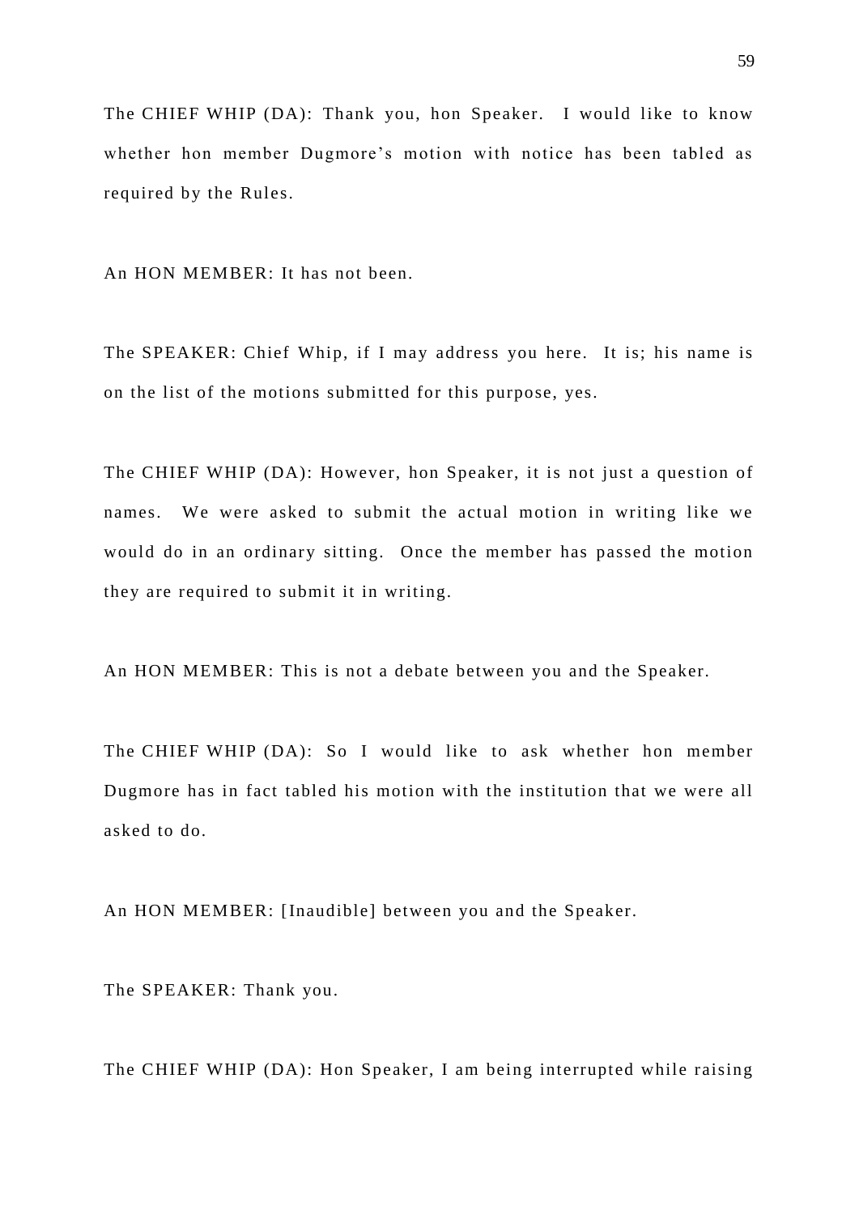The CHIEF WHIP (DA): Thank you, hon Speaker. I would like to know whether hon member Dugmore's motion with notice has been tabled as required by the Rules.

An HON MEMBER: It has not been.

The SPEAKER: Chief Whip, if I may address you here. It is; his name is on the list of the motions submitted for this purpose, yes.

The CHIEF WHIP (DA): However, hon Speaker, it is not just a question of names. We were asked to submit the actual motion in writing like we would do in an ordinary sitting. Once the member has passed the motion they are required to submit it in writing.

An HON MEMBER: This is not a debate between you and the Speaker.

The CHIEF WHIP (DA): So I would like to ask whether hon member Dugmore has in fact tabled his motion with the institution that we were all asked to do.

An HON MEMBER: [Inaudible] between you and the Speaker.

The SPEAKER: Thank you.

The CHIEF WHIP (DA): Hon Speaker, I am being interrupted while raising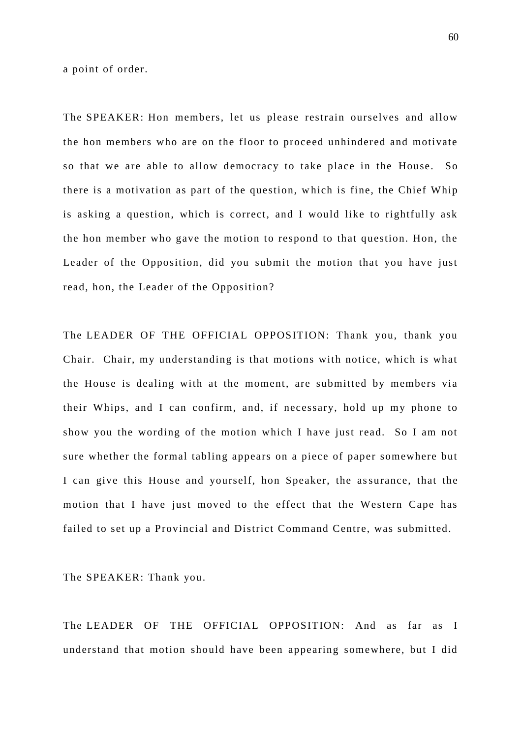a point of order.

The SPEAKER: Hon members, let us please restrain ourselves and allow the hon members who are on the floor to proceed unhindered and motivate so that we are able to allow democracy to take place in the House. So there is a motivation as part of the question, which is fine, the Chief Whip is asking a question, which is correct, and I would like to rightfully ask the hon member who gave the motion to respond to that question. Hon, the Leader of the Opposition, did you submit the motion that you have just read, hon, the Leader of the Opposition?

The LEADER OF THE OFFICIAL OPPOSITION: Thank you, thank you Chair. Chair, my understanding is that motions with notice, which is what the House is dealing with at the moment, are submitted by members via their Whips, and I can confirm, and, if necessary, hold up my phone to show you the wording of the motion which I have just read. So I am not sure whether the formal tabling appears on a piece of paper somewhere but I can give this House and yourself, hon Speaker, the assurance, that the motion that I have just moved to the effect that the Western Cape has failed to set up a Provincial and District Command Centre, was submitted.

The SPEAKER: Thank you.

The LEADER OF THE OFFICIAL OPPOSITION: And as far as I understand that motion should have been appearing somewhere, but I did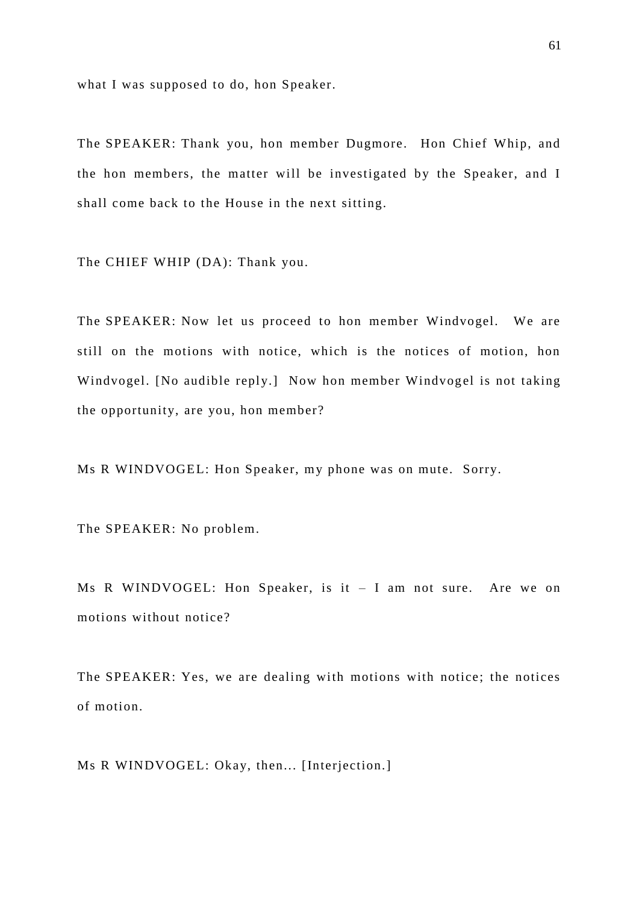what I was supposed to do, hon Speaker.

The SPEAKER: Thank you, hon member Dugmore. Hon Chief Whip, and the hon members, the matter will be investigated by the Speaker, and I shall come back to the House in the next sitting.

The CHIEF WHIP (DA): Thank you.

The SPEAKER: Now let us proceed to hon member Windvogel. We are still on the motions with notice, which is the notices of motion, hon Windvogel. [No audible reply.] Now hon member Windvogel is not taking the opportunity, are you, hon member?

Ms R WINDVOGEL: Hon Speaker, my phone was on mute. Sorry.

The SPEAKER: No problem.

Ms R WINDVOGEL: Hon Speaker, is it – I am not sure. Are we on motions without notice?

The SPEAKER: Yes, we are dealing with motions with notice; the notices of motion.

Ms R WINDVOGEL: Okay, then... [Interjection.]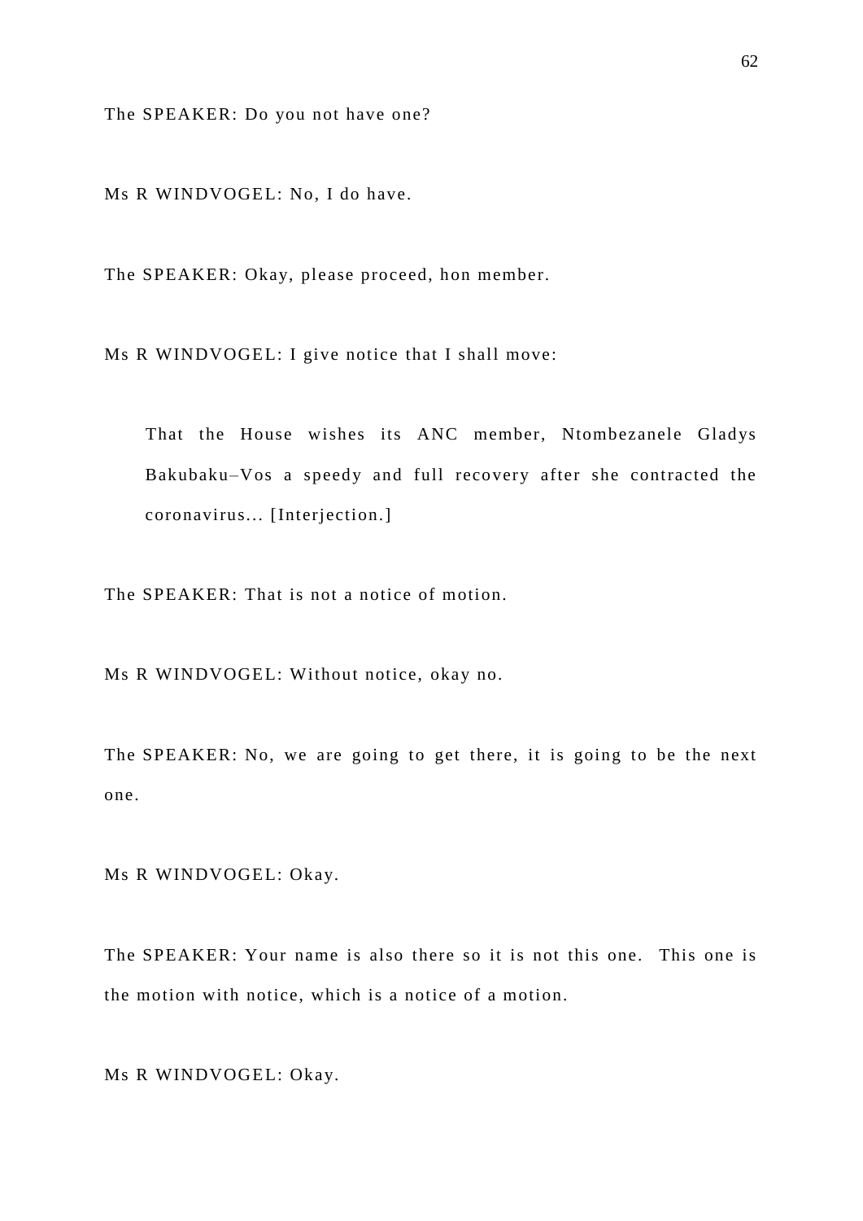The SPEAKER: Do you not have one?

Ms R WINDVOGEL: No, I do have.

The SPEAKER: Okay, please proceed, hon member.

Ms R WINDVOGEL: I give notice that I shall move:

> That the House wishes its ANC member, Ntombezanele Gladys Bakubaku–Vos a speedy and full recovery after she contracted the coronavirus... [Interjection.]

The SPEAKER: That is not a notice of motion.

Ms R WINDVOGEL: Without notice, okay no.

The SPEAKER: No, we are going to get there, it is going to be the next one.

Ms R WINDVOGEL: Okay.

The SPEAKER: Your name is also there so it is not this one. This one is the motion with notice, which is a notice of a motion.

Ms R WINDVOGEL: Okay.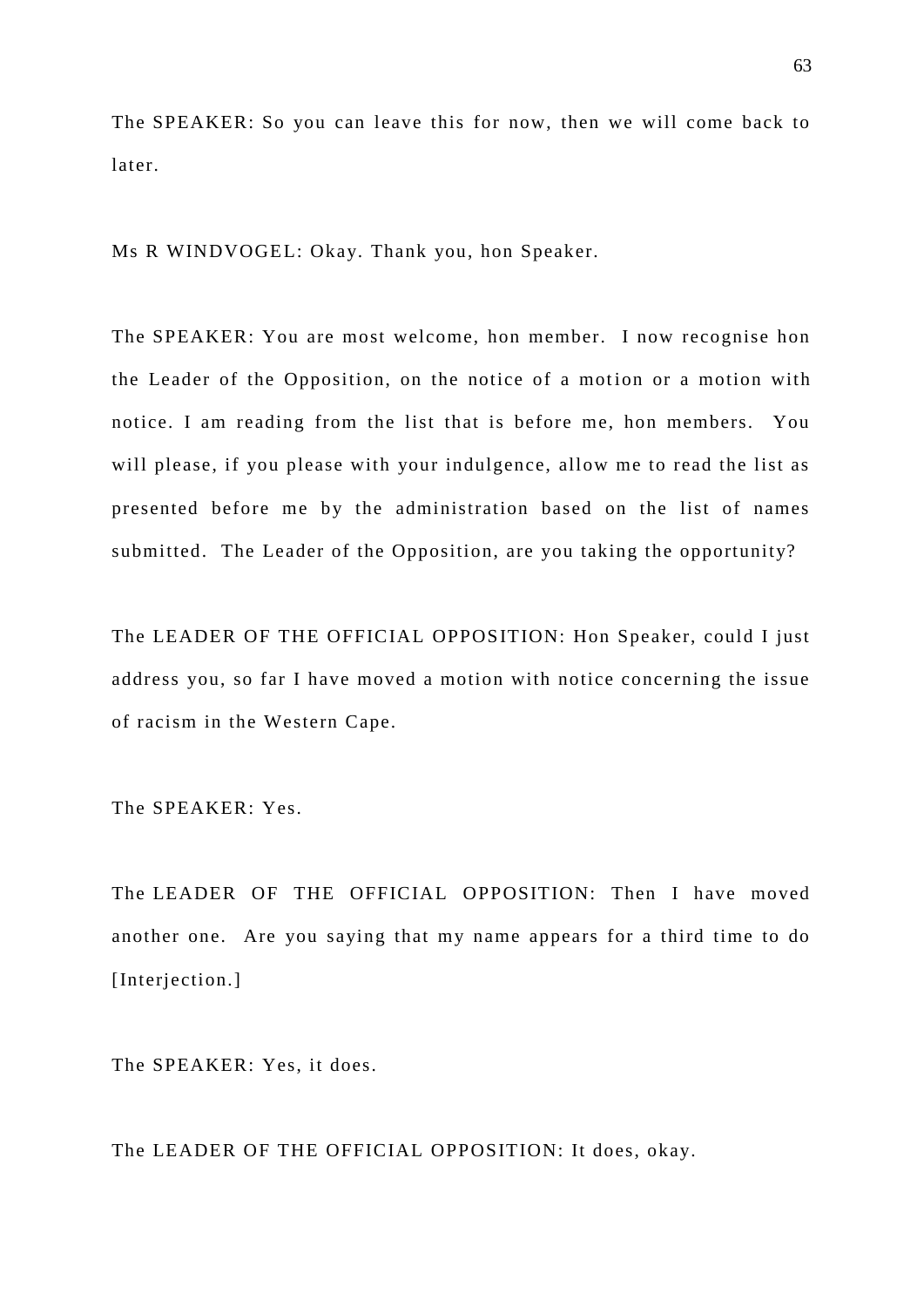The SPEAKER: So you can leave this for now, then we will come back to later.

Ms R WINDVOGEL: Okay. Thank you, hon Speaker.

The SPEAKER: You are most welcome, hon member. I now recognise hon the Leader of the Opposition, on the notice of a motion or a motion with notice. I am reading from the list that is before me, hon members. You will please, if you please with your indulgence, allow me to read the list as presented before me by the administration based on the list of names submitted. The Leader of the Opposition, are you taking the opportunity?

The LEADER OF THE OFFICIAL OPPOSITION: Hon Speaker, could I just address you, so far I have moved a motion with notice concerning the issue of racism in the Western Cape.

The SPEAKER: Yes.

The LEADER OF THE OFFICIAL OPPOSITION: Then I have moved another one. Are you saying that my name appears for a third time to do [Interjection.]

The SPEAKER: Yes, it does.

The LEADER OF THE OFFICIAL OPPOSITION: It does, okay.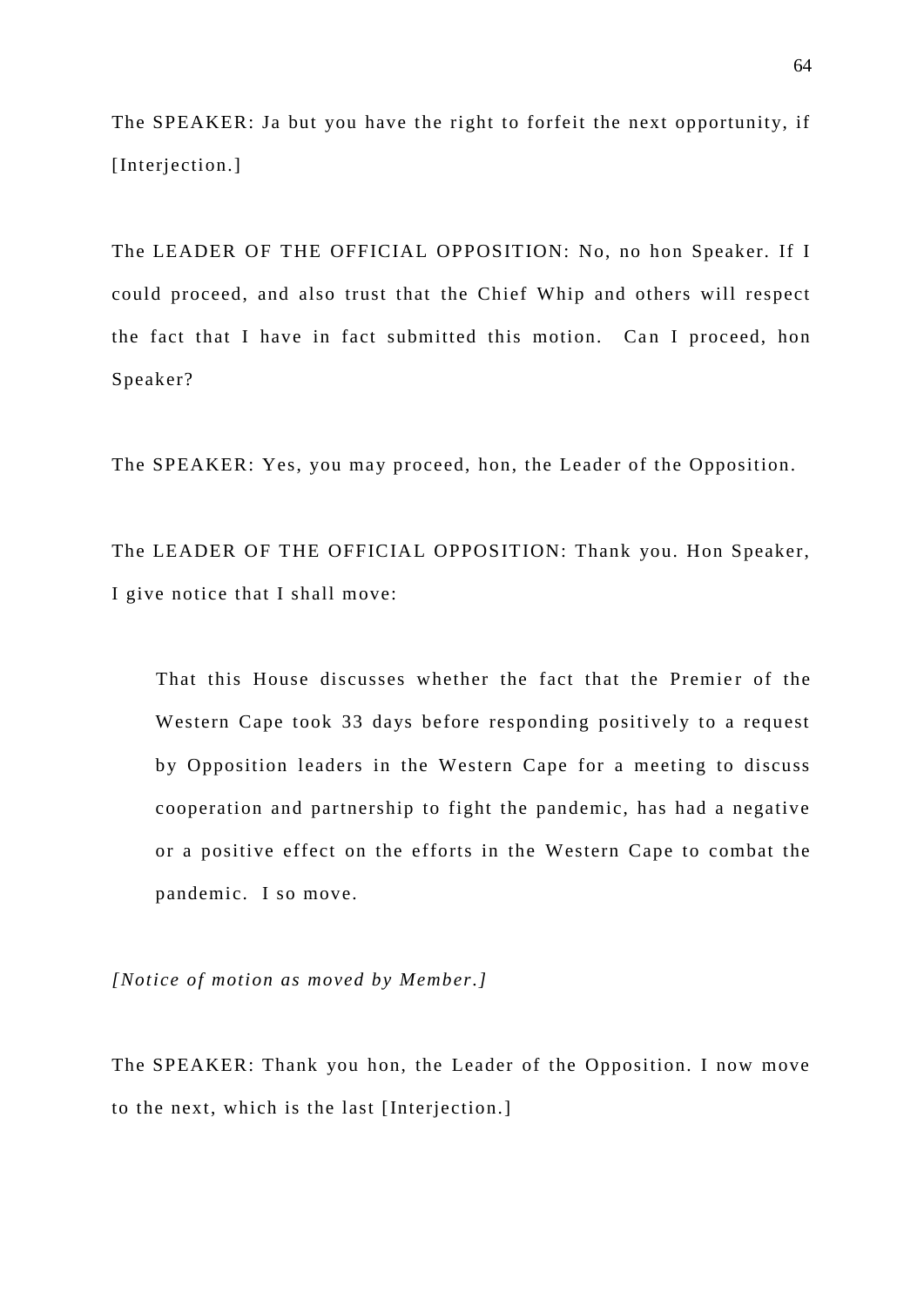The SPEAKER: Ja but you have the right to forfeit the next opportunity, if [Interjection.]

The LEADER OF THE OFFICIAL OPPOSITION: No, no hon Speaker. If I could proceed, and also trust that the Chief Whip and others will respect the fact that I have in fact submitted this motion. Can I proceed, hon Speaker?

The SPEAKER: Yes, you may proceed, hon, the Leader of the Opposition.

The LEADER OF THE OFFICIAL OPPOSITION: Thank you. Hon Speaker, I give notice that I shall move:

> That this House discusses whether the fact that the Premier of the Western Cape took 33 days before responding positively to a request by Opposition leaders in the Western Cape for a meeting to discuss cooperation and partnership to fight the pandemic, has had a negative or a positive effect on the efforts in the Western Cape to combat the pandemic. I so move.

*[Notice of motion as moved by Member.]*

The SPEAKER: Thank you hon, the Leader of the Opposition. I now move to the next, which is the last [Interjection.]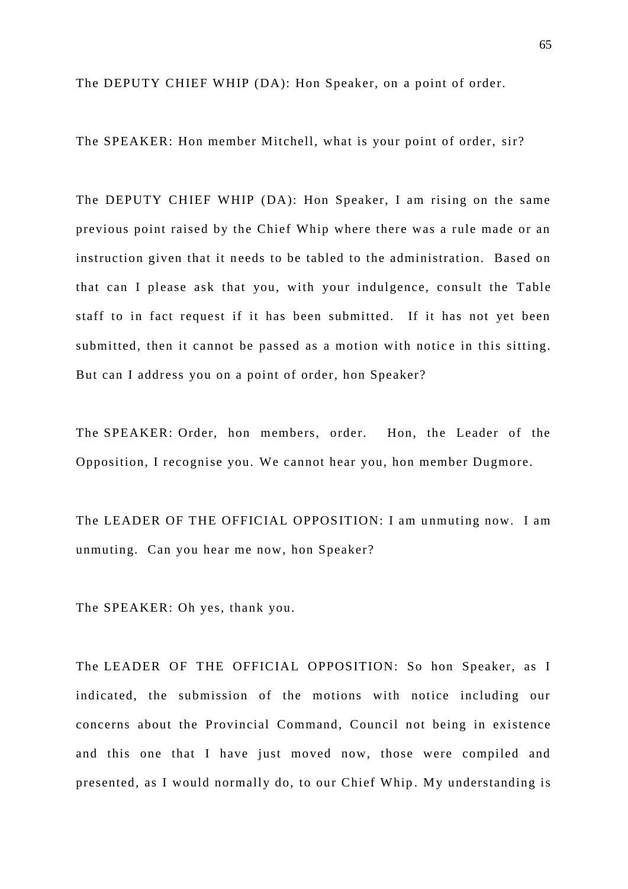The DEPUTY CHIEF WHIP (DA): Hon Speaker, on a point of order.

The SPEAKER: Hon member Mitchell, what is your point of order, sir?

The DEPUTY CHIEF WHIP (DA): Hon Speaker, I am rising on the same previous point raised by the Chief Whip where there was a rule made or an instruction given that it needs to be tabled to the administration. Based on that can I please ask that you, with your indulgence, consult the Table staff to in fact request if it has been submitted. If it has not yet been submitted, then it cannot be passed as a motion with notice in this sitting. But can I address you on a point of order, hon Speaker?

The SPEAKER: Order, hon members, order. Hon, the Leader of the Opposition, I recognise you. We cannot hear you, hon member Dugmore.

The LEADER OF THE OFFICIAL OPPOSITION: I am unmuting now. I am unmuting. Can you hear me now, hon Speaker?

The SPEAKER: Oh yes, thank you.

The LEADER OF THE OFFICIAL OPPOSITION: So hon Speaker, as I indicated, the submission of the motions with notice including our concerns about the Provincial Command, Council not being in existence and this one that I have just moved now, those were compiled and presented, as I would normally do, to our Chief Whip. My understanding is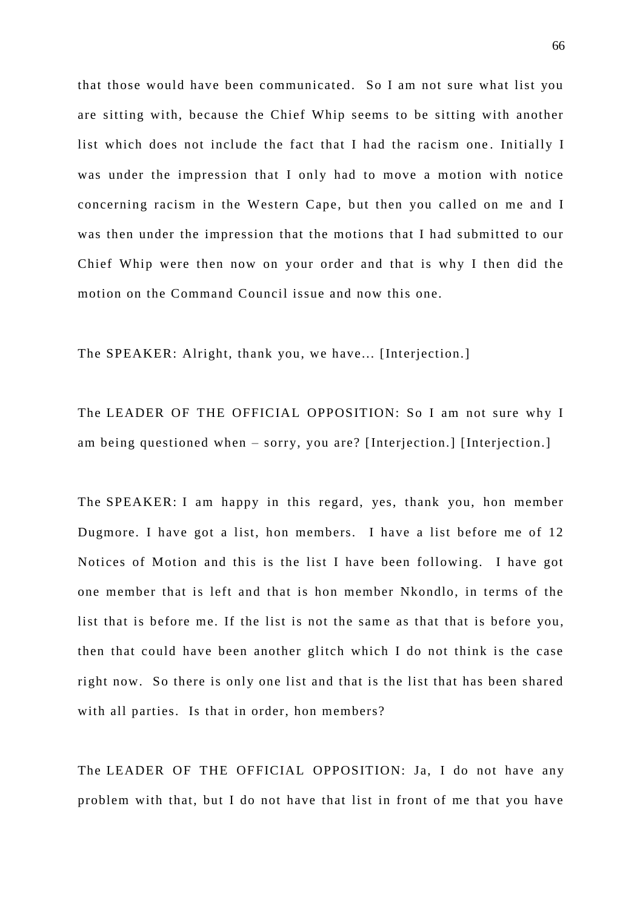that those would have been communicated. So I am not sure what list you are sitting with, because the Chief Whip seems to be sitting with another list which does not include the fact that I had the racism one. Initially I was under the impression that I only had to move a motion with notice concerning racism in the Western Cape, but then you called on me and I was then under the impression that the motions that I had submitted to our Chief Whip were then now on your order and that is why I then did the motion on the Command Council issue and now this one.

The SPEAKER: Alright, thank you, we have... [Interjection.]

The LEADER OF THE OFFICIAL OPPOSITION: So I am not sure why I am being questioned when – sorry, you are? [Interjection.] [Interjection.]

The SPEAKER: I am happy in this regard, yes, thank you, hon member Dugmore. I have got a list, hon members. I have a list before me of 12 Notices of Motion and this is the list I have been following. I have got one member that is left and that is hon member Nkondlo, in terms of the list that is before me. If the list is not the same as that that is before you, then that could have been another glitch which I do not think is the case right now. So there is only one list and that is the list that has been shared with all parties. Is that in order, hon members?

The LEADER OF THE OFFICIAL OPPOSITION: Ja, I do not have any problem with that, but I do not have that list in front of me that you have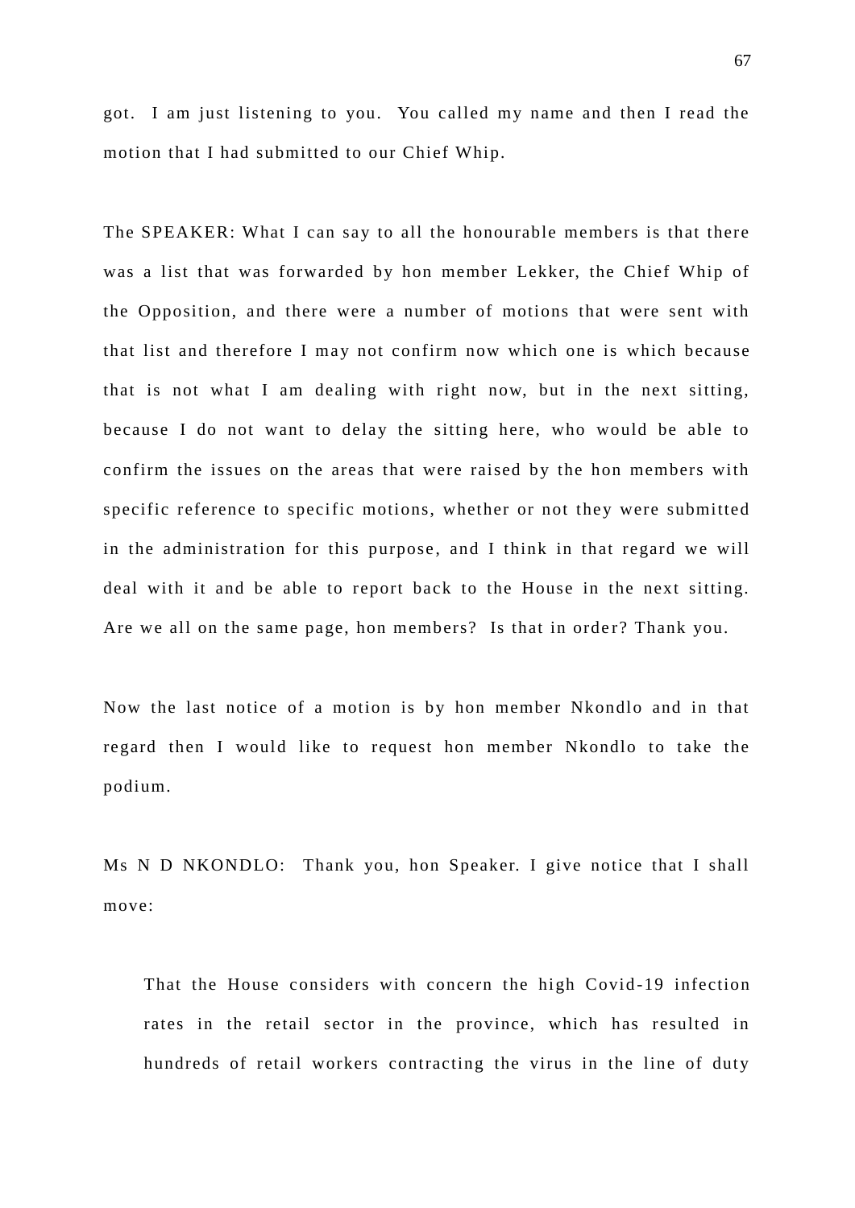got. I am just listening to you. You called my name and then I read the motion that I had submitted to our Chief Whip.

The SPEAKER: What I can say to all the honourable members is that there was a list that was forwarded by hon member Lekker, the Chief Whip of the Opposition, and there were a number of motions that were sent with that list and therefore I may not confirm now which one is which because that is not what I am dealing with right now, but in the next sitting, because I do not want to delay the sitting here, who would be able to confirm the issues on the areas that were raised by the hon members with specific reference to specific motions, whether or not they were submitted in the administration for this purpose, and I think in that regard we will deal with it and be able to report back to the House in the next sitting. Are we all on the same page, hon members? Is that in order? Thank you.

Now the last notice of a motion is by hon member Nkondlo and in that regard then I would like to request hon member Nkondlo to take the podium.

Ms N D NKONDLO: Thank you, hon Speaker. I give notice that I shall move:

> That the House considers with concern the high Covid-19 infection rates in the retail sector in the province, which has resulted in hundreds of retail workers contracting the virus in the line of duty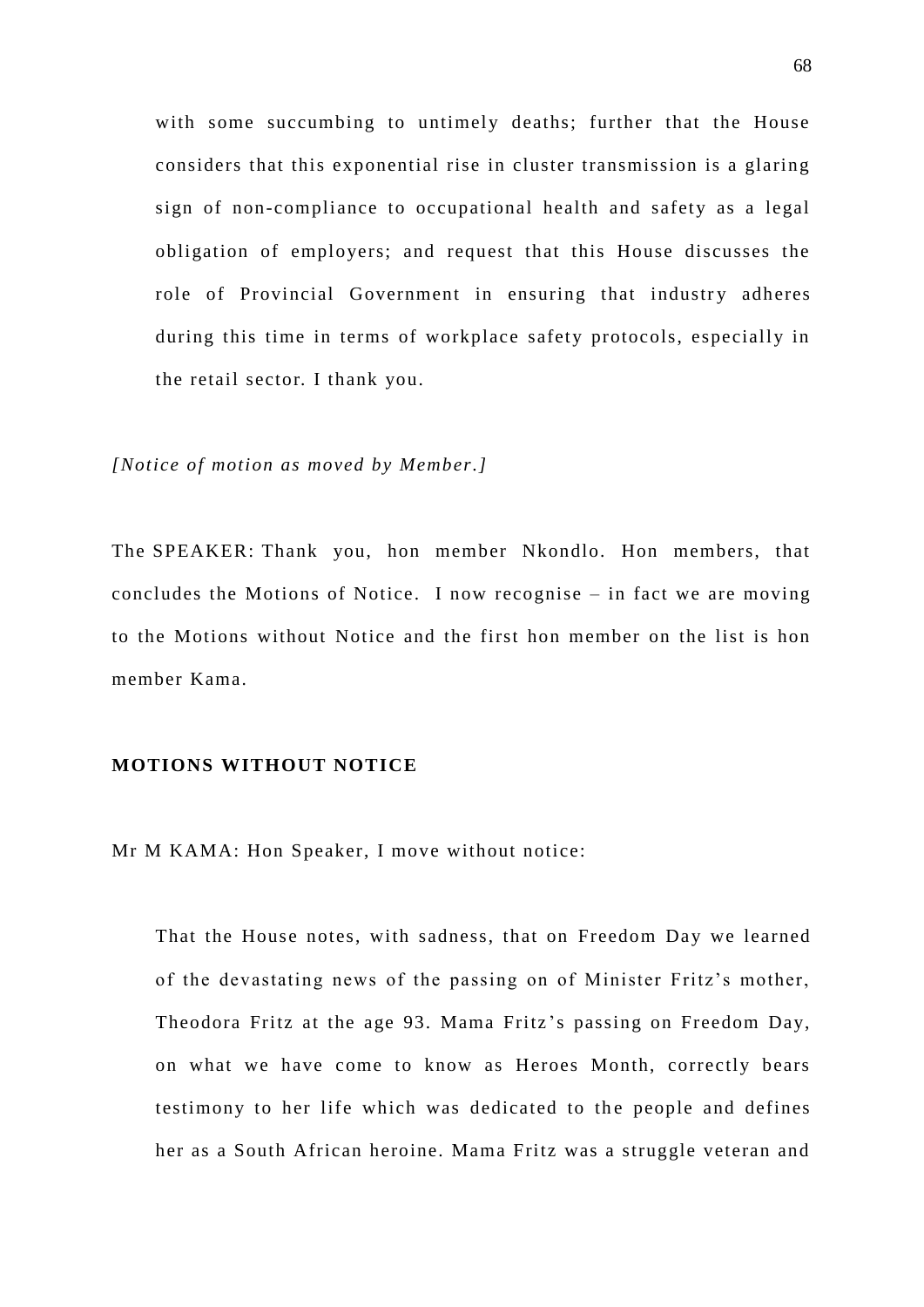with some succumbing to untimely deaths; further that the House considers that this exponential rise in cluster transmission is a glaring sign of non-compliance to occupational health and safety as a legal obligation of employers; and request that this House discusses the role of Provincial Government in ensuring that industry adheres during this time in terms of workplace safety protocols, especially in the retail sector. I thank you.

*[Notice of motion as moved by Member.]*

The SPEAKER: Thank you, hon member Nkondlo. Hon members, that concludes the Motions of Notice. I now recognise – in fact we are moving to the Motions without Notice and the first hon member on the list is hon member Kama.

**MOTIONS WITHOUT NOTICE**

Mr M KAMA: Hon Speaker, I move without notice:

> That the House notes, with sadness, that on Freedom Day we learned of the devastating news of the passing on of Minister Fritz's mother, Theodora Fritz at the age 93. Mama Fritz's passing on Freedom Day, on what we have come to know as Heroes Month, correctly bears testimony to her life which was dedicated to the people and defines her as a South African heroine. Mama Fritz was a struggle veteran and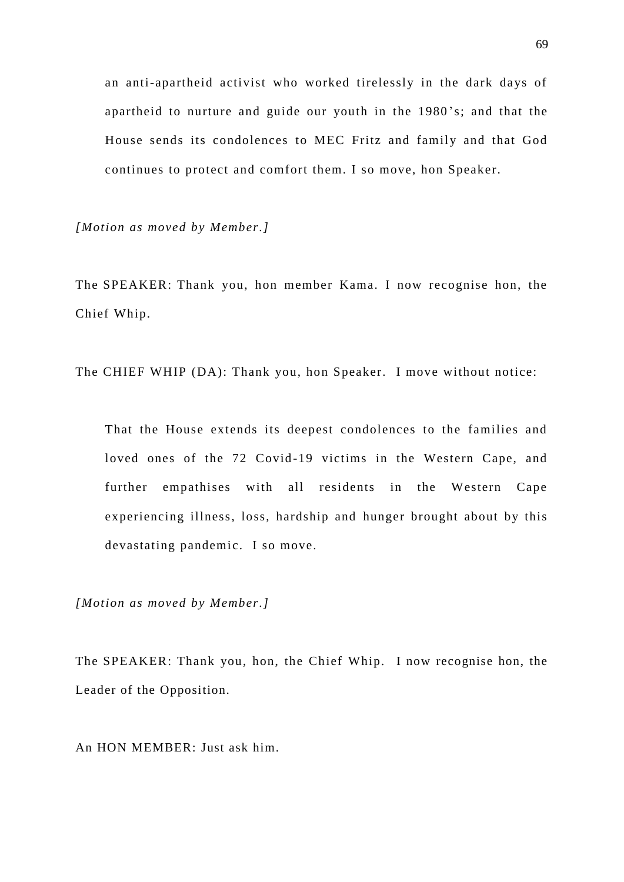> an anti-apartheid activist who worked tirelessly in the dark days of apartheid to nurture and guide our youth in the 1980's; and that the House sends its condolences to MEC Fritz and family and that God continues to protect and comfort them. I so move, hon Speaker.

*[Motion as moved by Member.]*

The SPEAKER: Thank you, hon member Kama. I now recognise hon, the Chief Whip.

The CHIEF WHIP (DA): Thank you, hon Speaker. I move without notice:

> That the House extends its deepest condolences to the families and loved ones of the 72 Covid-19 victims in the Western Cape, and further empathises with all residents in the Western Cape experiencing illness, loss, hardship and hunger brought about by this devastating pandemic. I so move.

*[Motion as moved by Member.]*

The SPEAKER: Thank you, hon, the Chief Whip. I now recognise hon, the Leader of the Opposition.

An HON MEMBER: Just ask him.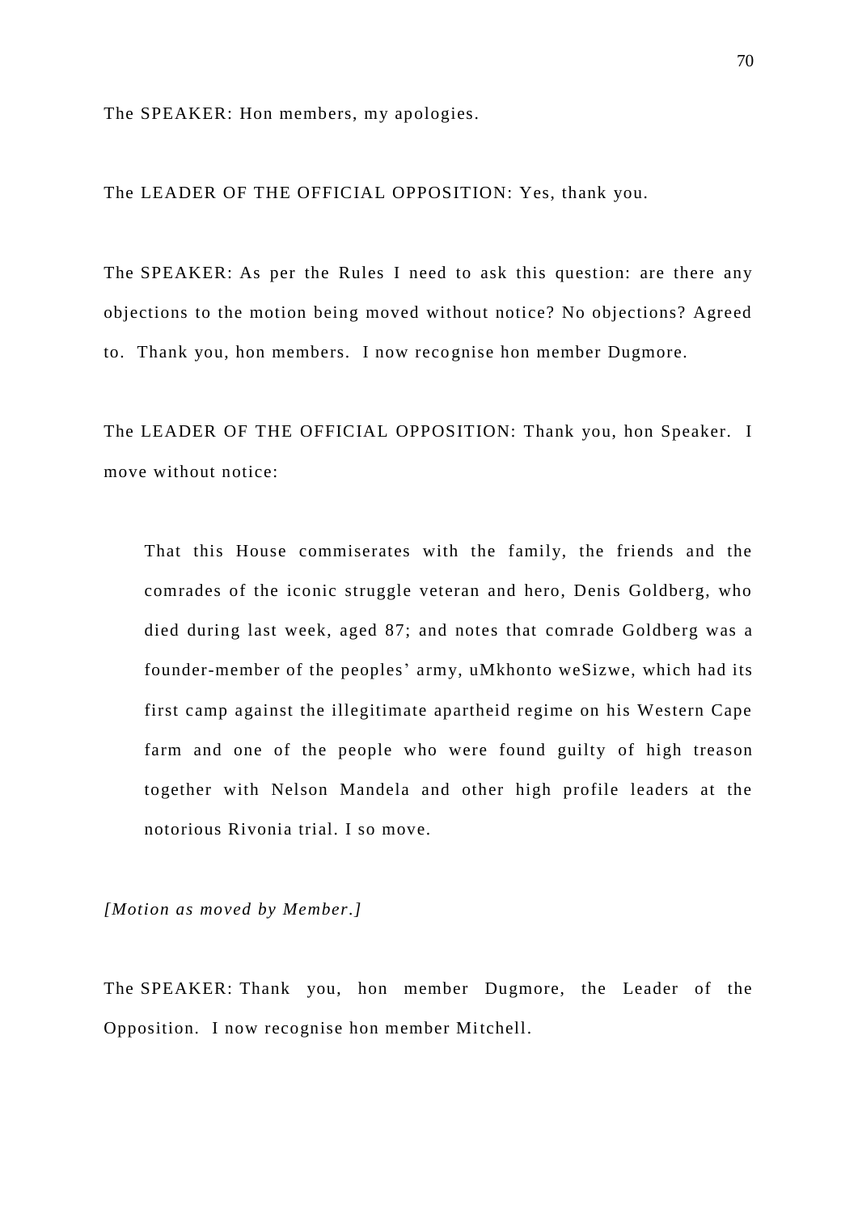The SPEAKER: Hon members, my apologies.

The LEADER OF THE OFFICIAL OPPOSITION: Yes, thank you.

The SPEAKER: As per the Rules I need to ask this question: are there any objections to the motion being moved without notice? No objections? Agreed to. Thank you, hon members. I now recognise hon member Dugmore.

The LEADER OF THE OFFICIAL OPPOSITION: Thank you, hon Speaker. I move without notice:

> That this House commiserates with the family, the friends and the comrades of the iconic struggle veteran and hero, Denis Goldberg, who died during last week, aged 87; and notes that comrade Goldberg was a founder-member of the peoples' army, uMkhonto weSizwe, which had its first camp against the illegitimate apartheid regime on his Western Cape farm and one of the people who were found guilty of high treason together with Nelson Mandela and other high profile leaders at the notorious Rivonia trial. I so move.

*[Motion as moved by Member.]*

The SPEAKER: Thank you, hon member Dugmore, the Leader of the Opposition. I now recognise hon member Mitchell.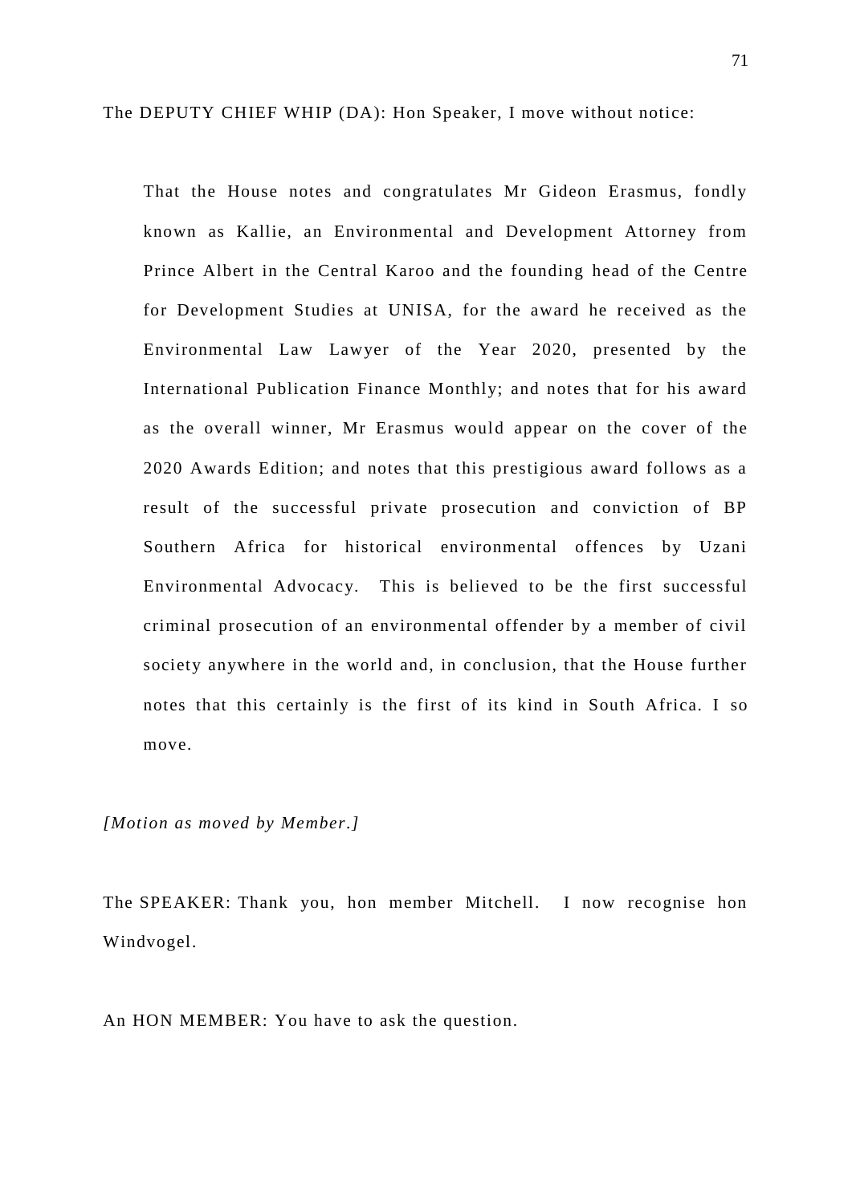The DEPUTY CHIEF WHIP (DA): Hon Speaker, I move without notice:

> That the House notes and congratulates Mr Gideon Erasmus, fondly known as Kallie, an Environmental and Development Attorney from Prince Albert in the Central Karoo and the founding head of the Centre for Development Studies at UNISA, for the award he received as the Environmental Law Lawyer of the Year 2020, presented by the International Publication Finance Monthly; and notes that for his award as the overall winner, Mr Erasmus would appear on the cover of the 2020 Awards Edition; and notes that this prestigious award follows as a result of the successful private prosecution and conviction of BP Southern Africa for historical environmental offences by Uzani Environmental Advocacy. This is believed to be the first successful criminal prosecution of an environmental offender by a member of civil society anywhere in the world and, in conclusion, that the House further notes that this certainly is the first of its kind in South Africa. I so move.

*[Motion as moved by Member.]*

The SPEAKER: Thank you, hon member Mitchell. I now recognise hon Windvogel.

An HON MEMBER: You have to ask the question.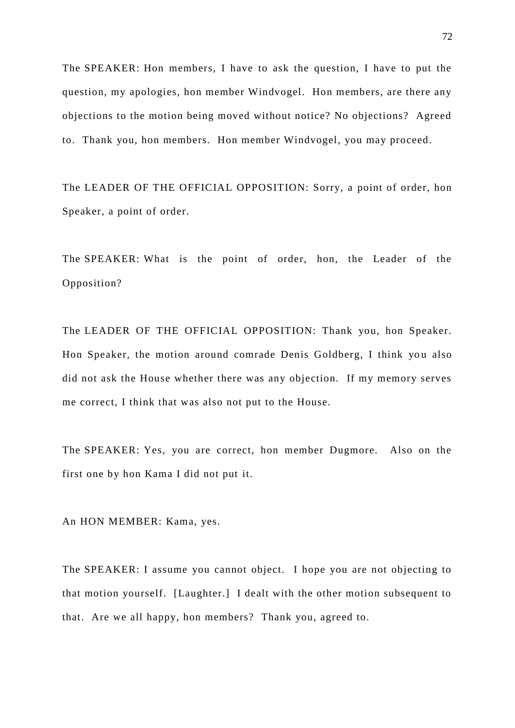The SPEAKER: Hon members, I have to ask the question, I have to put the question, my apologies, hon member Windvogel. Hon members, are there any objections to the motion being moved without notice? No objections? Agreed to. Thank you, hon members. Hon member Windvogel, you may proceed.

The LEADER OF THE OFFICIAL OPPOSITION: Sorry, a point of order, hon Speaker, a point of order.

The SPEAKER: What is the point of order, hon, the Leader of the Opposition?

The LEADER OF THE OFFICIAL OPPOSITION: Thank you, hon Speaker. Hon Speaker, the motion around comrade Denis Goldberg, I think you also did not ask the House whether there was any objection. If my memory serves me correct, I think that was also not put to the House.

The SPEAKER: Yes, you are correct, hon member Dugmore. Also on the first one by hon Kama I did not put it.

An HON MEMBER: Kama, yes.

The SPEAKER: I assume you cannot object. I hope you are not objecting to that motion yourself. [Laughter.] I dealt with the other motion subsequent to that. Are we all happy, hon members? Thank you, agreed to.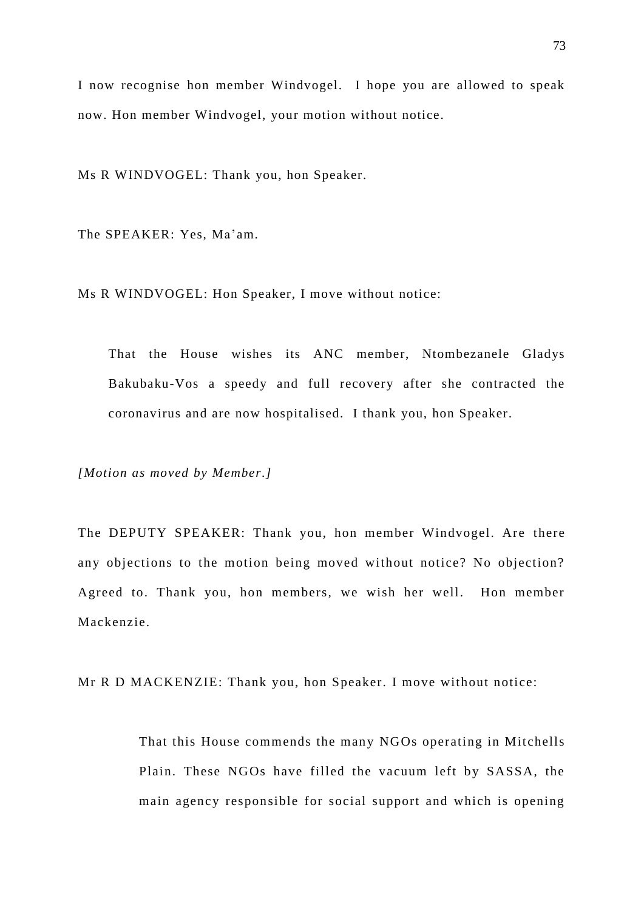I now recognise hon member Windvogel. I hope you are allowed to speak now. Hon member Windvogel, your motion without notice.

Ms R WINDVOGEL: Thank you, hon Speaker.

The SPEAKER: Yes, Ma'am.

Ms R WINDVOGEL: Hon Speaker, I move without notice:

> That the House wishes its ANC member, Ntombezanele Gladys Bakubaku-Vos a speedy and full recovery after she contracted the coronavirus and are now hospitalised. I thank you, hon Speaker.

*[Motion as moved by Member.]*

The DEPUTY SPEAKER: Thank you, hon member Windvogel. Are there any objections to the motion being moved without notice? No objection? Agreed to. Thank you, hon members, we wish her well. Hon member Mackenzie.

Mr R D MACKENZIE: Thank you, hon Speaker. I move without notice:

> That this House commends the many NGOs operating in Mitchells Plain. These NGOs have filled the vacuum left by SASSA, the main agency responsible for social support and which is opening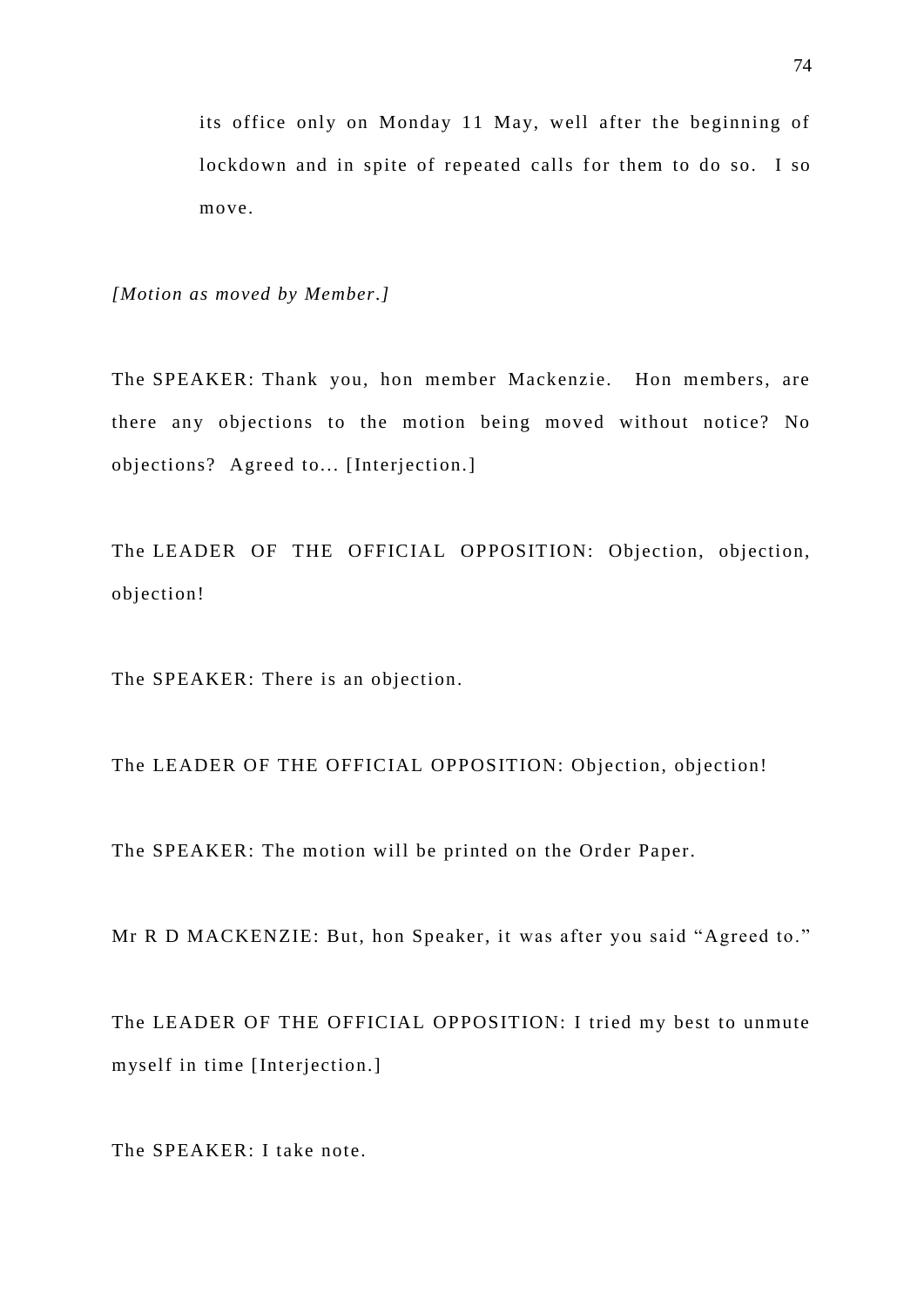its office only on Monday 11 May, well after the beginning of lockdown and in spite of repeated calls for them to do so. I so move.

*[Motion as moved by Member.]*

The SPEAKER: Thank you, hon member Mackenzie. Hon members, are there any objections to the motion being moved without notice? No objections? Agreed to... [Interjection.]

The LEADER OF THE OFFICIAL OPPOSITION: Objection, objection, objection!

The SPEAKER: There is an objection.

The LEADER OF THE OFFICIAL OPPOSITION: Objection, objection!

The SPEAKER: The motion will be printed on the Order Paper.

Mr R D MACKENZIE: But, hon Speaker, it was after you said "Agreed to."

The LEADER OF THE OFFICIAL OPPOSITION: I tried my best to unmute myself in time [Interjection.]

The SPEAKER: I take note.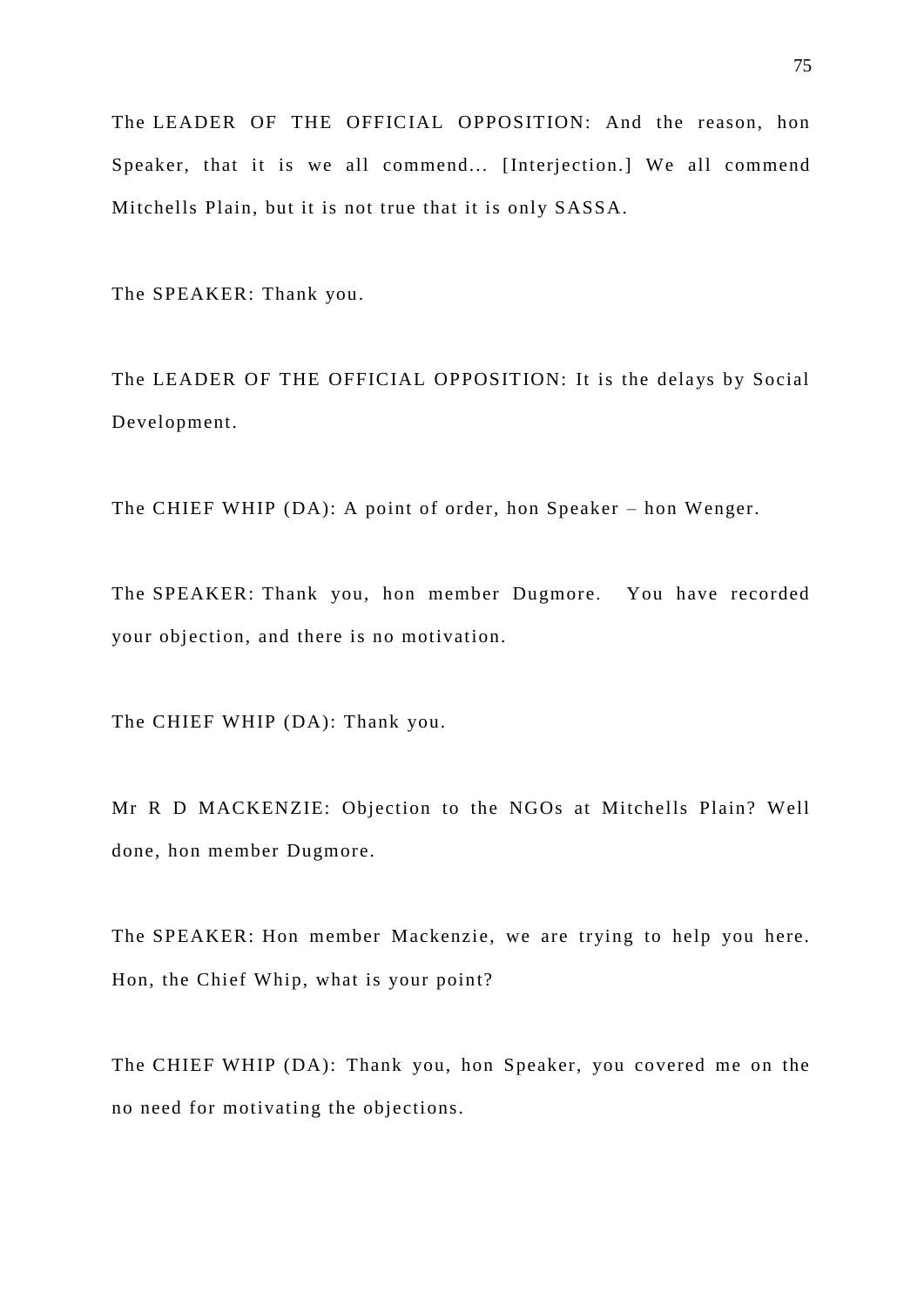The LEADER OF THE OFFICIAL OPPOSITION: And the reason, hon Speaker, that it is we all commend... [Interjection.] We all commend Mitchells Plain, but it is not true that it is only SASSA.

The SPEAKER: Thank you.

The LEADER OF THE OFFICIAL OPPOSITION: It is the delays by Social Development.

The CHIEF WHIP (DA): A point of order, hon Speaker – hon Wenger.

The SPEAKER: Thank you, hon member Dugmore. You have recorded your objection, and there is no motivation.

The CHIEF WHIP (DA): Thank you.

Mr R D MACKENZIE: Objection to the NGOs at Mitchells Plain? Well done, hon member Dugmore.

The SPEAKER: Hon member Mackenzie, we are trying to help you here. Hon, the Chief Whip, what is your point?

The CHIEF WHIP (DA): Thank you, hon Speaker, you covered me on the no need for motivating the objections.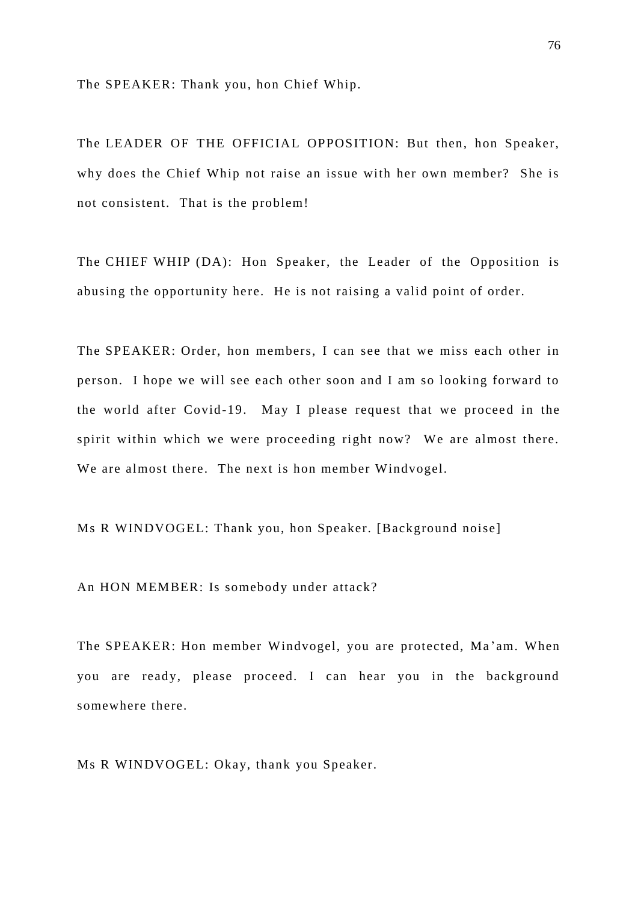The SPEAKER: Thank you, hon Chief Whip.

The LEADER OF THE OFFICIAL OPPOSITION: But then, hon Speaker, why does the Chief Whip not raise an issue with her own member? She is not consistent. That is the problem!

The CHIEF WHIP (DA): Hon Speaker, the Leader of the Opposition is abusing the opportunity here. He is not raising a valid point of order.

The SPEAKER: Order, hon members, I can see that we miss each other in person. I hope we will see each other soon and I am so looking forward to the world after Covid-19. May I please request that we proceed in the spirit within which we were proceeding right now? We are almost there. We are almost there. The next is hon member Windvogel.

Ms R WINDVOGEL: Thank you, hon Speaker. [Background noise]

An HON MEMBER: Is somebody under attack?

The SPEAKER: Hon member Windvogel, you are protected, Ma'am. When you are ready, please proceed. I can hear you in the background somewhere there.

Ms R WINDVOGEL: Okay, thank you Speaker.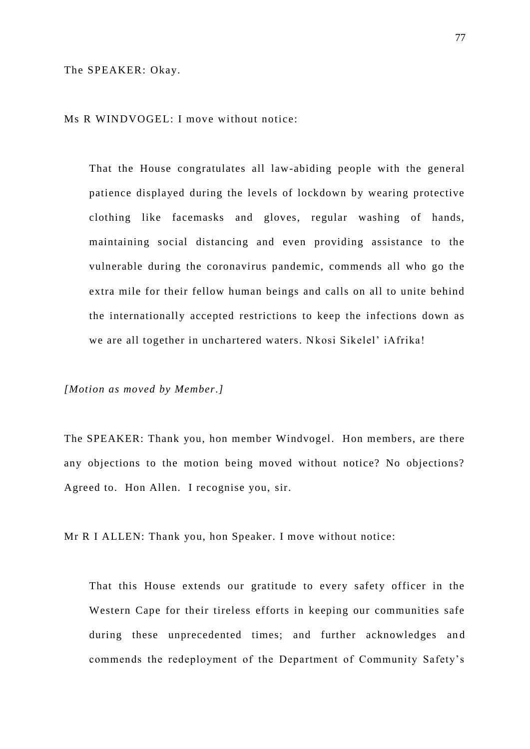The SPEAKER: Okay.

Ms R WINDVOGEL: I move without notice:

> That the House congratulates all law-abiding people with the general patience displayed during the levels of lockdown by wearing protective clothing like facemasks and gloves, regular washing of hands, maintaining social distancing and even providing assistance to the vulnerable during the coronavirus pandemic, commends all who go the extra mile for their fellow human beings and calls on all to unite behind the internationally accepted restrictions to keep the infections down as we are all together in unchartered waters. Nkosi Sikelel' iAfrika!

*[Motion as moved by Member.]*

The SPEAKER: Thank you, hon member Windvogel. Hon members, are there any objections to the motion being moved without notice? No objections? Agreed to. Hon Allen. I recognise you, sir.

Mr R I ALLEN: Thank you, hon Speaker. I move without notice:

> That this House extends our gratitude to every safety officer in the Western Cape for their tireless efforts in keeping our communities safe during these unprecedented times; and further acknowledges and commends the redeployment of the Department of Community Safety's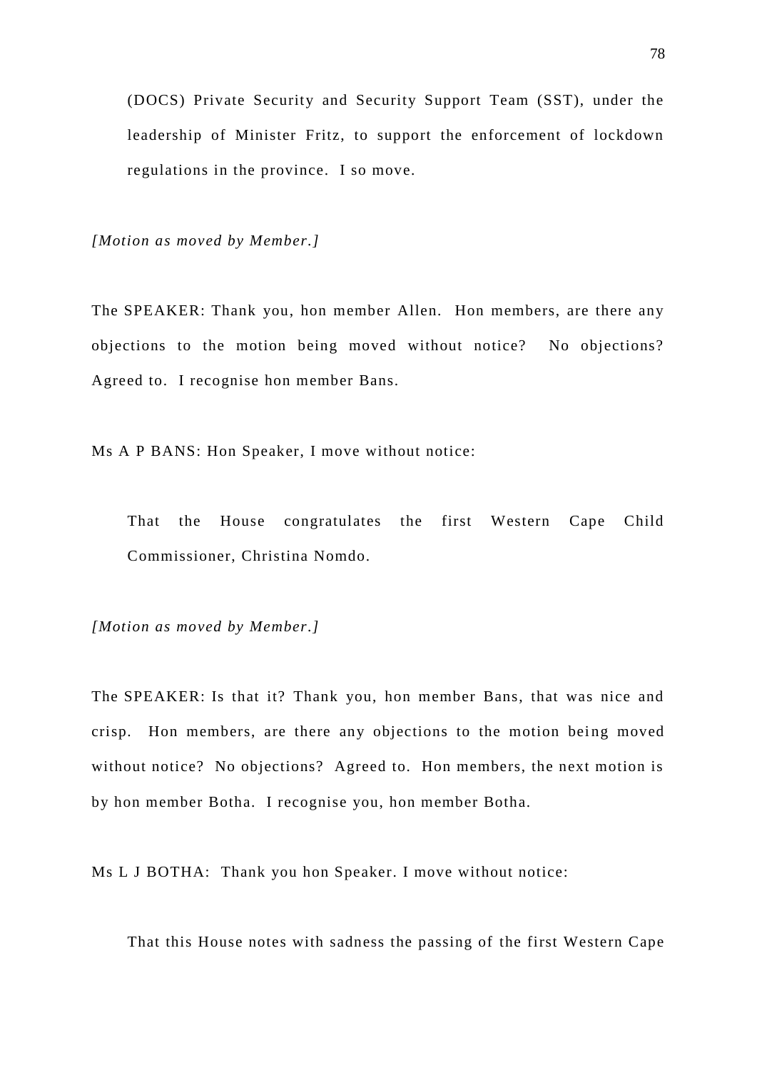(DOCS) Private Security and Security Support Team (SST), under the leadership of Minister Fritz, to support the enforcement of lockdown regulations in the province. I so move.

*[Motion as moved by Member.]*

The SPEAKER: Thank you, hon member Allen. Hon members, are there any objections to the motion being moved without notice? No objections? Agreed to. I recognise hon member Bans.

Ms A P BANS: Hon Speaker, I move without notice:

> That the House congratulates the first Western Cape Child Commissioner, Christina Nomdo.

*[Motion as moved by Member.]*

The SPEAKER: Is that it? Thank you, hon member Bans, that was nice and crisp. Hon members, are there any objections to the motion being moved without notice? No objections? Agreed to. Hon members, the next motion is by hon member Botha. I recognise you, hon member Botha.

Ms L J BOTHA: Thank you hon Speaker. I move without notice:

> That this House notes with sadness the passing of the first Western Cape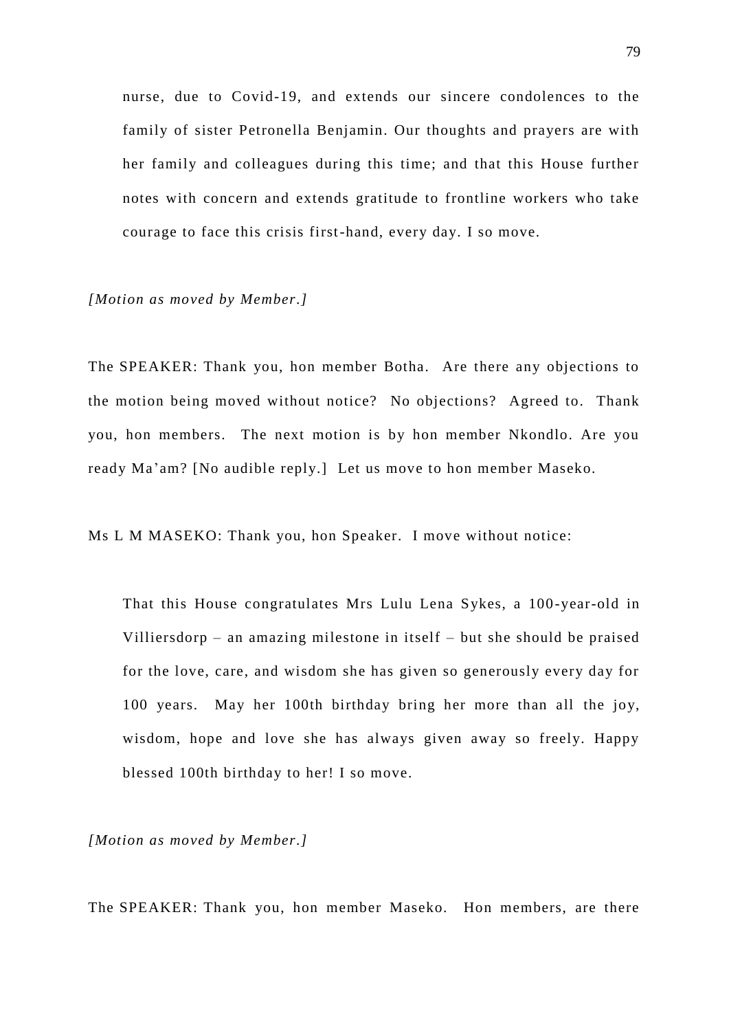nurse, due to Covid-19, and extends our sincere condolences to the family of sister Petronella Benjamin. Our thoughts and prayers are with her family and colleagues during this time; and that this House further notes with concern and extends gratitude to frontline workers who take courage to face this crisis first-hand, every day. I so move.

*[Motion as moved by Member.]*

The SPEAKER: Thank you, hon member Botha. Are there any objections to the motion being moved without notice? No objections? Agreed to. Thank you, hon members. The next motion is by hon member Nkondlo. Are you ready Ma'am? [No audible reply.] Let us move to hon member Maseko.

Ms L M MASEKO: Thank you, hon Speaker. I move without notice:

> That this House congratulates Mrs Lulu Lena Sykes, a 100-year-old in Villiersdorp – an amazing milestone in itself – but she should be praised for the love, care, and wisdom she has given so generously every day for 100 years. May her 100th birthday bring her more than all the joy, wisdom, hope and love she has always given away so freely. Happy blessed 100th birthday to her! I so move.

*[Motion as moved by Member.]*

The SPEAKER: Thank you, hon member Maseko. Hon members, are there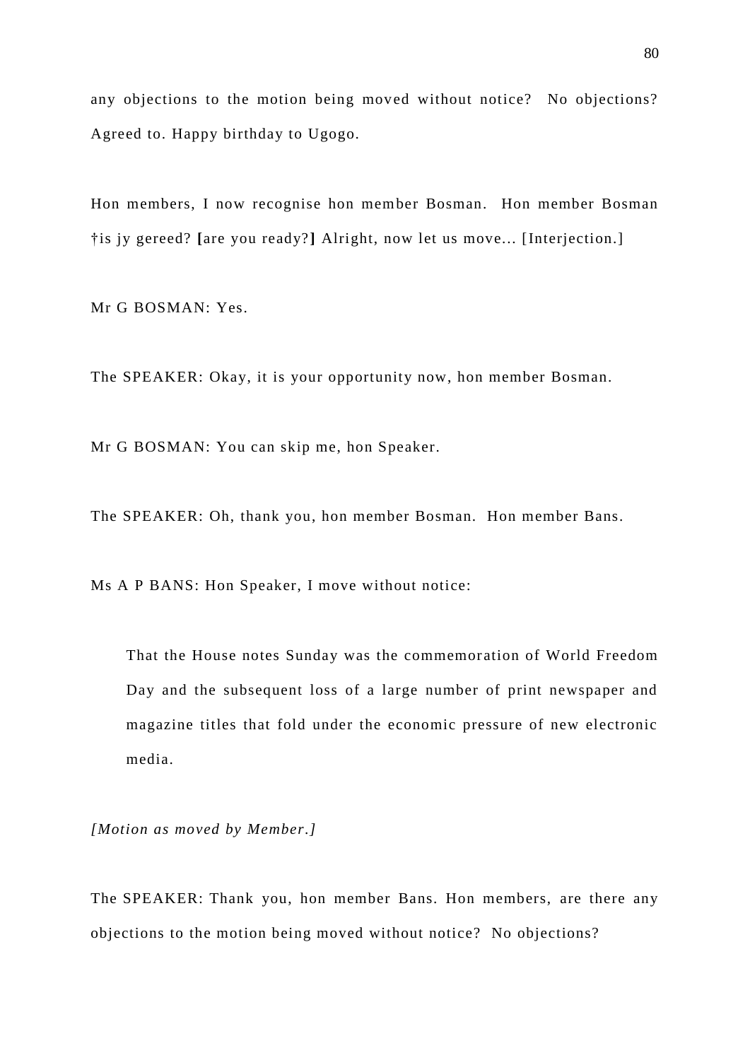any objections to the motion being moved without notice? No objections? Agreed to. Happy birthday to Ugogo.

Hon members, I now recognise hon member Bosman. Hon member Bosman †is jy gereed? **[**are you ready?**]** Alright, now let us move... [Interjection.]

Mr G BOSMAN: Yes.

The SPEAKER: Okay, it is your opportunity now, hon member Bosman.

Mr G BOSMAN: You can skip me, hon Speaker.

The SPEAKER: Oh, thank you, hon member Bosman. Hon member Bans.

Ms A P BANS: Hon Speaker, I move without notice:

> That the House notes Sunday was the commemoration of World Freedom Day and the subsequent loss of a large number of print newspaper and magazine titles that fold under the economic pressure of new electronic media.

*[Motion as moved by Member.]*

The SPEAKER: Thank you, hon member Bans. Hon members, are there any objections to the motion being moved without notice? No objections?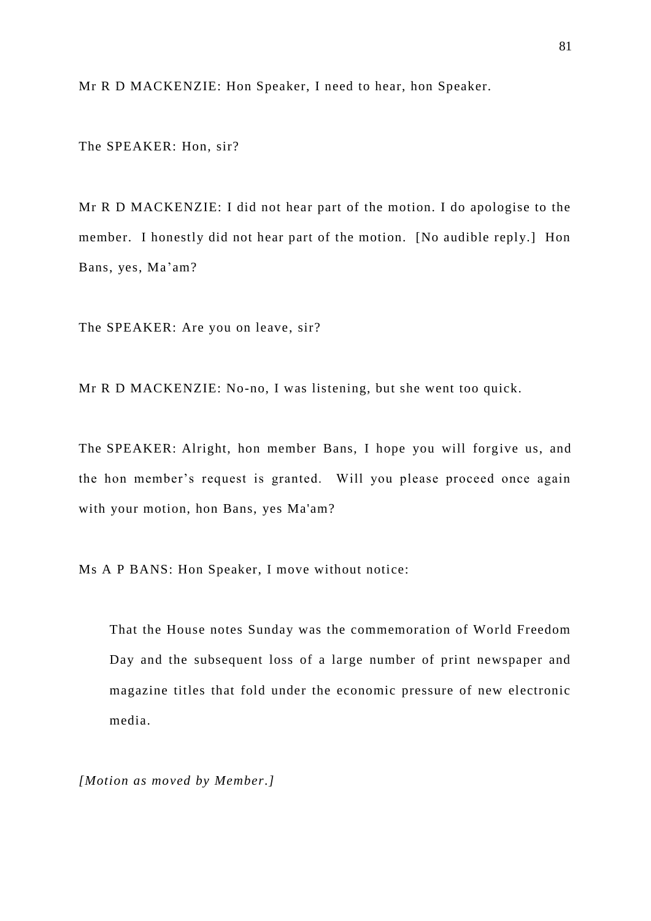Mr R D MACKENZIE: Hon Speaker, I need to hear, hon Speaker.

The SPEAKER: Hon, sir?

Mr R D MACKENZIE: I did not hear part of the motion. I do apologise to the member. I honestly did not hear part of the motion. [No audible reply.] Hon Bans, yes, Ma'am?

The SPEAKER: Are you on leave, sir?

Mr R D MACKENZIE: No-no, I was listening, but she went too quick.

The SPEAKER: Alright, hon member Bans, I hope you will forgive us, and the hon member's request is granted. Will you please proceed once again with your motion, hon Bans, yes Ma'am?

Ms A P BANS: Hon Speaker, I move without notice:

> That the House notes Sunday was the commemoration of World Freedom Day and the subsequent loss of a large number of print newspaper and magazine titles that fold under the economic pressure of new electronic media.

*[Motion as moved by Member.]*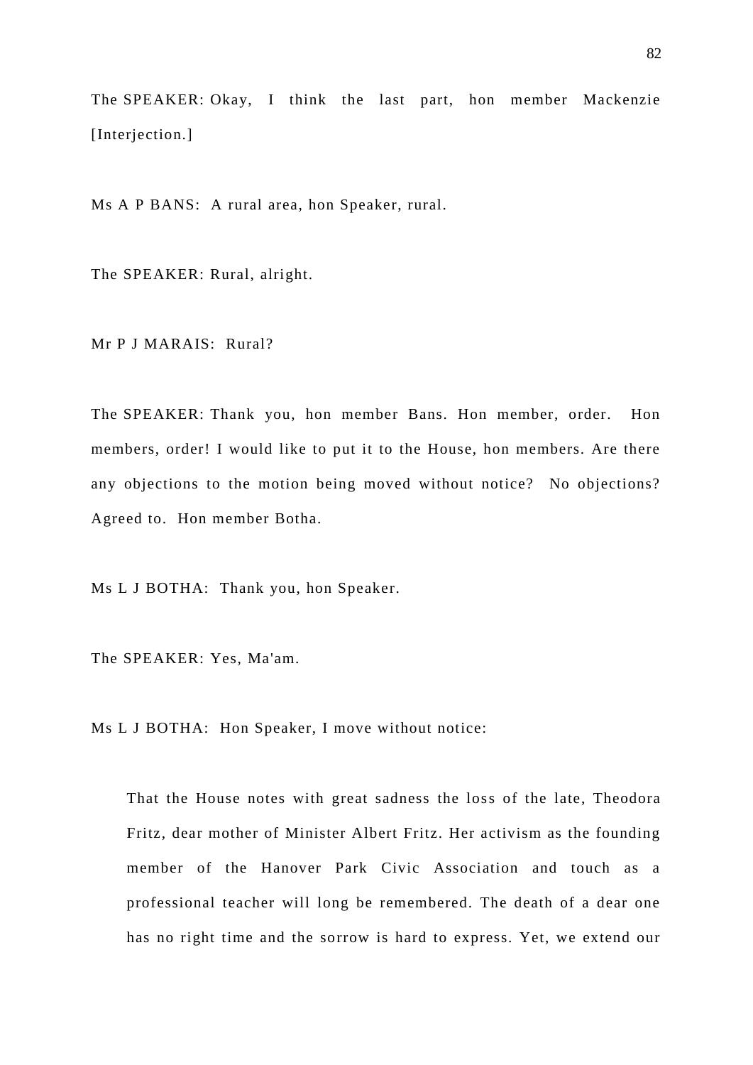The SPEAKER: Okay, I think the last part, hon member Mackenzie [Interjection.]

Ms A P BANS: A rural area, hon Speaker, rural.

The SPEAKER: Rural, alright.

Mr P J MARAIS: Rural?

The SPEAKER: Thank you, hon member Bans. Hon member, order. Hon members, order! I would like to put it to the House, hon members. Are there any objections to the motion being moved without notice? No objections? Agreed to. Hon member Botha.

Ms L J BOTHA: Thank you, hon Speaker.

The SPEAKER: Yes, Ma'am.

Ms L J BOTHA: Hon Speaker, I move without notice:

> That the House notes with great sadness the loss of the late, Theodora Fritz, dear mother of Minister Albert Fritz. Her activism as the founding member of the Hanover Park Civic Association and touch as a professional teacher will long be remembered. The death of a dear one has no right time and the sorrow is hard to express. Yet, we extend our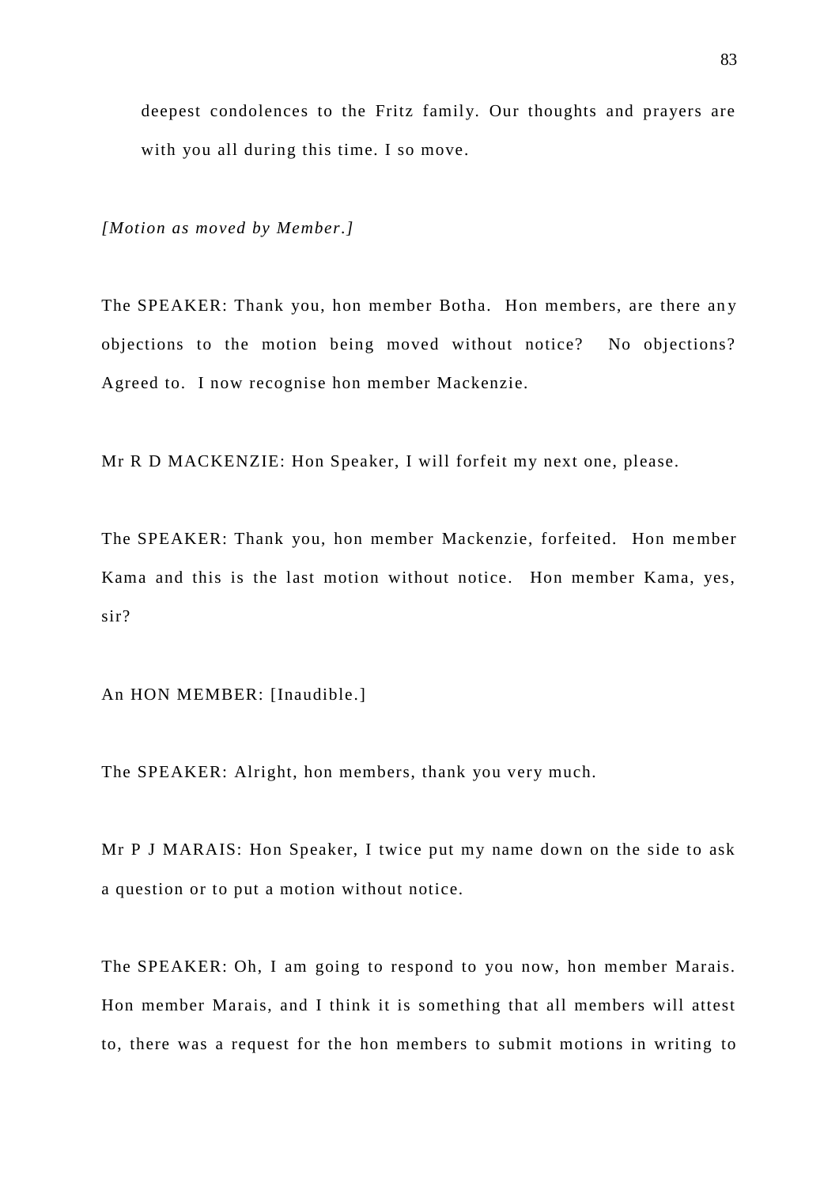deepest condolences to the Fritz family. Our thoughts and prayers are with you all during this time. I so move.

*[Motion as moved by Member.]*

The SPEAKER: Thank you, hon member Botha. Hon members, are there any objections to the motion being moved without notice? No objections? Agreed to. I now recognise hon member Mackenzie.

Mr R D MACKENZIE: Hon Speaker, I will forfeit my next one, please.

The SPEAKER: Thank you, hon member Mackenzie, forfeited. Hon member Kama and this is the last motion without notice. Hon member Kama, yes, sir?

An HON MEMBER: [Inaudible.]

The SPEAKER: Alright, hon members, thank you very much.

Mr P J MARAIS: Hon Speaker, I twice put my name down on the side to ask a question or to put a motion without notice.

The SPEAKER: Oh, I am going to respond to you now, hon member Marais. Hon member Marais, and I think it is something that all members will attest to, there was a request for the hon members to submit motions in writing to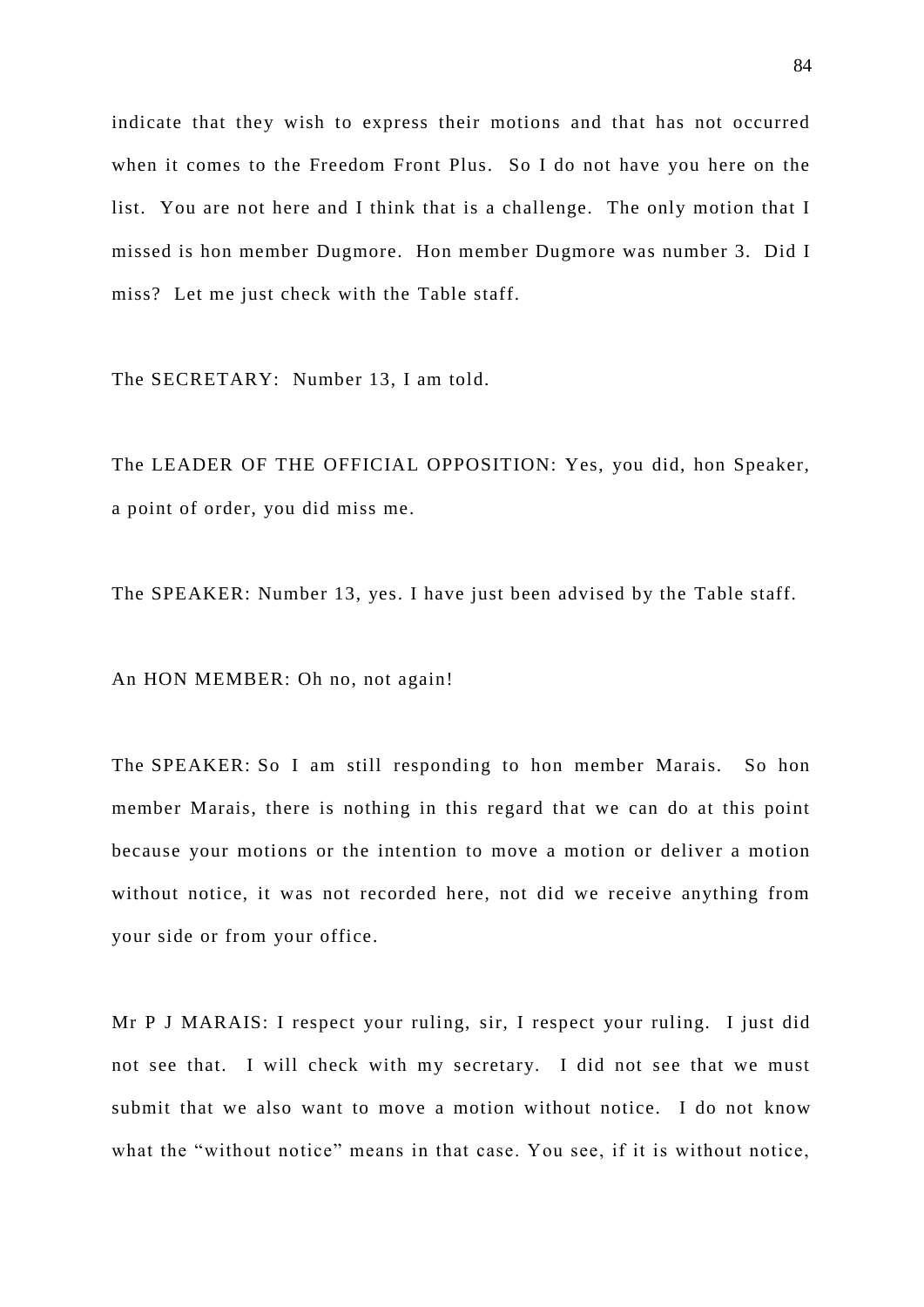indicate that they wish to express their motions and that has not occurred when it comes to the Freedom Front Plus. So I do not have you here on the list. You are not here and I think that is a challenge. The only motion that I missed is hon member Dugmore. Hon member Dugmore was number 3. Did I miss? Let me just check with the Table staff.

The SECRETARY: Number 13, I am told.

The LEADER OF THE OFFICIAL OPPOSITION: Yes, you did, hon Speaker, a point of order, you did miss me.

The SPEAKER: Number 13, yes. I have just been advised by the Table staff.

An HON MEMBER: Oh no, not again!

The SPEAKER: So I am still responding to hon member Marais. So hon member Marais, there is nothing in this regard that we can do at this point because your motions or the intention to move a motion or deliver a motion without notice, it was not recorded here, not did we receive anything from your side or from your office.

Mr P J MARAIS: I respect your ruling, sir, I respect your ruling. I just did not see that. I will check with my secretary. I did not see that we must submit that we also want to move a motion without notice. I do not know what the “without notice” means in that case. You see, if it is without notice,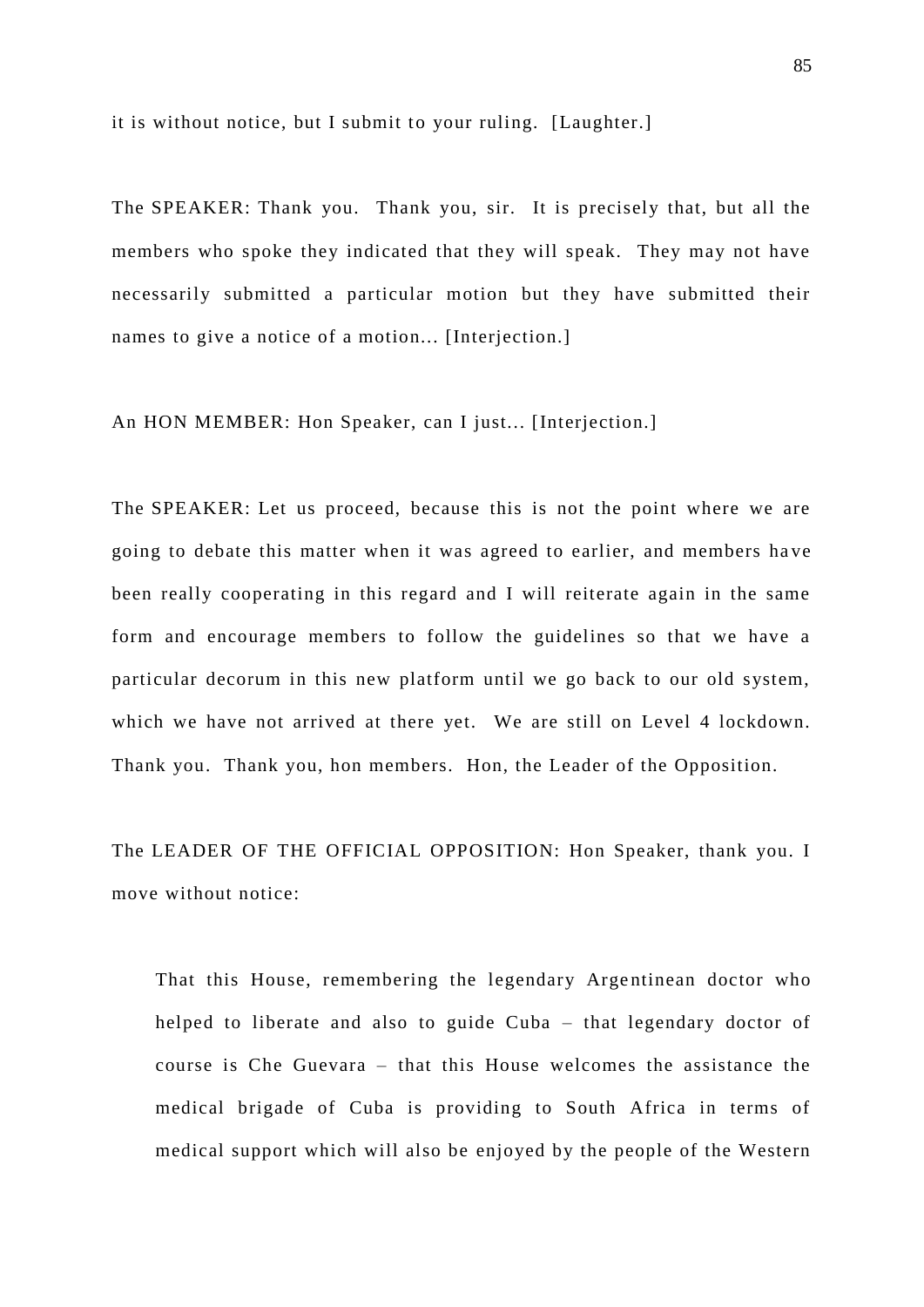it is without notice, but I submit to your ruling. [Laughter.]

The SPEAKER: Thank you. Thank you, sir. It is precisely that, but all the members who spoke they indicated that they will speak. They may not have necessarily submitted a particular motion but they have submitted their names to give a notice of a motion... [Interjection.]

An HON MEMBER: Hon Speaker, can I just... [Interjection.]

The SPEAKER: Let us proceed, because this is not the point where we are going to debate this matter when it was agreed to earlier, and members have been really cooperating in this regard and I will reiterate again in the same form and encourage members to follow the guidelines so that we have a particular decorum in this new platform until we go back to our old system, which we have not arrived at there yet. We are still on Level 4 lockdown. Thank you. Thank you, hon members. Hon, the Leader of the Opposition.

The LEADER OF THE OFFICIAL OPPOSITION: Hon Speaker, thank you. I move without notice:

> That this House, remembering the legendary Argentinean doctor who helped to liberate and also to guide Cuba – that legendary doctor of course is Che Guevara – that this House welcomes the assistance the medical brigade of Cuba is providing to South Africa in terms of medical support which will also be enjoyed by the people of the Western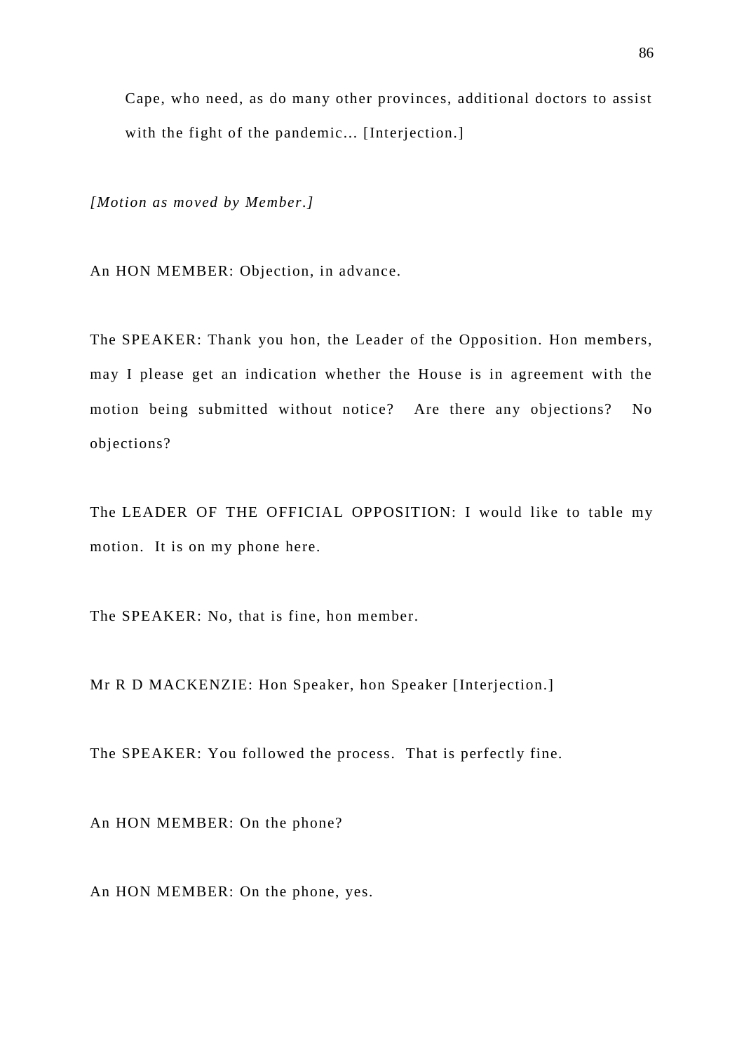Cape, who need, as do many other provinces, additional doctors to assist with the fight of the pandemic... [Interjection.]

*[Motion as moved by Member.]*

An HON MEMBER: Objection, in advance.

The SPEAKER: Thank you hon, the Leader of the Opposition. Hon members, may I please get an indication whether the House is in agreement with the motion being submitted without notice? Are there any objections? No objections?

The LEADER OF THE OFFICIAL OPPOSITION: I would like to table my motion. It is on my phone here.

The SPEAKER: No, that is fine, hon member.

Mr R D MACKENZIE: Hon Speaker, hon Speaker [Interjection.]

The SPEAKER: You followed the process. That is perfectly fine.

An HON MEMBER: On the phone?

An HON MEMBER: On the phone, yes.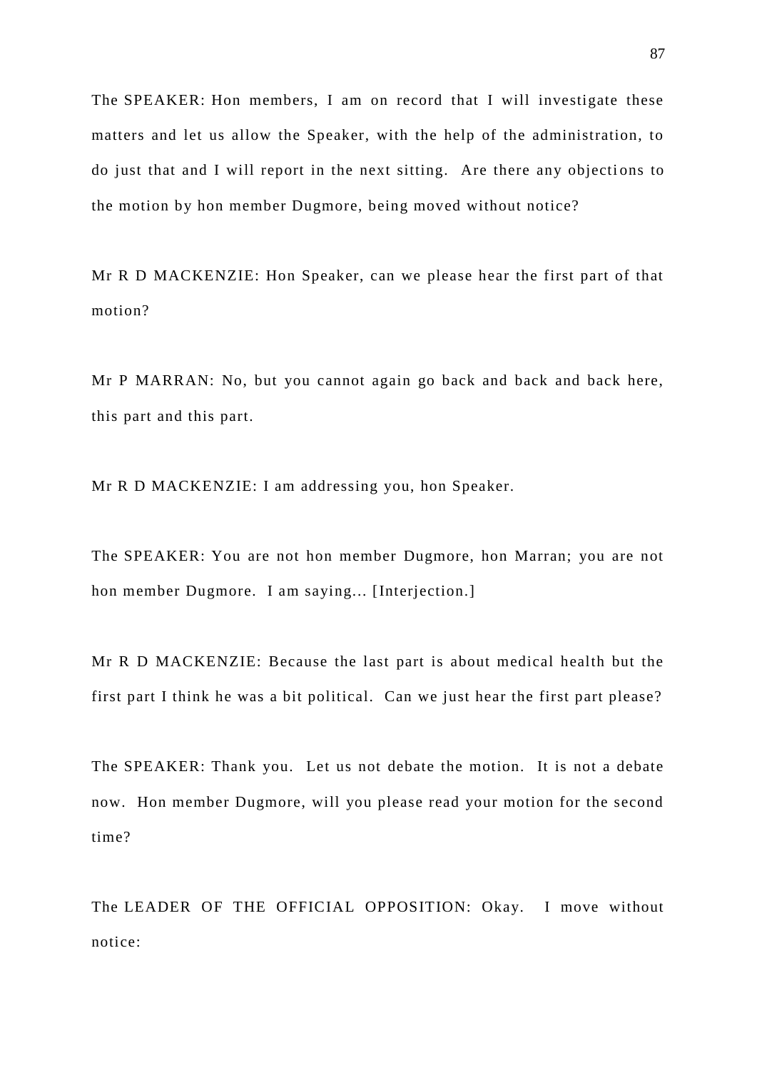The SPEAKER: Hon members, I am on record that I will investigate these matters and let us allow the Speaker, with the help of the administration, to do just that and I will report in the next sitting. Are there any objections to the motion by hon member Dugmore, being moved without notice?

Mr R D MACKENZIE: Hon Speaker, can we please hear the first part of that motion?

Mr P MARRAN: No, but you cannot again go back and back and back here, this part and this part.

Mr R D MACKENZIE: I am addressing you, hon Speaker.

The SPEAKER: You are not hon member Dugmore, hon Marran; you are not hon member Dugmore. I am saying... [Interjection.]

Mr R D MACKENZIE: Because the last part is about medical health but the first part I think he was a bit political. Can we just hear the first part please?

The SPEAKER: Thank you. Let us not debate the motion. It is not a debate now. Hon member Dugmore, will you please read your motion for the second time?

The LEADER OF THE OFFICIAL OPPOSITION: Okay. I move without notice: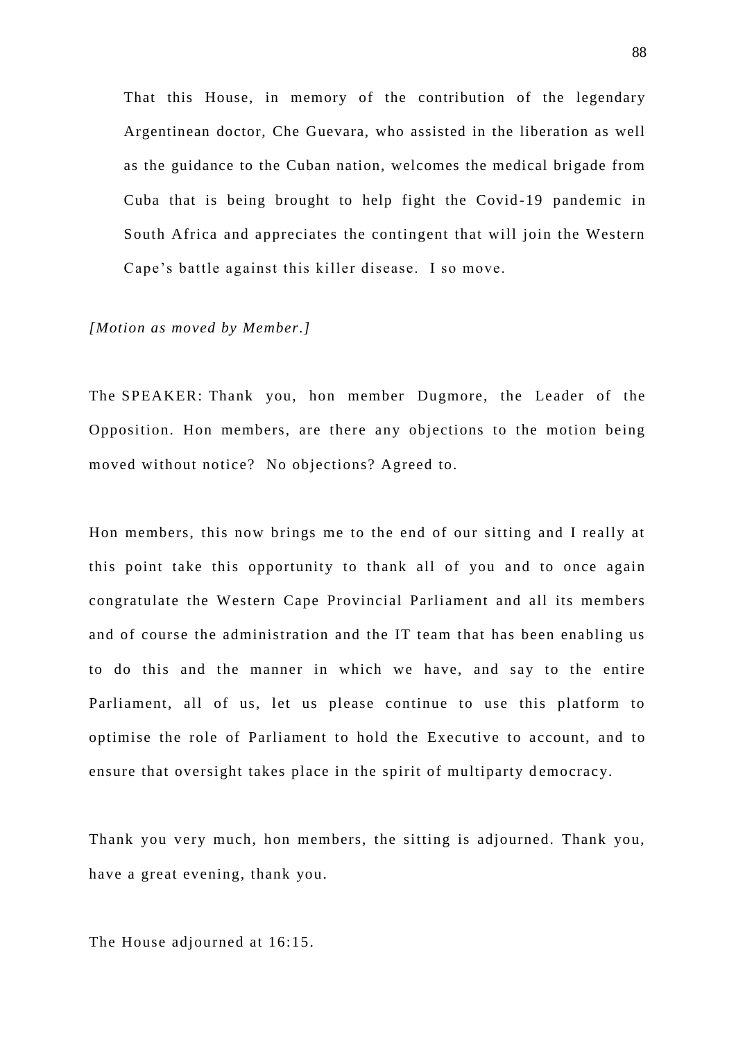That this House, in memory of the contribution of the legendary Argentinean doctor, Che Guevara, who assisted in the liberation as well as the guidance to the Cuban nation, welcomes the medical brigade from Cuba that is being brought to help fight the Covid-19 pandemic in South Africa and appreciates the contingent that will join the Western Cape's battle against this killer disease. I so move.

*[Motion as moved by Member.]*

The SPEAKER: Thank you, hon member Dugmore, the Leader of the Opposition. Hon members, are there any objections to the motion being moved without notice? No objections? Agreed to.

Hon members, this now brings me to the end of our sitting and I really at this point take this opportunity to thank all of you and to once again congratulate the Western Cape Provincial Parliament and all its members and of course the administration and the IT team that has been enabling us to do this and the manner in which we have, and say to the entire Parliament, all of us, let us please continue to use this platform to optimise the role of Parliament to hold the Executive to account, and to ensure that oversight takes place in the spirit of multiparty democracy.

Thank you very much, hon members, the sitting is adjourned. Thank you, have a great evening, thank you.

The House adjourned at 16:15.